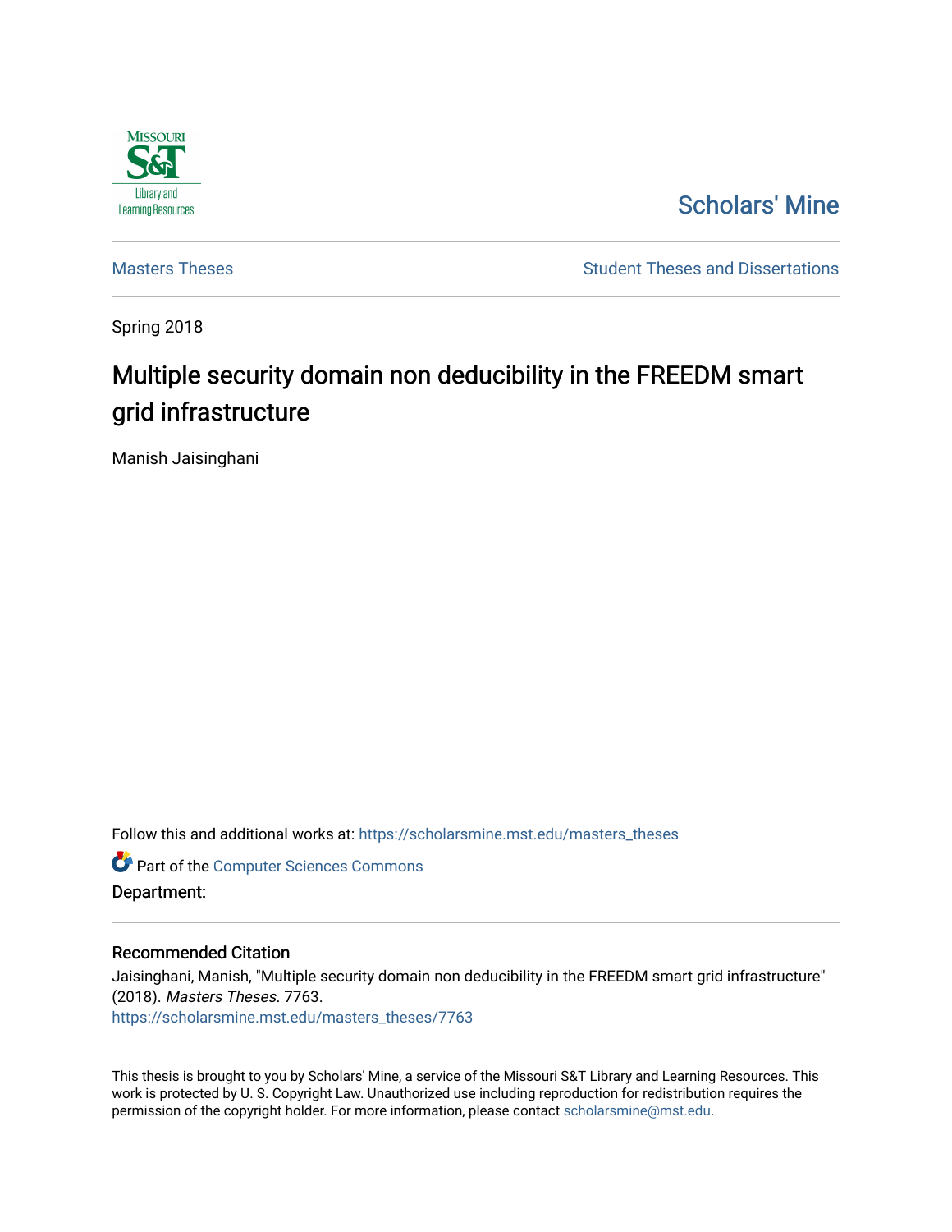Missouri S&T Library and Learning Resources

# Scholars' Mine

Masters Theses

Student Theses and Dissertations

Spring 2018

## Multiple security domain non deducibility in the FREEDM smart grid infrastructure

Manish Jaisinghani

Follow this and additional works at: https://scholarsmine.mst.edu/masters_theses

Part of the Computer Sciences Commons

**Department:**

### Recommended Citation

Jaisinghani, Manish, "Multiple security domain non deducibility in the FREEDM smart grid infrastructure" (2018). *Masters Theses*. 7763.
https://scholarsmine.mst.edu/masters_theses/7763

This thesis is brought to you by Scholars' Mine, a service of the Missouri S&T Library and Learning Resources. This work is protected by U. S. Copyright Law. Unauthorized use including reproduction for redistribution requires the permission of the copyright holder. For more information, please contact scholarsmine@mst.edu.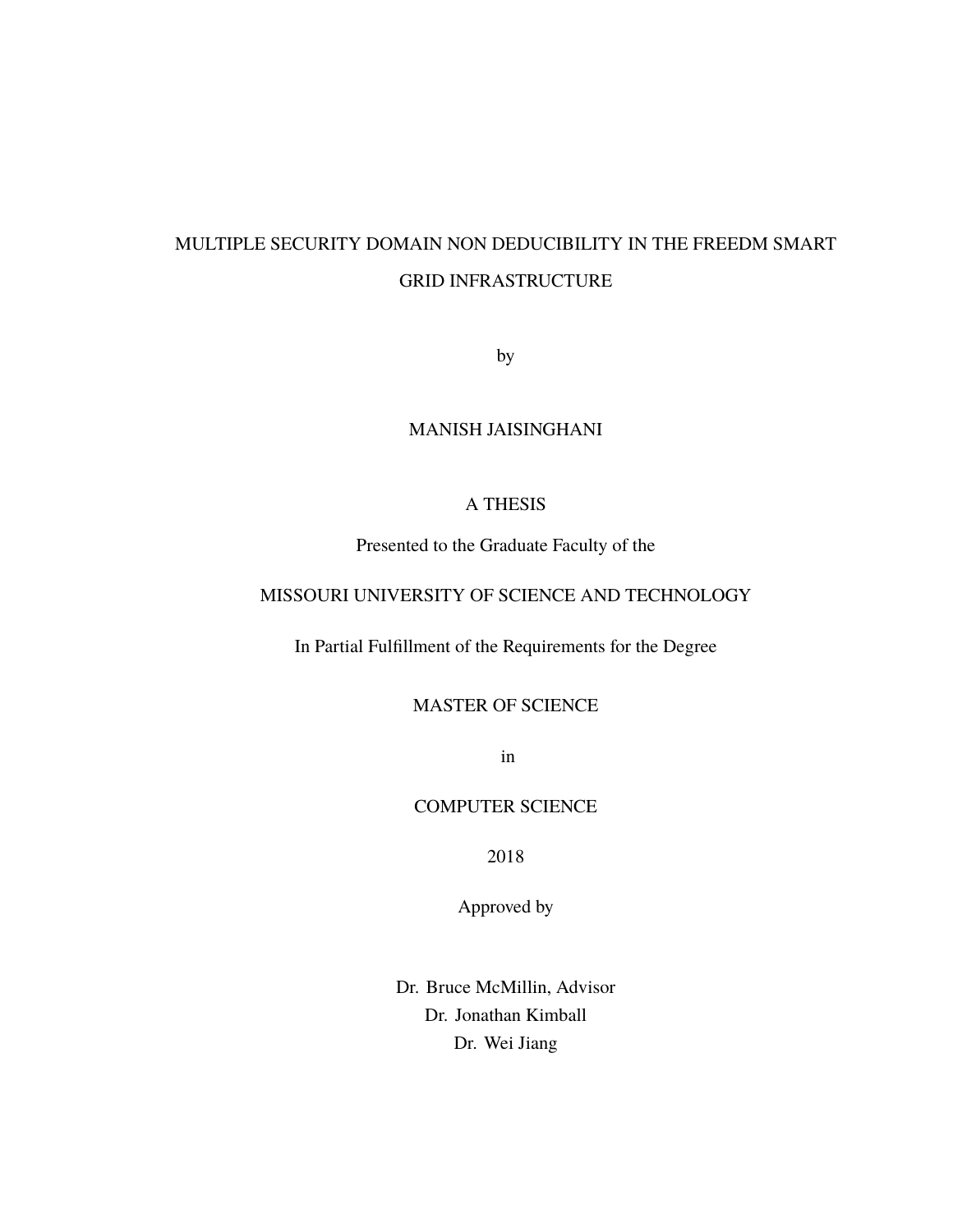# MULTIPLE SECURITY DOMAIN NON DEDUCIBILITY IN THE FREEDM SMART GRID INFRASTRUCTURE

by

MANISH JAISINGHANI

A THESIS

Presented to the Graduate Faculty of the

MISSOURI UNIVERSITY OF SCIENCE AND TECHNOLOGY

In Partial Fulfillment of the Requirements for the Degree

MASTER OF SCIENCE

in

COMPUTER SCIENCE

2018

Approved by

Dr. Bruce McMillin, Advisor
Dr. Jonathan Kimball
Dr. Wei Jiang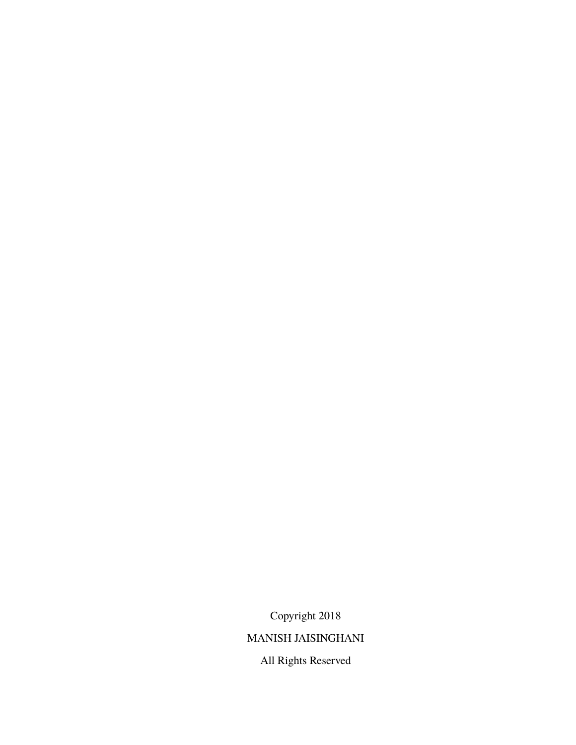Copyright 2018

MANISH JAISINGHANI

All Rights Reserved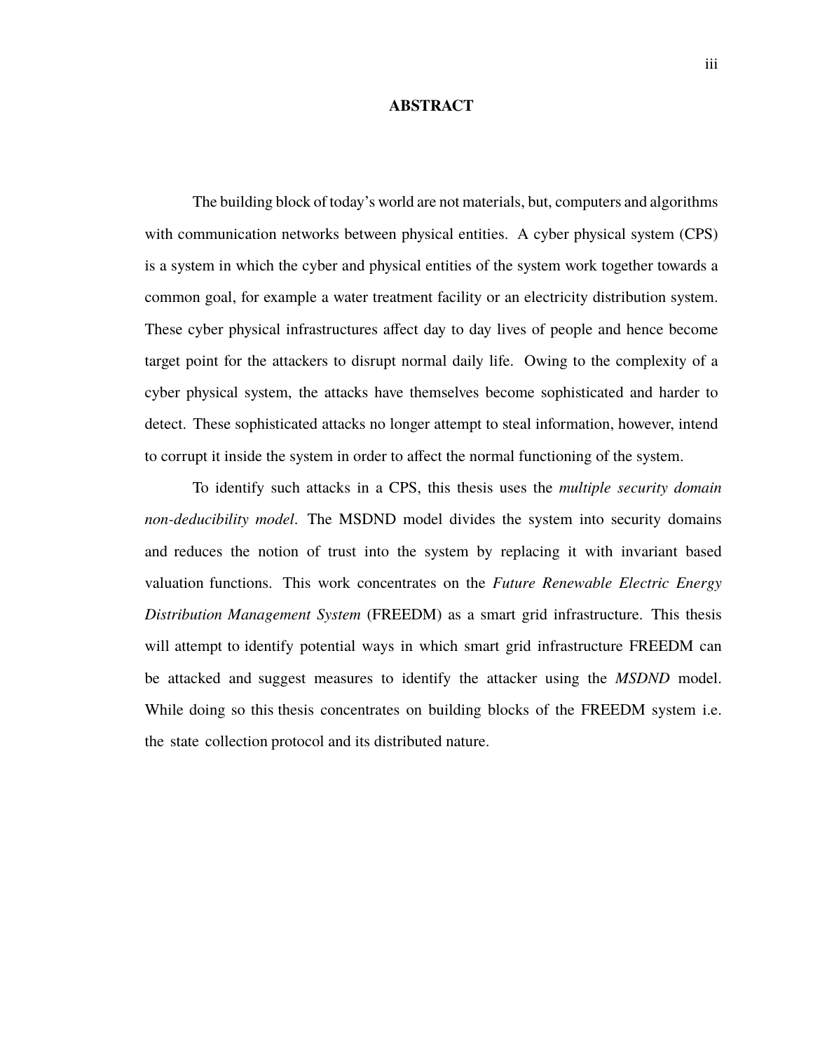# ABSTRACT

The building block of today's world are not materials, but, computers and algorithms with communication networks between physical entities. A cyber physical system (CPS) is a system in which the cyber and physical entities of the system work together towards a common goal, for example a water treatment facility or an electricity distribution system. These cyber physical infrastructures affect day to day lives of people and hence become target point for the attackers to disrupt normal daily life. Owing to the complexity of a cyber physical system, the attacks have themselves become sophisticated and harder to detect. These sophisticated attacks no longer attempt to steal information, however, intend to corrupt it inside the system in order to affect the normal functioning of the system.

To identify such attacks in a CPS, this thesis uses the *multiple security domain non-deducibility model*. The MSDND model divides the system into security domains and reduces the notion of trust into the system by replacing it with invariant based valuation functions. This work concentrates on the *Future Renewable Electric Energy Distribution Management System* (FREEDM) as a smart grid infrastructure. This thesis will attempt to identify potential ways in which smart grid infrastructure FREEDM can be attacked and suggest measures to identify the attacker using the *MSDND* model. While doing so this thesis concentrates on building blocks of the FREEDM system i.e. the state collection protocol and its distributed nature.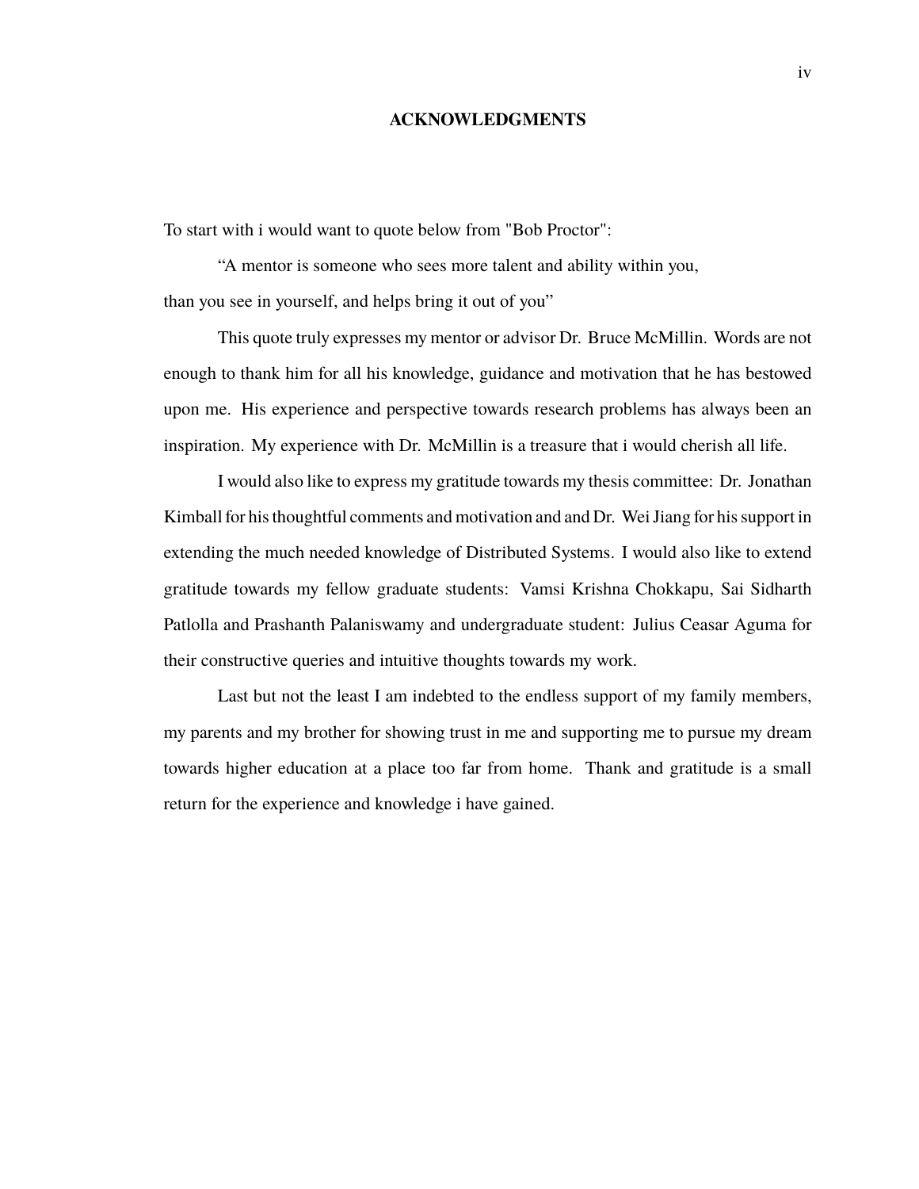## ACKNOWLEDGMENTS

To start with i would want to quote below from "Bob Proctor":

"A mentor is someone who sees more talent and ability within you, than you see in yourself, and helps bring it out of you"

This quote truly expresses my mentor or advisor Dr. Bruce McMillin. Words are not enough to thank him for all his knowledge, guidance and motivation that he has bestowed upon me. His experience and perspective towards research problems has always been an inspiration. My experience with Dr. McMillin is a treasure that i would cherish all life.

I would also like to express my gratitude towards my thesis committee: Dr. Jonathan Kimball for his thoughtful comments and motivation and and Dr. Wei Jiang for his support in extending the much needed knowledge of Distributed Systems. I would also like to extend gratitude towards my fellow graduate students: Vamsi Krishna Chokkapu, Sai Sidharth Patlolla and Prashanth Palaniswamy and undergraduate student: Julius Ceasar Aguma for their constructive queries and intuitive thoughts towards my work.

Last but not the least I am indebted to the endless support of my family members, my parents and my brother for showing trust in me and supporting me to pursue my dream towards higher education at a place too far from home. Thank and gratitude is a small return for the experience and knowledge i have gained.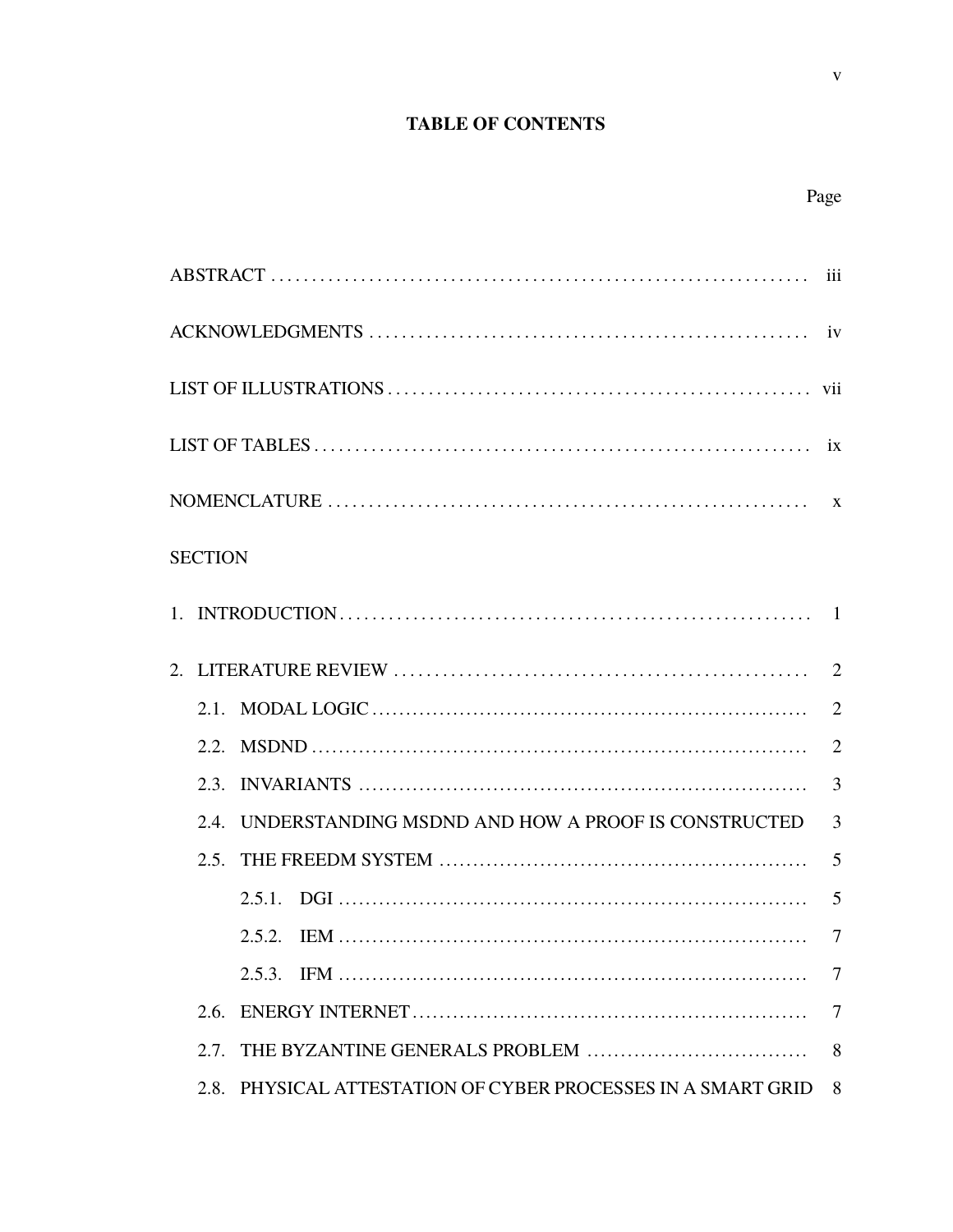# TABLE OF CONTENTS

Page

ABSTRACT . . . . . . . . . . iii

ACKNOWLEDGMENTS . . . . . . . . . . iv

LIST OF ILLUSTRATIONS . . . . . . . . . . vii

LIST OF TABLES . . . . . . . . . . ix

NOMENCLATURE . . . . . . . . . . x

SECTION

1. INTRODUCTION . . . . . . . . . . 1

2. LITERATURE REVIEW . . . . . . . . . . 2

   2.1. MODAL LOGIC . . . . . . . . . . 2

   2.2. MSDND . . . . . . . . . . 2

   2.3. INVARIANTS . . . . . . . . . . 3

   2.4. UNDERSTANDING MSDND AND HOW A PROOF IS CONSTRUCTED 3

   2.5. THE FREEDM SYSTEM . . . . . . . . . . 5

      2.5.1. DGI . . . . . . . . . . 5

      2.5.2. IEM . . . . . . . . . . 7

      2.5.3. IFM . . . . . . . . . . 7

   2.6. ENERGY INTERNET . . . . . . . . . . 7

   2.7. THE BYZANTINE GENERALS PROBLEM . . . . . . . . . . 8

   2.8. PHYSICAL ATTESTATION OF CYBER PROCESSES IN A SMART GRID 8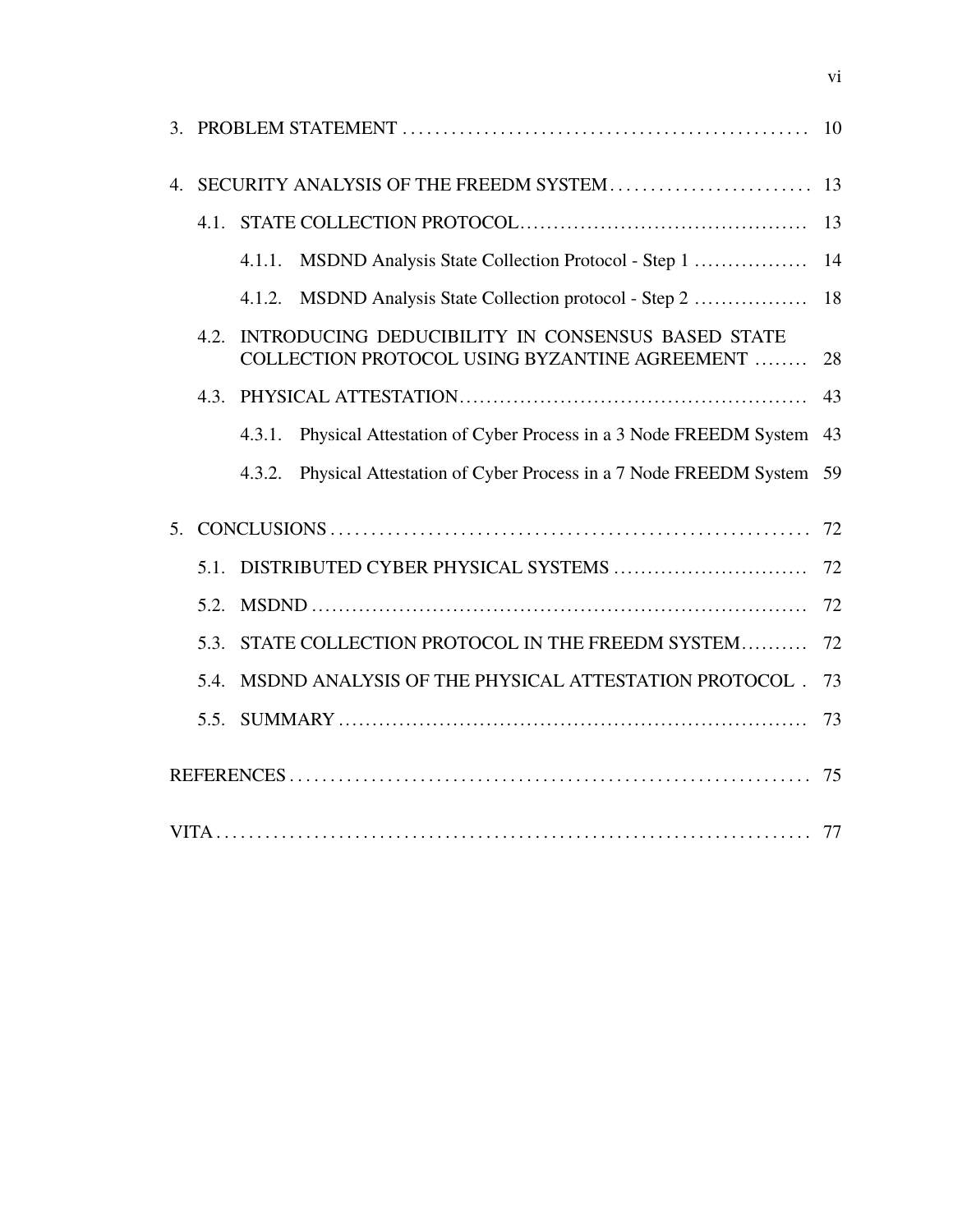3. PROBLEM STATEMENT .................................................. 10

4. SECURITY ANALYSIS OF THE FREEDM SYSTEM .......................... 13

   4.1. STATE COLLECTION PROTOCOL .......................................... 13

      4.1.1. MSDND Analysis State Collection Protocol - Step 1 ................ 14

      4.1.2. MSDND Analysis State Collection protocol - Step 2 ................ 18

   4.2. INTRODUCING DEDUCIBILITY IN CONSENSUS BASED STATE COLLECTION PROTOCOL USING BYZANTINE AGREEMENT ........ 28

   4.3. PHYSICAL ATTESTATION .................................................. 43

      4.3.1. Physical Attestation of Cyber Process in a 3 Node FREEDM System 43

      4.3.2. Physical Attestation of Cyber Process in a 7 Node FREEDM System 59

5. CONCLUSIONS ........................................................... 72

   5.1. DISTRIBUTED CYBER PHYSICAL SYSTEMS ............................ 72

   5.2. MSDND ........................................................................ 72

   5.3. STATE COLLECTION PROTOCOL IN THE FREEDM SYSTEM .......... 72

   5.4. MSDND ANALYSIS OF THE PHYSICAL ATTESTATION PROTOCOL . 73

   5.5. SUMMARY .................................................................... 73

REFERENCES ................................................................. 75

VITA ........................................................................ 77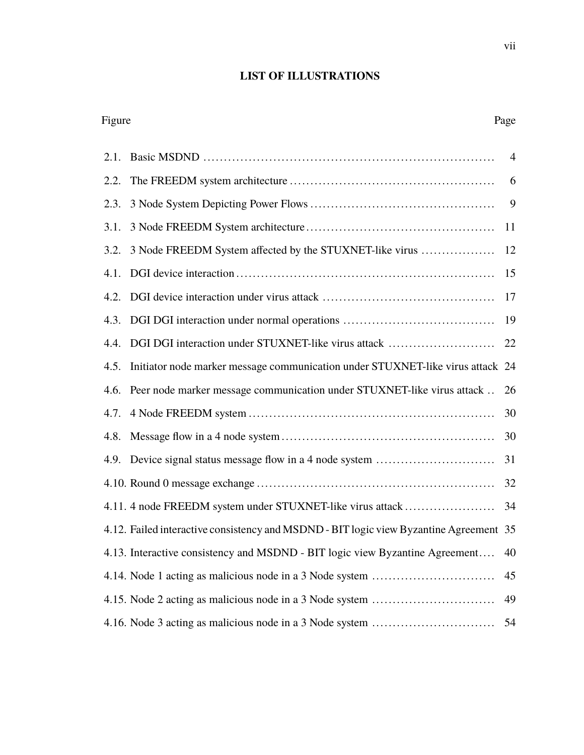## LIST OF ILLUSTRATIONS

| Figure | | Page |
|---|---|---|
| 2.1. | Basic MSDND | 4 |
| 2.2. | The FREEDM system architecture | 6 |
| 2.3. | 3 Node System Depicting Power Flows | 9 |
| 3.1. | 3 Node FREEDM System architecture | 11 |
| 3.2. | 3 Node FREEDM System affected by the STUXNET-like virus | 12 |
| 4.1. | DGI device interaction | 15 |
| 4.2. | DGI device interaction under virus attack | 17 |
| 4.3. | DGI DGI interaction under normal operations | 19 |
| 4.4. | DGI DGI interaction under STUXNET-like virus attack | 22 |
| 4.5. | Initiator node marker message communication under STUXNET-like virus attack | 24 |
| 4.6. | Peer node marker message communication under STUXNET-like virus attack | 26 |
| 4.7. | 4 Node FREEDM system | 30 |
| 4.8. | Message flow in a 4 node system | 30 |
| 4.9. | Device signal status message flow in a 4 node system | 31 |
| 4.10. | Round 0 message exchange | 32 |
| 4.11. | 4 node FREEDM system under STUXNET-like virus attack | 34 |
| 4.12. | Failed interactive consistency and MSDND - BIT logic view Byzantine Agreement | 35 |
| 4.13. | Interactive consistency and MSDND - BIT logic view Byzantine Agreement | 40 |
| 4.14. | Node 1 acting as malicious node in a 3 Node system | 45 |
| 4.15. | Node 2 acting as malicious node in a 3 Node system | 49 |
| 4.16. | Node 3 acting as malicious node in a 3 Node system | 54 |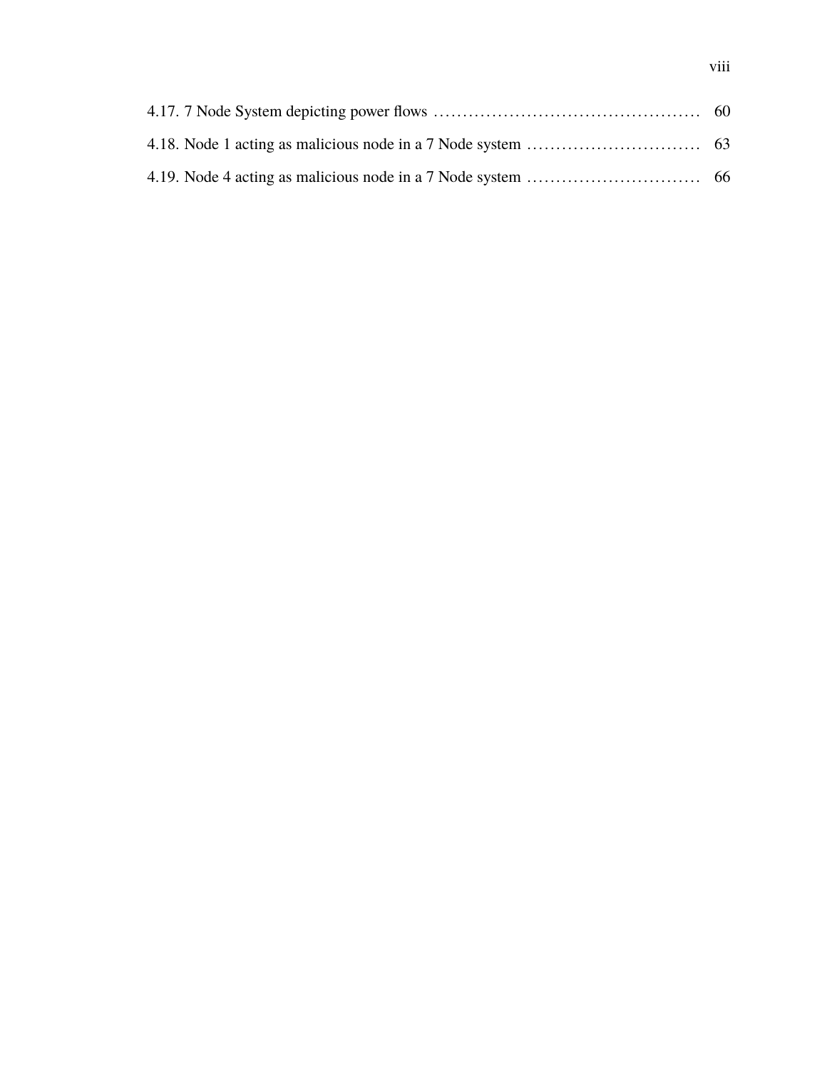4.17. 7 Node System depicting power flows ............................................. 60

4.18. Node 1 acting as malicious node in a 7 Node system ............................. 63

4.19. Node 4 acting as malicious node in a 7 Node system ............................. 66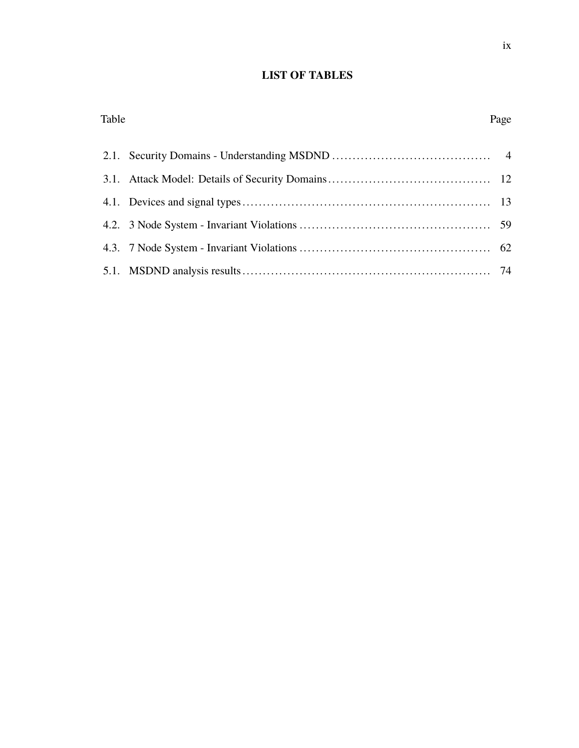# LIST OF TABLES

| Table | | Page |
|---|---|---|
| 2.1. | Security Domains - Understanding MSDND | 4 |
| 3.1. | Attack Model: Details of Security Domains | 12 |
| 4.1. | Devices and signal types | 13 |
| 4.2. | 3 Node System - Invariant Violations | 59 |
| 4.3. | 7 Node System - Invariant Violations | 62 |
| 5.1. | MSDND analysis results | 74 |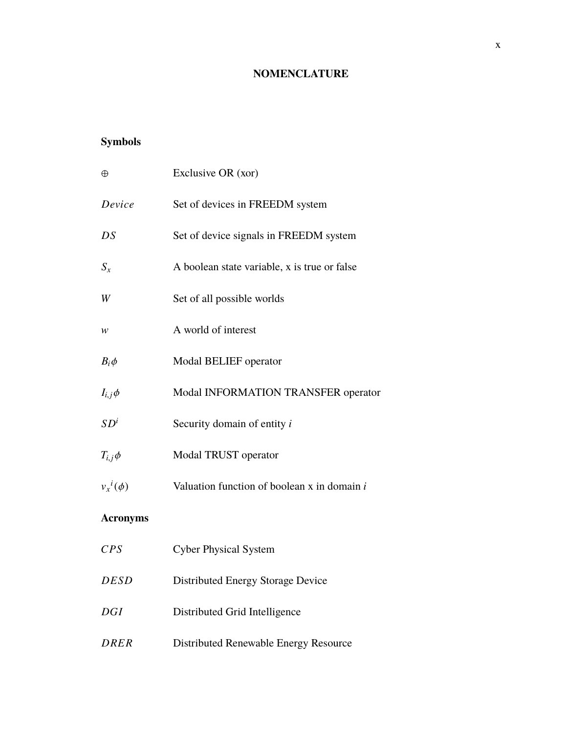# NOMENCLATURE

## Symbols

| Symbol | Description |
|---|---|
| $\oplus$ | Exclusive OR (xor) |
| $Device$ | Set of devices in FREEDM system |
| $DS$ | Set of device signals in FREEDM system |
| $S_x$ | A boolean state variable, x is true or false |
| $W$ | Set of all possible worlds |
| $w$ | A world of interest |
| $B_i\phi$ | Modal BELIEF operator |
| $I_{i,j}\phi$ | Modal INFORMATION TRANSFER operator |
| $SD^i$ | Security domain of entity *i* |
| $T_{i,j}\phi$ | Modal TRUST operator |
| ${v_x}^i(\phi)$ | Valuation function of boolean x in domain *i* |

## Acronyms

| Acronym | Description |
|---|---|
| *CPS* | Cyber Physical System |
| *DESD* | Distributed Energy Storage Device |
| *DGI* | Distributed Grid Intelligence |
| *DRER* | Distributed Renewable Energy Resource |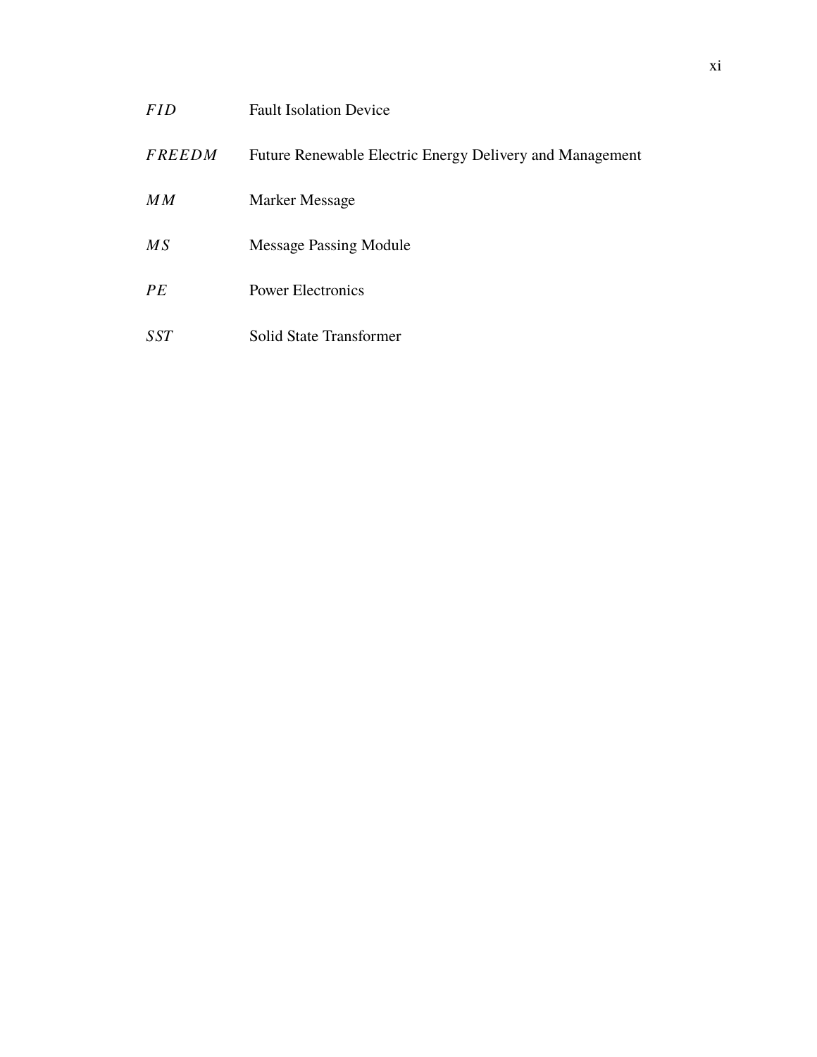| | |
|---|---|
| $FID$ | Fault Isolation Device |
| $FREEDM$ | Future Renewable Electric Energy Delivery and Management |
| $MM$ | Marker Message |
| $MS$ | Message Passing Module |
| $PE$ | Power Electronics |
| $SST$ | Solid State Transformer |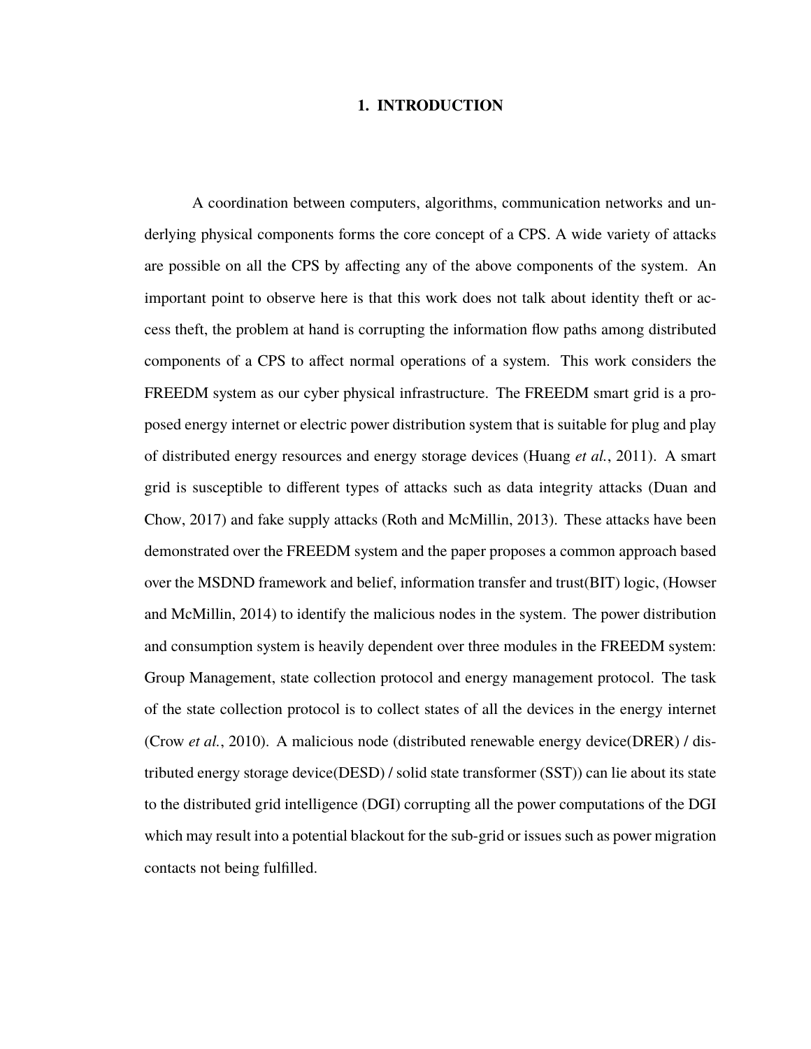# 1. INTRODUCTION

A coordination between computers, algorithms, communication networks and underlying physical components forms the core concept of a CPS. A wide variety of attacks are possible on all the CPS by affecting any of the above components of the system. An important point to observe here is that this work does not talk about identity theft or access theft, the problem at hand is corrupting the information flow paths among distributed components of a CPS to affect normal operations of a system. This work considers the FREEDM system as our cyber physical infrastructure. The FREEDM smart grid is a proposed energy internet or electric power distribution system that is suitable for plug and play of distributed energy resources and energy storage devices (Huang *et al.*, 2011). A smart grid is susceptible to different types of attacks such as data integrity attacks (Duan and Chow, 2017) and fake supply attacks (Roth and McMillin, 2013). These attacks have been demonstrated over the FREEDM system and the paper proposes a common approach based over the MSDND framework and belief, information transfer and trust(BIT) logic, (Howser and McMillin, 2014) to identify the malicious nodes in the system. The power distribution and consumption system is heavily dependent over three modules in the FREEDM system: Group Management, state collection protocol and energy management protocol. The task of the state collection protocol is to collect states of all the devices in the energy internet (Crow *et al.*, 2010). A malicious node (distributed renewable energy device(DRER) / distributed energy storage device(DESD) / solid state transformer (SST)) can lie about its state to the distributed grid intelligence (DGI) corrupting all the power computations of the DGI which may result into a potential blackout for the sub-grid or issues such as power migration contacts not being fulfilled.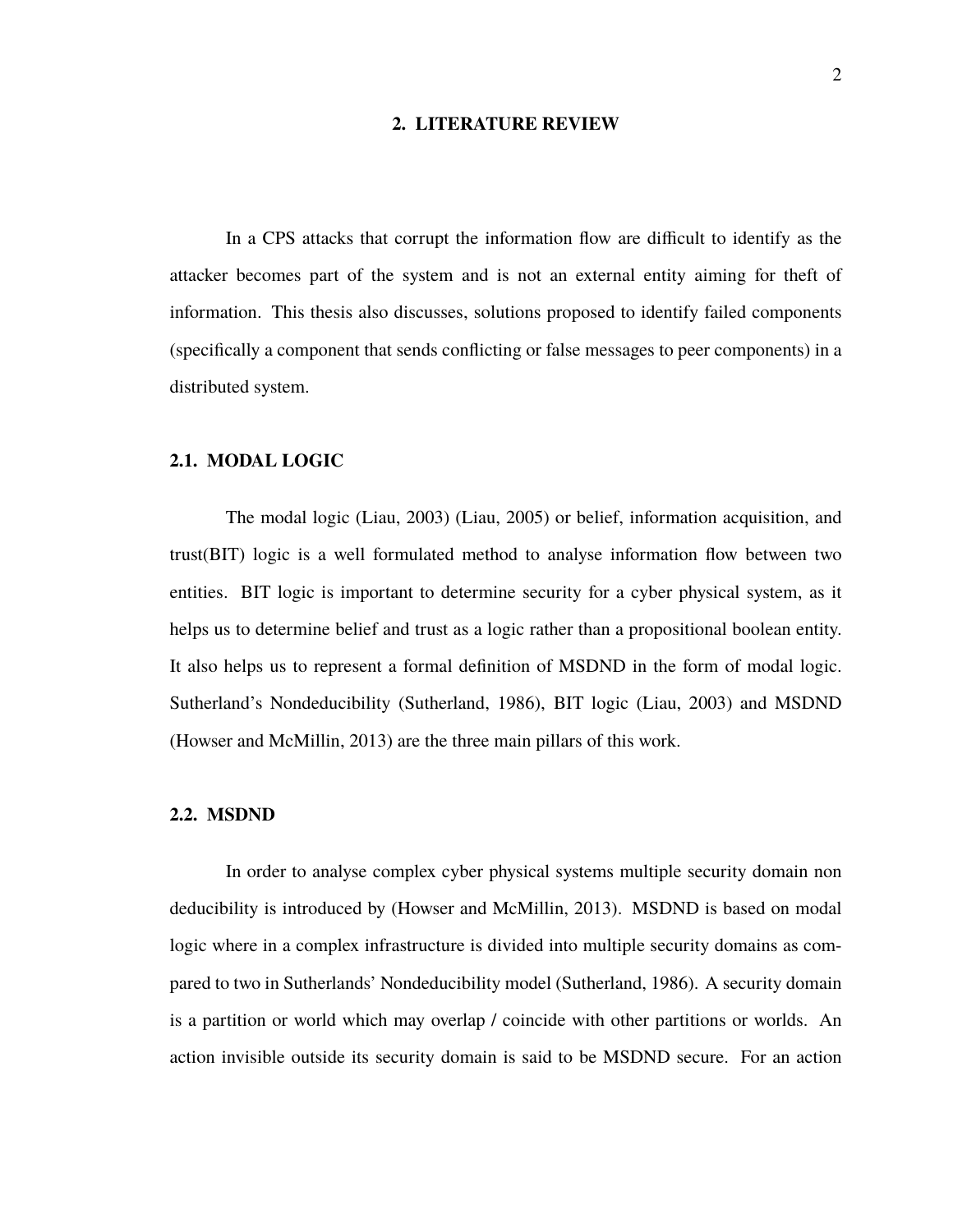# 2. LITERATURE REVIEW

In a CPS attacks that corrupt the information flow are difficult to identify as the attacker becomes part of the system and is not an external entity aiming for theft of information. This thesis also discusses, solutions proposed to identify failed components (specifically a component that sends conflicting or false messages to peer components) in a distributed system.

## 2.1. MODAL LOGIC

The modal logic (Liau, 2003) (Liau, 2005) or belief, information acquisition, and trust(BIT) logic is a well formulated method to analyse information flow between two entities. BIT logic is important to determine security for a cyber physical system, as it helps us to determine belief and trust as a logic rather than a propositional boolean entity. It also helps us to represent a formal definition of MSDND in the form of modal logic. Sutherland's Nondeducibility (Sutherland, 1986), BIT logic (Liau, 2003) and MSDND (Howser and McMillin, 2013) are the three main pillars of this work.

## 2.2. MSDND

In order to analyse complex cyber physical systems multiple security domain non deducibility is introduced by (Howser and McMillin, 2013). MSDND is based on modal logic where in a complex infrastructure is divided into multiple security domains as compared to two in Sutherlands' Nondeducibility model (Sutherland, 1986). A security domain is a partition or world which may overlap / coincide with other partitions or worlds. An action invisible outside its security domain is said to be MSDND secure. For an action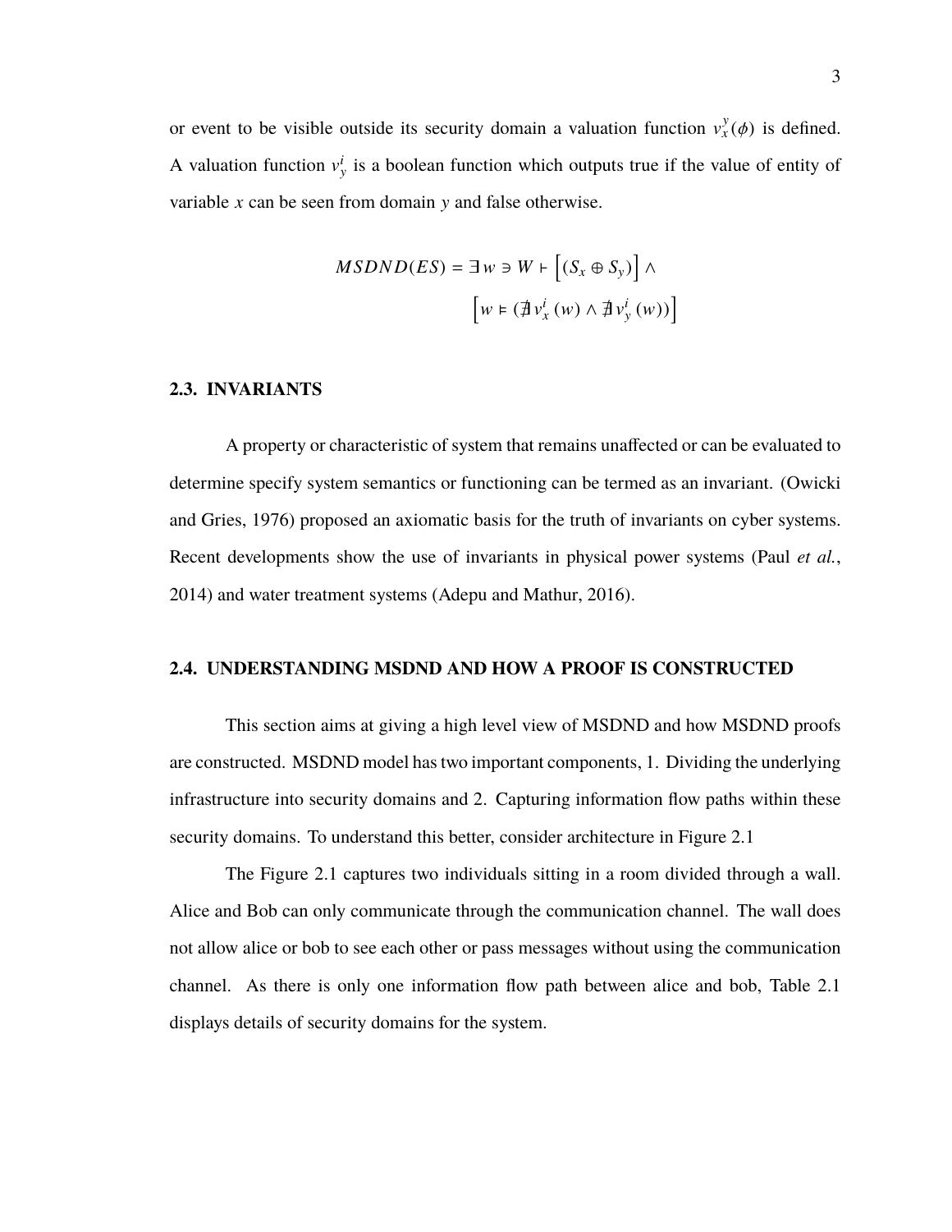or event to be visible outside its security domain a valuation function $v_x^y(\phi)$ is defined. A valuation function $v_y^i$ is a boolean function which outputs true if the value of entity of variable $x$ can be seen from domain $y$ and false otherwise.

$$
\begin{aligned}
MSDND(ES) = \exists\, w \ni W \vdash \left[(S_x \oplus S_y)\right] \wedge \\
\left[w \vDash (\nexists\, v_x^i\,(w) \wedge \nexists\, v_y^i\,(w))\right]
\end{aligned}
$$

### 2.3. INVARIANTS

A property or characteristic of system that remains unaffected or can be evaluated to determine specify system semantics or functioning can be termed as an invariant. (Owicki and Gries, 1976) proposed an axiomatic basis for the truth of invariants on cyber systems. Recent developments show the use of invariants in physical power systems (Paul *et al.*, 2014) and water treatment systems (Adepu and Mathur, 2016).

### 2.4. UNDERSTANDING MSDND AND HOW A PROOF IS CONSTRUCTED

This section aims at giving a high level view of MSDND and how MSDND proofs are constructed. MSDND model has two important components, 1. Dividing the underlying infrastructure into security domains and 2. Capturing information flow paths within these security domains. To understand this better, consider architecture in Figure 2.1

The Figure 2.1 captures two individuals sitting in a room divided through a wall. Alice and Bob can only communicate through the communication channel. The wall does not allow alice or bob to see each other or pass messages without using the communication channel. As there is only one information flow path between alice and bob, Table 2.1 displays details of security domains for the system.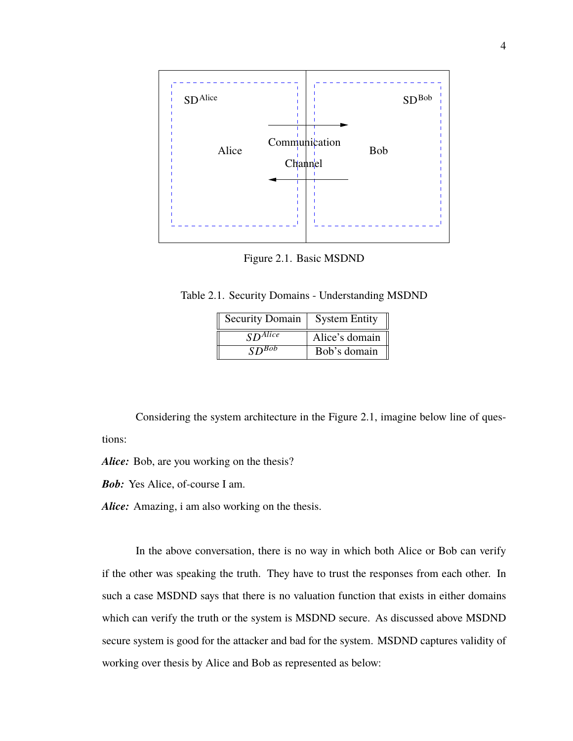Figure 2.1. Basic MSDND

Table 2.1. Security Domains - Understanding MSDND

| Security Domain | System Entity |
|---|---|
| $SD^{Alice}$ | Alice's domain |
| $SD^{Bob}$ | Bob's domain |

Considering the system architecture in the Figure 2.1, imagine below line of questions:

***Alice:*** Bob, are you working on the thesis?

***Bob:*** Yes Alice, of-course I am.

***Alice:*** Amazing, i am also working on the thesis.

In the above conversation, there is no way in which both Alice or Bob can verify if the other was speaking the truth. They have to trust the responses from each other. In such a case MSDND says that there is no valuation function that exists in either domains which can verify the truth or the system is MSDND secure. As discussed above MSDND secure system is good for the attacker and bad for the system. MSDND captures validity of working over thesis by Alice and Bob as represented as below: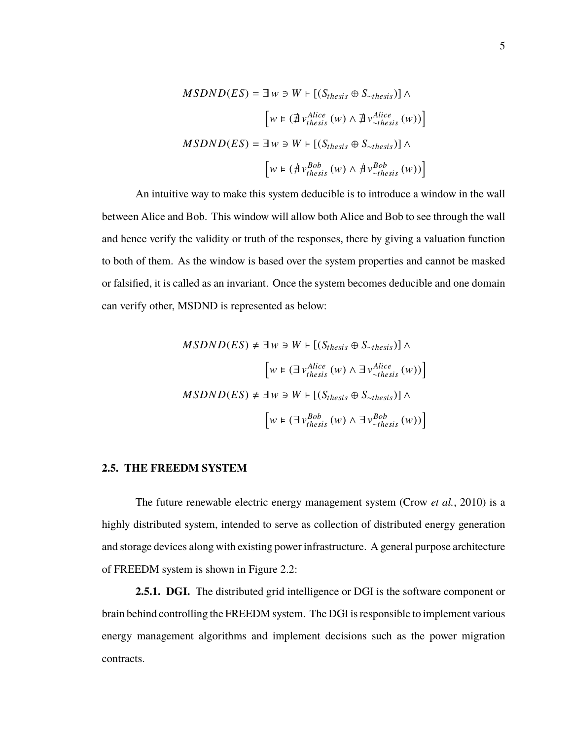$$MSDND(ES) = \exists w \ni W \vdash [(S_{thesis} \oplus S_{\sim thesis})] \wedge$$
$$\left[w \vDash (\nexists v^{Alice}_{thesis}(w) \wedge \nexists v^{Alice}_{\sim thesis}(w))\right]$$
$$MSDND(ES) = \exists w \ni W \vdash [(S_{thesis} \oplus S_{\sim thesis})] \wedge$$
$$\left[w \vDash (\nexists v^{Bob}_{thesis}(w) \wedge \nexists v^{Bob}_{\sim thesis}(w))\right]$$

An intuitive way to make this system deducible is to introduce a window in the wall between Alice and Bob. This window will allow both Alice and Bob to see through the wall and hence verify the validity or truth of the responses, there by giving a valuation function to both of them. As the window is based over the system properties and cannot be masked or falsified, it is called as an invariant. Once the system becomes deducible and one domain can verify other, MSDND is represented as below:

$$MSDND(ES) \neq \exists w \ni W \vdash [(S_{thesis} \oplus S_{\sim thesis})] \wedge$$
$$\left[w \vDash (\exists v^{Alice}_{thesis}(w) \wedge \exists v^{Alice}_{\sim thesis}(w))\right]$$
$$MSDND(ES) \neq \exists w \ni W \vdash [(S_{thesis} \oplus S_{\sim thesis})] \wedge$$
$$\left[w \vDash (\exists v^{Bob}_{thesis}(w) \wedge \exists v^{Bob}_{\sim thesis}(w))\right]$$

## 2.5. THE FREEDM SYSTEM

The future renewable electric energy management system (Crow *et al.*, 2010) is a highly distributed system, intended to serve as collection of distributed energy generation and storage devices along with existing power infrastructure. A general purpose architecture of FREEDM system is shown in Figure 2.2:

**2.5.1. DGI.** The distributed grid intelligence or DGI is the software component or brain behind controlling the FREEDM system. The DGI is responsible to implement various energy management algorithms and implement decisions such as the power migration contracts.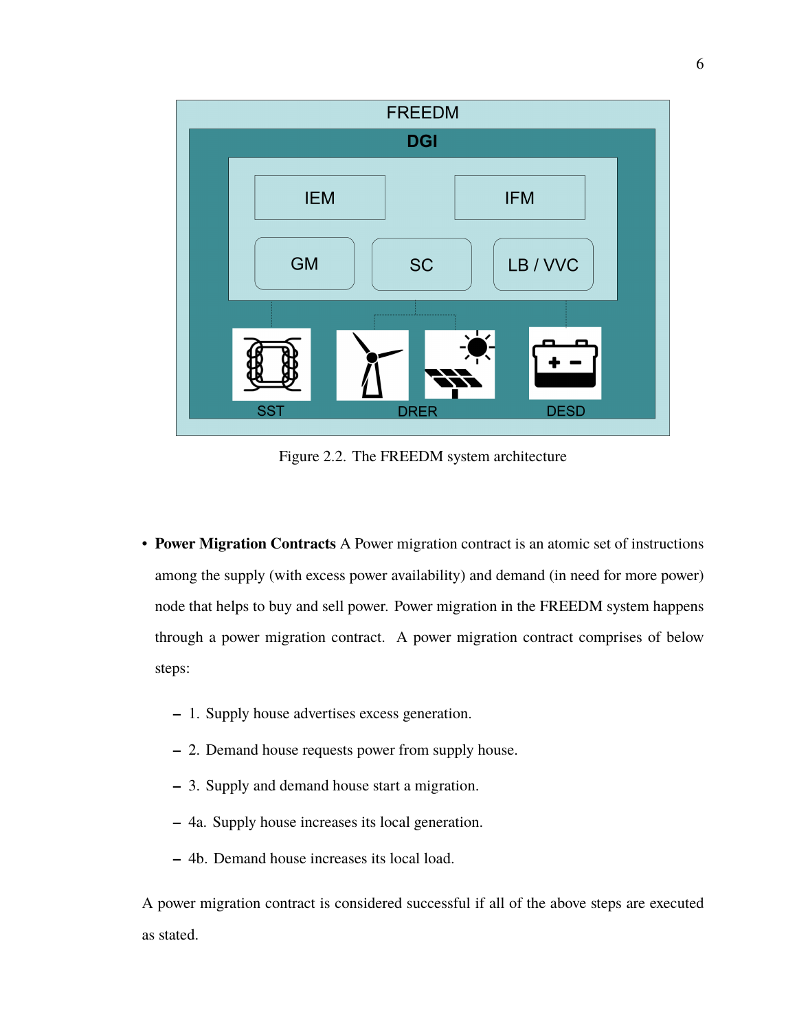Figure 2.2. The FREEDM system architecture

- **Power Migration Contracts** A Power migration contract is an atomic set of instructions among the supply (with excess power availability) and demand (in need for more power) node that helps to buy and sell power. Power migration in the FREEDM system happens through a power migration contract. A power migration contract comprises of below steps:
  - 1. Supply house advertises excess generation.
  - 2. Demand house requests power from supply house.
  - 3. Supply and demand house start a migration.
  - 4a. Supply house increases its local generation.
  - 4b. Demand house increases its local load.

A power migration contract is considered successful if all of the above steps are executed as stated.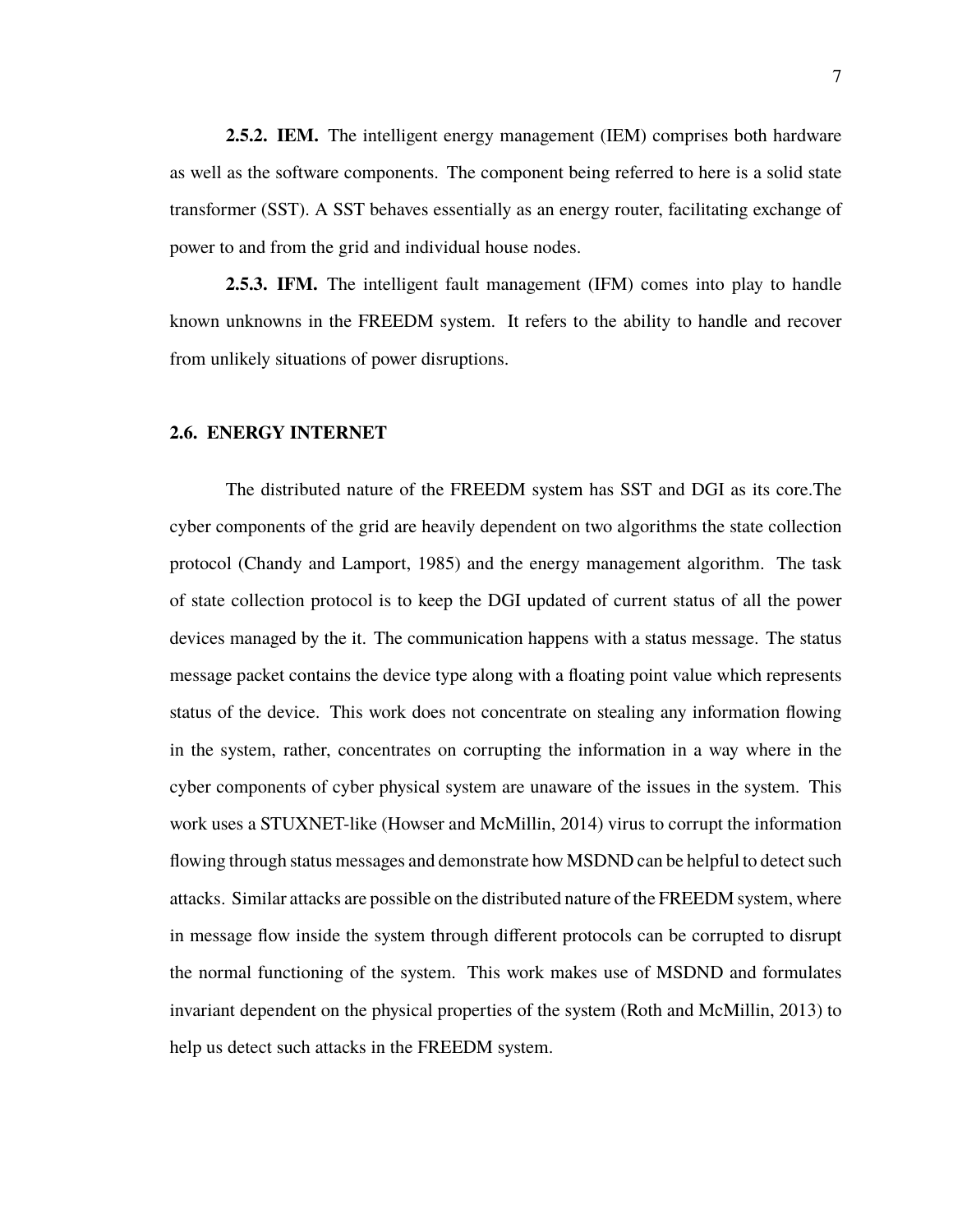**2.5.2. IEM.** The intelligent energy management (IEM) comprises both hardware as well as the software components. The component being referred to here is a solid state transformer (SST). A SST behaves essentially as an energy router, facilitating exchange of power to and from the grid and individual house nodes.

**2.5.3. IFM.** The intelligent fault management (IFM) comes into play to handle known unknowns in the FREEDM system. It refers to the ability to handle and recover from unlikely situations of power disruptions.

## 2.6. ENERGY INTERNET

The distributed nature of the FREEDM system has SST and DGI as its core.The cyber components of the grid are heavily dependent on two algorithms the state collection protocol (Chandy and Lamport, 1985) and the energy management algorithm. The task of state collection protocol is to keep the DGI updated of current status of all the power devices managed by the it. The communication happens with a status message. The status message packet contains the device type along with a floating point value which represents status of the device. This work does not concentrate on stealing any information flowing in the system, rather, concentrates on corrupting the information in a way where in the cyber components of cyber physical system are unaware of the issues in the system. This work uses a STUXNET-like (Howser and McMillin, 2014) virus to corrupt the information flowing through status messages and demonstrate how MSDND can be helpful to detect such attacks. Similar attacks are possible on the distributed nature of the FREEDM system, where in message flow inside the system through different protocols can be corrupted to disrupt the normal functioning of the system. This work makes use of MSDND and formulates invariant dependent on the physical properties of the system (Roth and McMillin, 2013) to help us detect such attacks in the FREEDM system.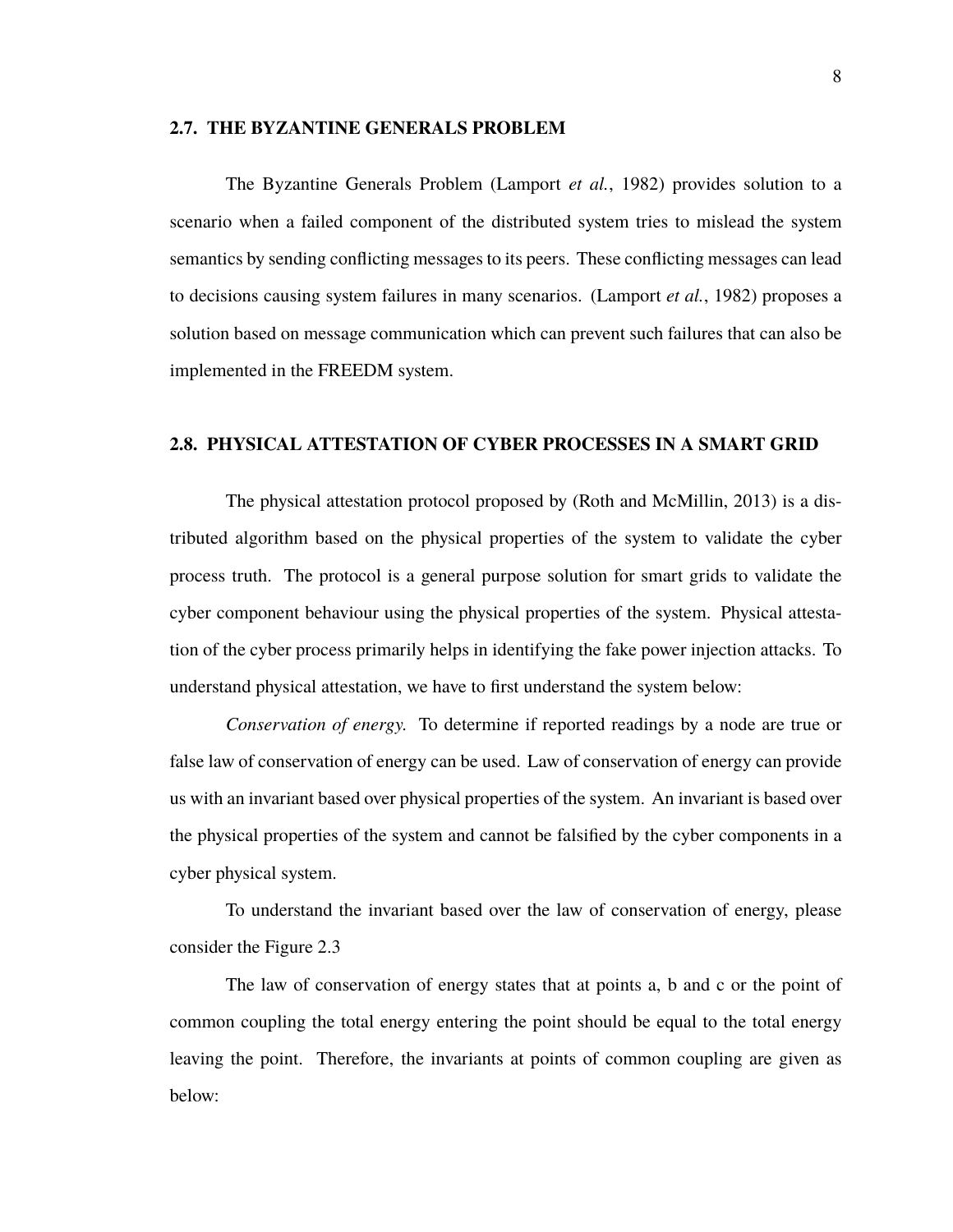## 2.7. THE BYZANTINE GENERALS PROBLEM

The Byzantine Generals Problem (Lamport *et al.*, 1982) provides solution to a scenario when a failed component of the distributed system tries to mislead the system semantics by sending conflicting messages to its peers. These conflicting messages can lead to decisions causing system failures in many scenarios. (Lamport *et al.*, 1982) proposes a solution based on message communication which can prevent such failures that can also be implemented in the FREEDM system.

## 2.8. PHYSICAL ATTESTATION OF CYBER PROCESSES IN A SMART GRID

The physical attestation protocol proposed by (Roth and McMillin, 2013) is a distributed algorithm based on the physical properties of the system to validate the cyber process truth. The protocol is a general purpose solution for smart grids to validate the cyber component behaviour using the physical properties of the system. Physical attestation of the cyber process primarily helps in identifying the fake power injection attacks. To understand physical attestation, we have to first understand the system below:

*Conservation of energy.* To determine if reported readings by a node are true or false law of conservation of energy can be used. Law of conservation of energy can provide us with an invariant based over physical properties of the system. An invariant is based over the physical properties of the system and cannot be falsified by the cyber components in a cyber physical system.

To understand the invariant based over the law of conservation of energy, please consider the Figure 2.3

The law of conservation of energy states that at points a, b and c or the point of common coupling the total energy entering the point should be equal to the total energy leaving the point. Therefore, the invariants at points of common coupling are given as below: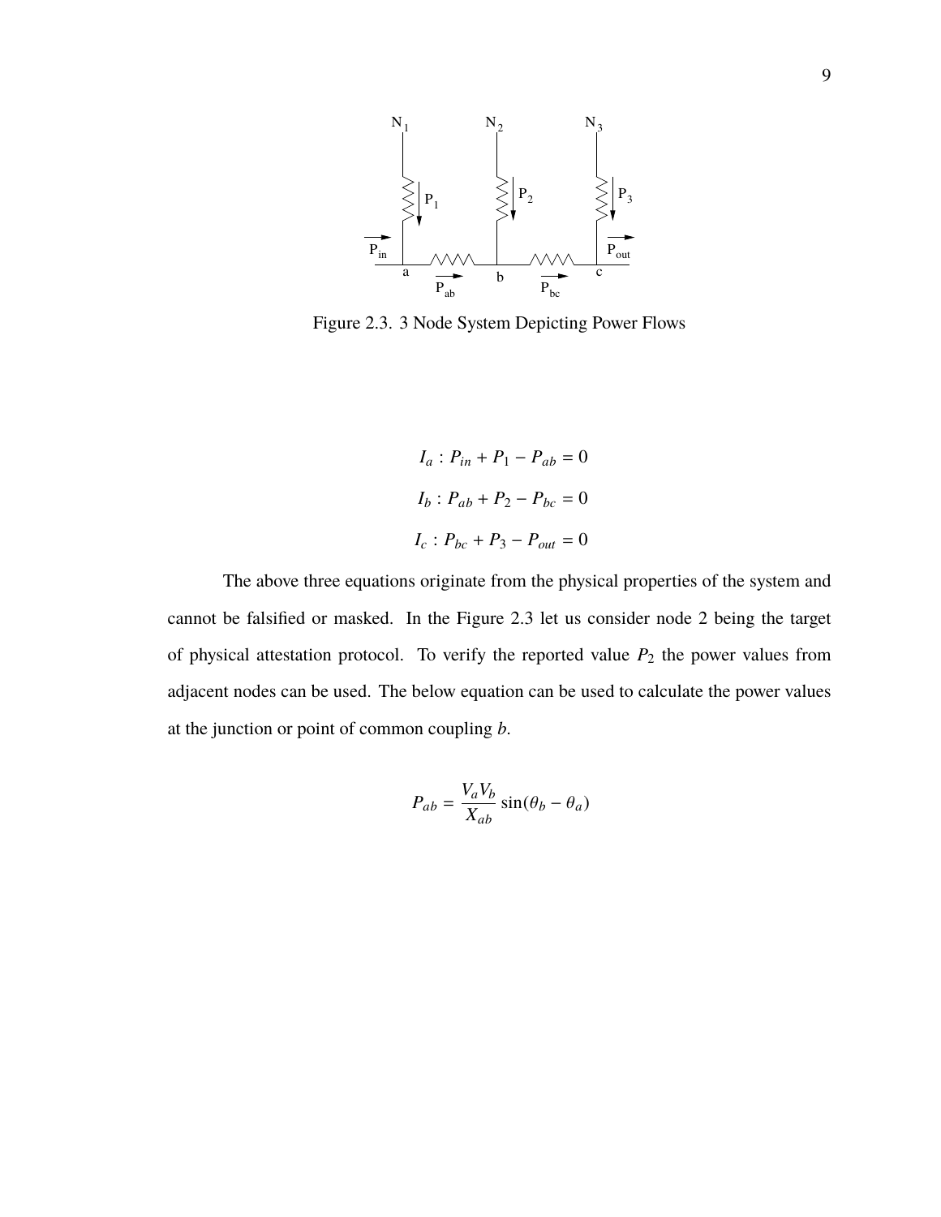Figure 2.3. 3 Node System Depicting Power Flows

$$I_a : P_{in} + P_1 - P_{ab} = 0$$

$$I_b : P_{ab} + P_2 - P_{bc} = 0$$

$$I_c : P_{bc} + P_3 - P_{out} = 0$$

The above three equations originate from the physical properties of the system and cannot be falsified or masked. In the Figure 2.3 let us consider node 2 being the target of physical attestation protocol. To verify the reported value $P_2$ the power values from adjacent nodes can be used. The below equation can be used to calculate the power values at the junction or point of common coupling *b*.

$$P_{ab} = \frac{V_a V_b}{X_{ab}} \sin(\theta_b - \theta_a)$$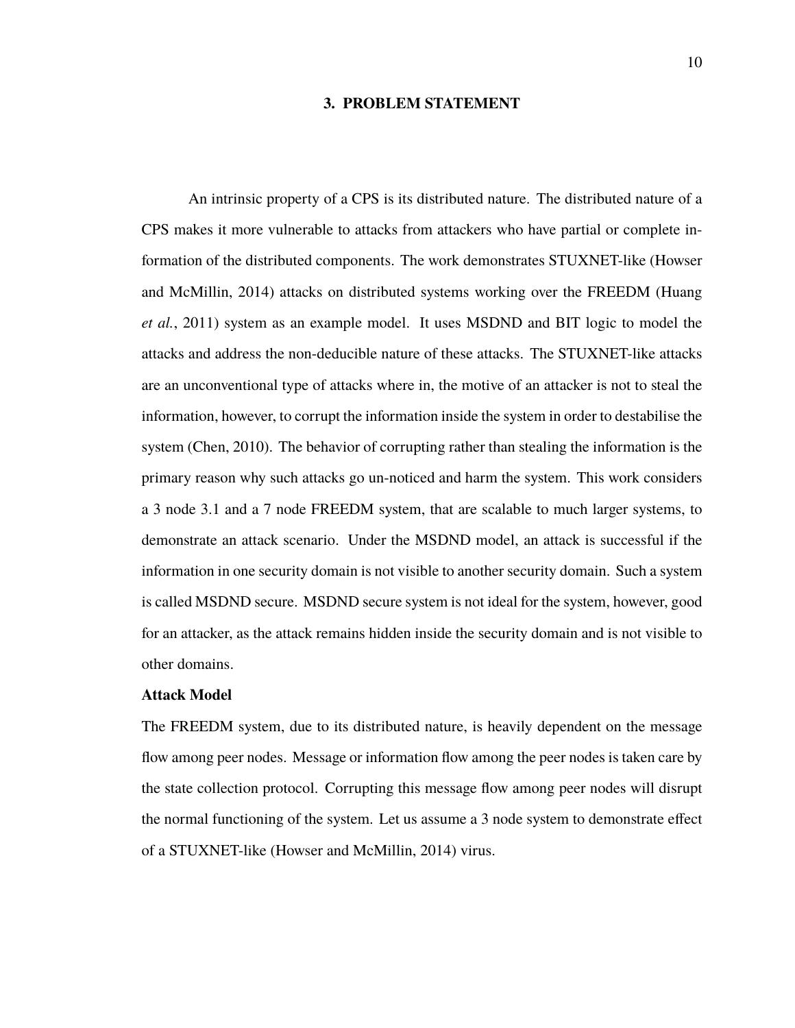# 3. PROBLEM STATEMENT

An intrinsic property of a CPS is its distributed nature. The distributed nature of a CPS makes it more vulnerable to attacks from attackers who have partial or complete information of the distributed components. The work demonstrates STUXNET-like (Howser and McMillin, 2014) attacks on distributed systems working over the FREEDM (Huang *et al.*, 2011) system as an example model. It uses MSDND and BIT logic to model the attacks and address the non-deducible nature of these attacks. The STUXNET-like attacks are an unconventional type of attacks where in, the motive of an attacker is not to steal the information, however, to corrupt the information inside the system in order to destabilise the system (Chen, 2010). The behavior of corrupting rather than stealing the information is the primary reason why such attacks go un-noticed and harm the system. This work considers a 3 node 3.1 and a 7 node FREEDM system, that are scalable to much larger systems, to demonstrate an attack scenario. Under the MSDND model, an attack is successful if the information in one security domain is not visible to another security domain. Such a system is called MSDND secure. MSDND secure system is not ideal for the system, however, good for an attacker, as the attack remains hidden inside the security domain and is not visible to other domains.

**Attack Model**

The FREEDM system, due to its distributed nature, is heavily dependent on the message flow among peer nodes. Message or information flow among the peer nodes is taken care by the state collection protocol. Corrupting this message flow among peer nodes will disrupt the normal functioning of the system. Let us assume a 3 node system to demonstrate effect of a STUXNET-like (Howser and McMillin, 2014) virus.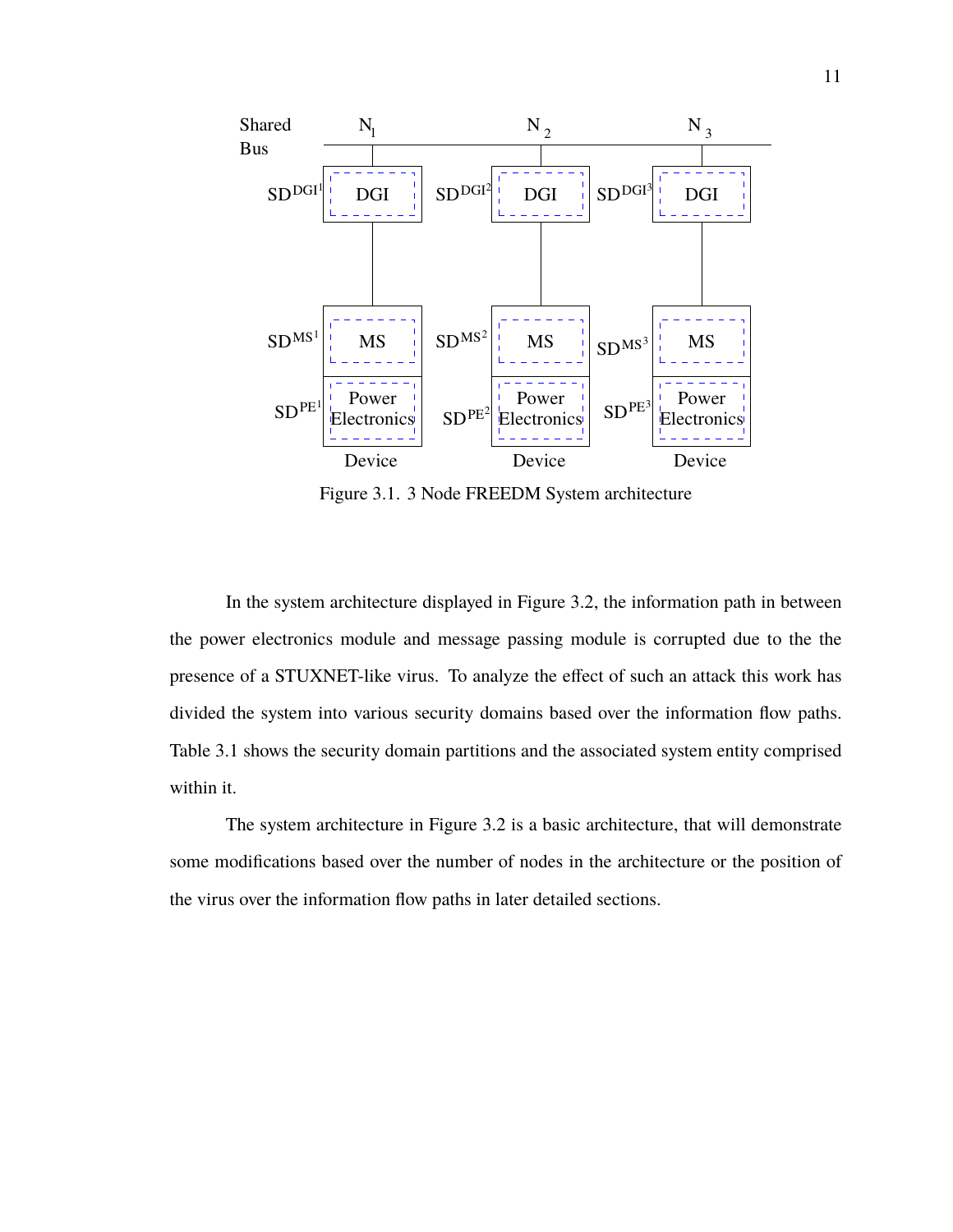Figure 3.1. 3 Node FREEDM System architecture

In the system architecture displayed in Figure 3.2, the information path in between the power electronics module and message passing module is corrupted due to the the presence of a STUXNET-like virus. To analyze the effect of such an attack this work has divided the system into various security domains based over the information flow paths. Table 3.1 shows the security domain partitions and the associated system entity comprised within it.

The system architecture in Figure 3.2 is a basic architecture, that will demonstrate some modifications based over the number of nodes in the architecture or the position of the virus over the information flow paths in later detailed sections.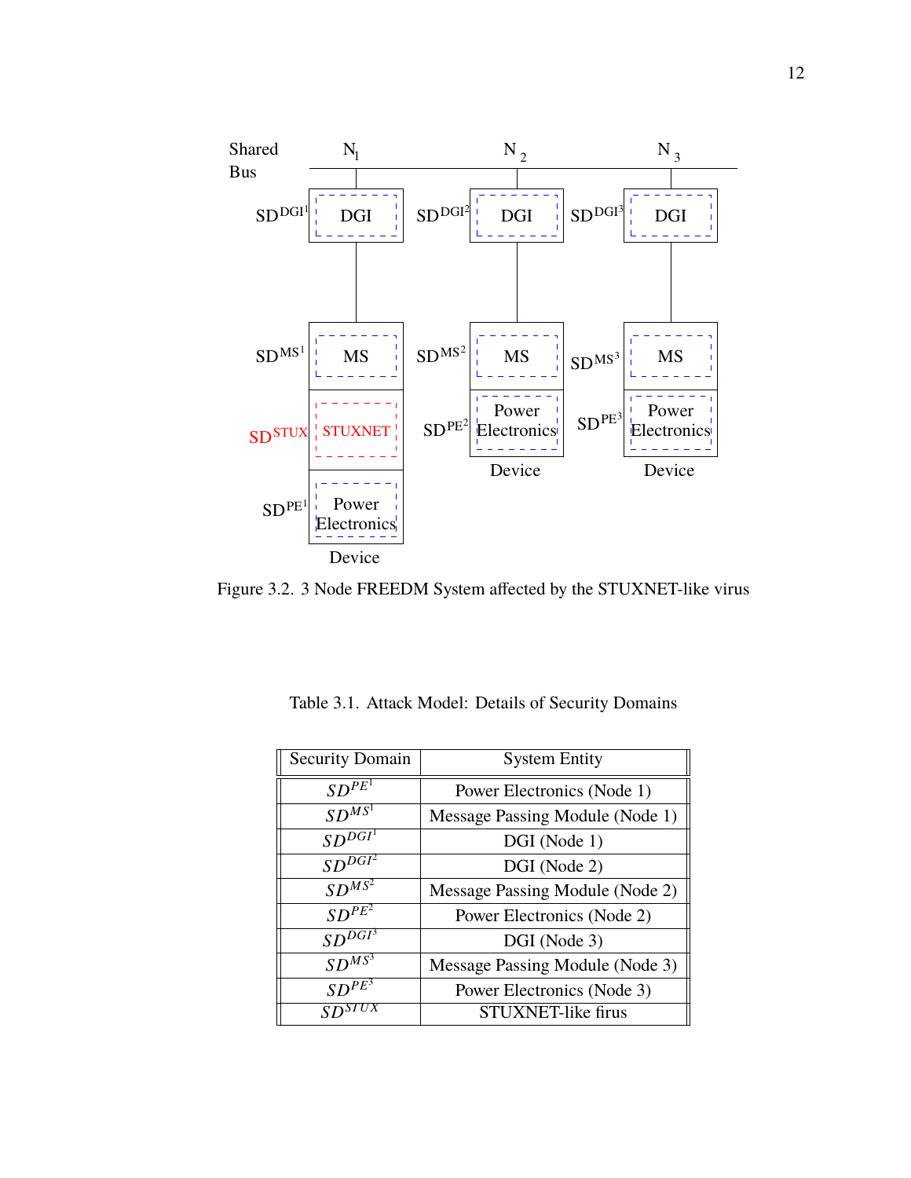Figure 3.2. 3 Node FREEDM System affected by the STUXNET-like virus

Table 3.1. Attack Model: Details of Security Domains

| Security Domain | System Entity |
|---|---|
| $SD^{PE^1}$ | Power Electronics (Node 1) |
| $SD^{MS^1}$ | Message Passing Module (Node 1) |
| $SD^{DGI^1}$ | DGI (Node 1) |
| $SD^{DGI^2}$ | DGI (Node 2) |
| $SD^{MS^2}$ | Message Passing Module (Node 2) |
| $SD^{PE^2}$ | Power Electronics (Node 2) |
| $SD^{DGI^3}$ | DGI (Node 3) |
| $SD^{MS^3}$ | Message Passing Module (Node 3) |
| $SD^{PE^3}$ | Power Electronics (Node 3) |
| $SD^{STUX}$ | STUXNET-like firus |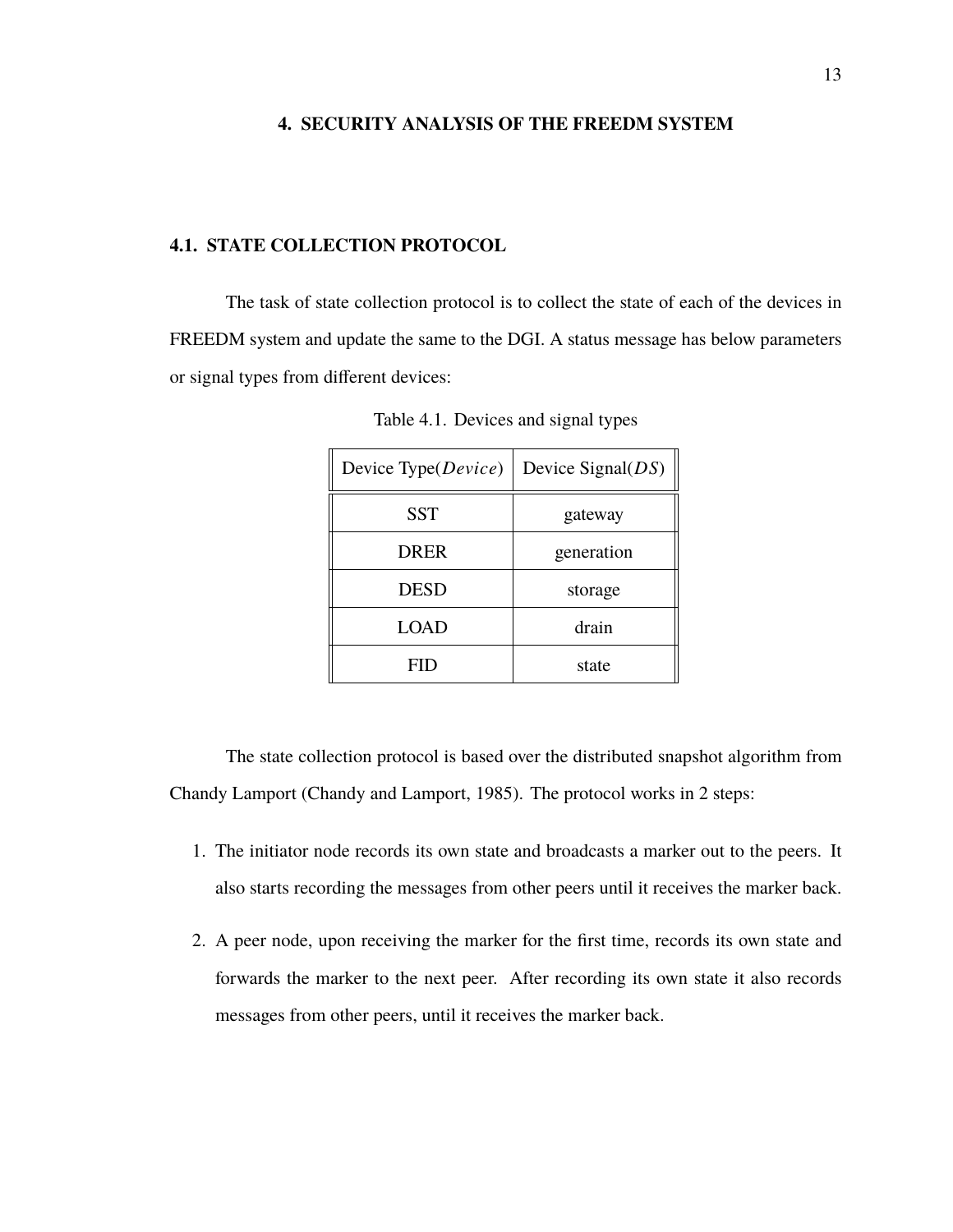# 4. SECURITY ANALYSIS OF THE FREEDM SYSTEM

## 4.1. STATE COLLECTION PROTOCOL

The task of state collection protocol is to collect the state of each of the devices in FREEDM system and update the same to the DGI. A status message has below parameters or signal types from different devices:

Table 4.1. Devices and signal types

| Device Type($Device$) | Device Signal($DS$) |
|---|---|
| SST | gateway |
| DRER | generation |
| DESD | storage |
| LOAD | drain |
| FID | state |

The state collection protocol is based over the distributed snapshot algorithm from Chandy Lamport (Chandy and Lamport, 1985). The protocol works in 2 steps:

1. The initiator node records its own state and broadcasts a marker out to the peers. It also starts recording the messages from other peers until it receives the marker back.
2. A peer node, upon receiving the marker for the first time, records its own state and forwards the marker to the next peer. After recording its own state it also records messages from other peers, until it receives the marker back.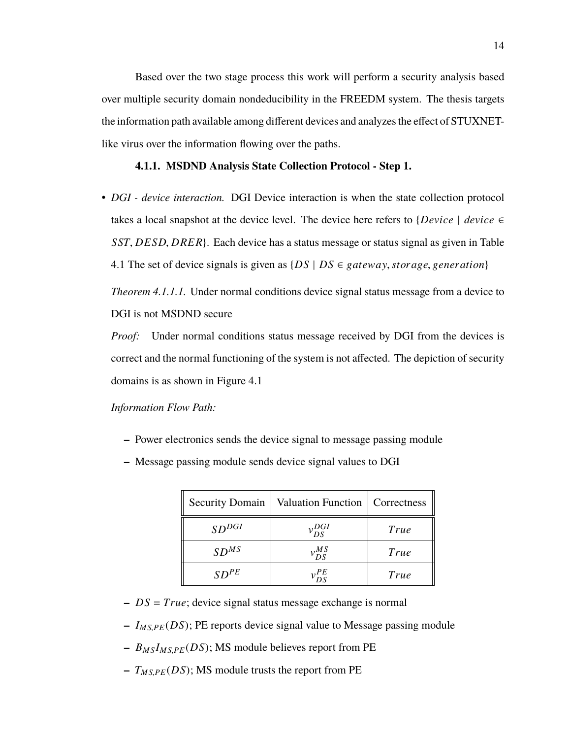Based over the two stage process this work will perform a security analysis based over multiple security domain nondeducibility in the FREEDM system. The thesis targets the information path available among different devices and analyzes the effect of STUXNET-like virus over the information flowing over the paths.

#### 4.1.1. MSDND Analysis State Collection Protocol - Step 1.

- *DGI - device interaction.* DGI Device interaction is when the state collection protocol takes a local snapshot at the device level. The device here refers to $\{Device \mid device \in SST, DESD, DRER\}$. Each device has a status message or status signal as given in Table 4.1 The set of device signals is given as $\{DS \mid DS \in gateway, storage, generation\}$

  *Theorem 4.1.1.1.* Under normal conditions device signal status message from a device to DGI is not MSDND secure

  *Proof:* Under normal conditions status message received by DGI from the devices is correct and the normal functioning of the system is not affected. The depiction of security domains is as shown in Figure 4.1

  *Information Flow Path:*

  – Power electronics sends the device signal to message passing module

  – Message passing module sends device signal values to DGI

| Security Domain | Valuation Function | Correctness |
|---|---|---|
| $SD^{DGI}$ | $v_{DS}^{DGI}$ | $True$ |
| $SD^{MS}$ | $v_{DS}^{MS}$ | $True$ |
| $SD^{PE}$ | $v_{DS}^{PE}$ | $True$ |

  – $DS = True$; device signal status message exchange is normal

  – $I_{MS,PE}(DS)$; PE reports device signal value to Message passing module

  – $B_{MS}I_{MS,PE}(DS)$; MS module believes report from PE

  – $T_{MS,PE}(DS)$; MS module trusts the report from PE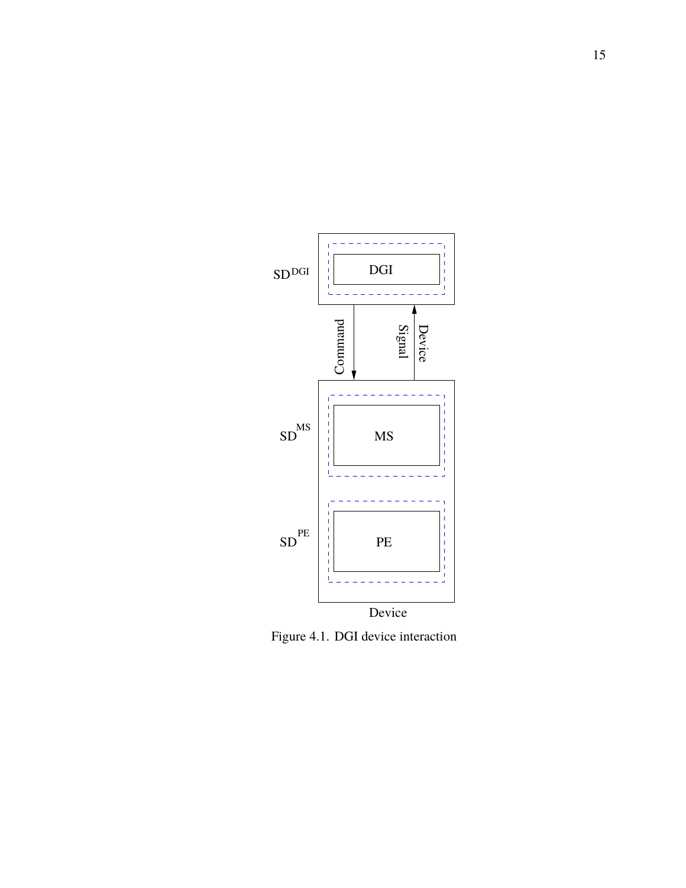Figure 4.1. DGI device interaction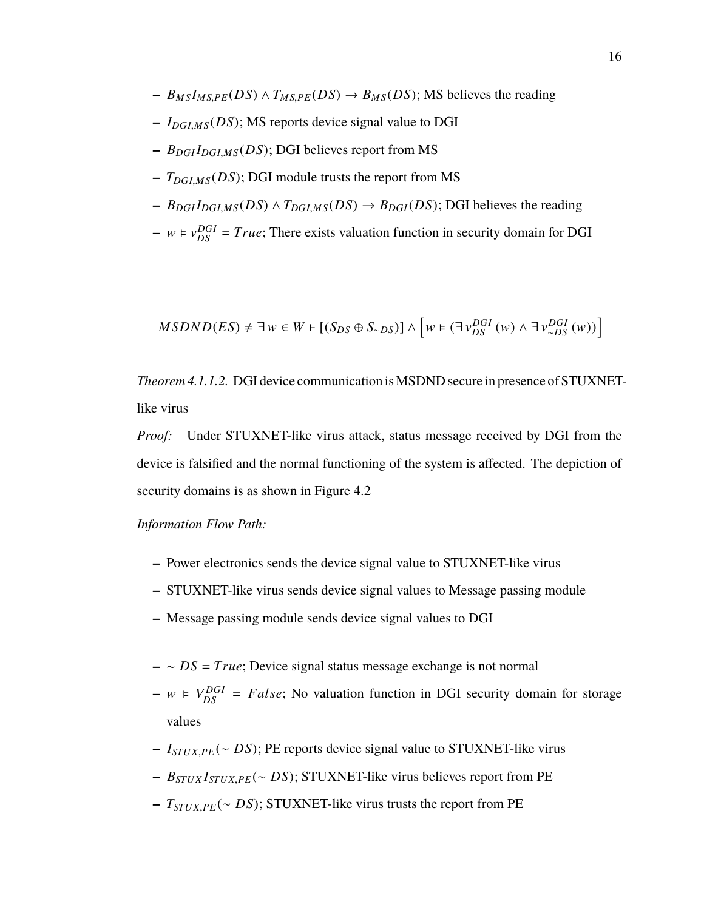- $B_{MS}I_{MS,PE}(DS) \wedge T_{MS,PE}(DS) \rightarrow B_{MS}(DS)$; MS believes the reading
- $I_{DGI,MS}(DS)$; MS reports device signal value to DGI
- $B_{DGI}I_{DGI,MS}(DS)$; DGI believes report from MS
- $T_{DGI,MS}(DS)$; DGI module trusts the report from MS
- $B_{DGI}I_{DGI,MS}(DS) \wedge T_{DGI,MS}(DS) \rightarrow B_{DGI}(DS)$; DGI believes the reading
- $w \models v_{DS}^{DGI} = True$; There exists valuation function in security domain for DGI

$$MSDND(ES) \neq \exists w \in W \vdash [(S_{DS} \oplus S_{\sim DS})] \wedge \left[ w \models (\exists v_{DS}^{DGI}(w) \wedge \exists v_{\sim DS}^{DGI}(w)) \right]$$

*Theorem 4.1.1.2.* DGI device communication is MSDND secure in presence of STUXNET-like virus

*Proof:* Under STUXNET-like virus attack, status message received by DGI from the device is falsified and the normal functioning of the system is affected. The depiction of security domains is as shown in Figure 4.2

*Information Flow Path:*

- Power electronics sends the device signal value to STUXNET-like virus
- STUXNET-like virus sends device signal values to Message passing module
- Message passing module sends device signal values to DGI

- $\sim DS = True$; Device signal status message exchange is not normal
- $w \models V_{DS}^{DGI} = False$; No valuation function in DGI security domain for storage values
- $I_{STUX,PE}(\sim DS)$; PE reports device signal value to STUXNET-like virus
- $B_{STUX}I_{STUX,PE}(\sim DS)$; STUXNET-like virus believes report from PE
- $T_{STUX,PE}(\sim DS)$; STUXNET-like virus trusts the report from PE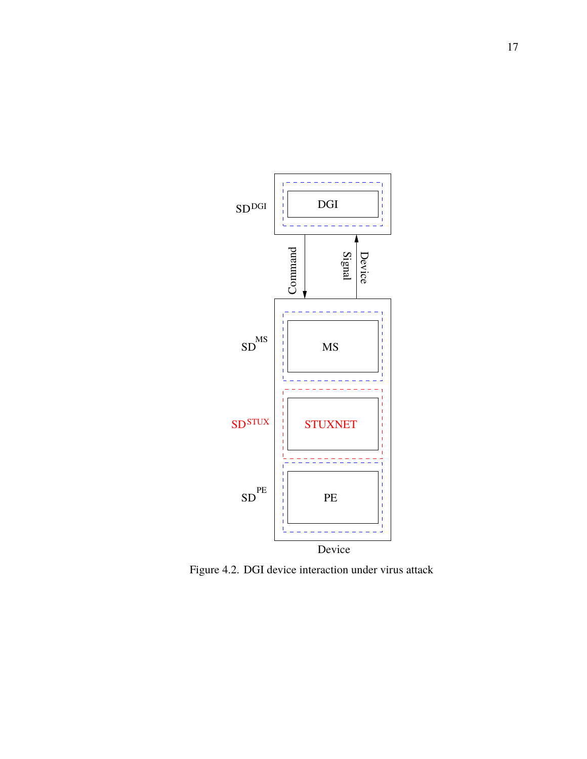Figure 4.2. DGI device interaction under virus attack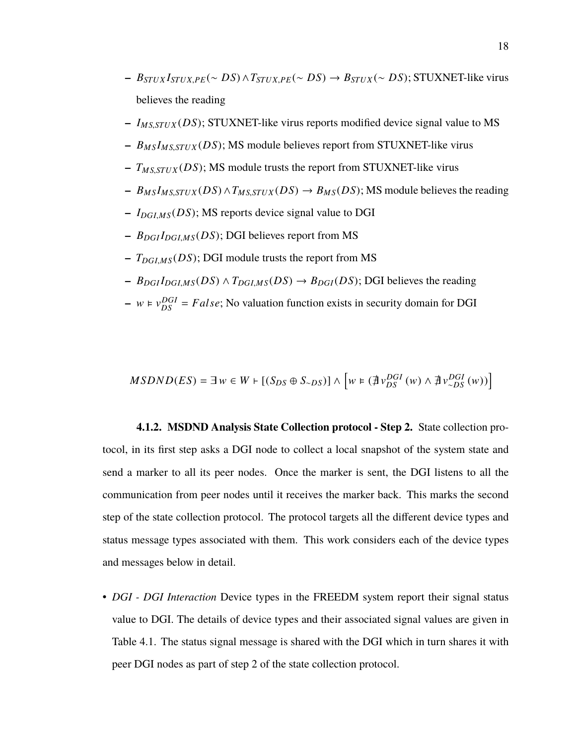- $B_{STUX}I_{STUX,PE}(\sim DS) \wedge T_{STUX,PE}(\sim DS) \rightarrow B_{STUX}(\sim DS)$; STUXNET-like virus believes the reading
- $I_{MS,STUX}(DS)$; STUXNET-like virus reports modified device signal value to MS
- $B_{MS}I_{MS,STUX}(DS)$; MS module believes report from STUXNET-like virus
- $T_{MS,STUX}(DS)$; MS module trusts the report from STUXNET-like virus
- $B_{MS}I_{MS,STUX}(DS) \wedge T_{MS,STUX}(DS) \rightarrow B_{MS}(DS)$; MS module believes the reading
- $I_{DGI,MS}(DS)$; MS reports device signal value to DGI
- $B_{DGI}I_{DGI,MS}(DS)$; DGI believes report from MS
- $T_{DGI,MS}(DS)$; DGI module trusts the report from MS
- $B_{DGI}I_{DGI,MS}(DS) \wedge T_{DGI,MS}(DS) \rightarrow B_{DGI}(DS)$; DGI believes the reading
- $w \vDash v_{DS}^{DGI} = False$; No valuation function exists in security domain for DGI

$$MSDND(ES) = \exists\, w \in W \vdash [(S_{DS} \oplus S_{\sim DS})] \wedge \left[w \vDash (\nexists\, v_{DS}^{DGI}(w) \wedge \nexists\, v_{\sim DS}^{DGI}(w))\right]$$

#### 4.1.2. MSDND Analysis State Collection protocol - Step 2.

State collection protocol, in its first step asks a DGI node to collect a local snapshot of the system state and send a marker to all its peer nodes. Once the marker is sent, the DGI listens to all the communication from peer nodes until it receives the marker back. This marks the second step of the state collection protocol. The protocol targets all the different device types and status message types associated with them. This work considers each of the device types and messages below in detail.

- *DGI - DGI Interaction* Device types in the FREEDM system report their signal status value to DGI. The details of device types and their associated signal values are given in Table 4.1. The status signal message is shared with the DGI which in turn shares it with peer DGI nodes as part of step 2 of the state collection protocol.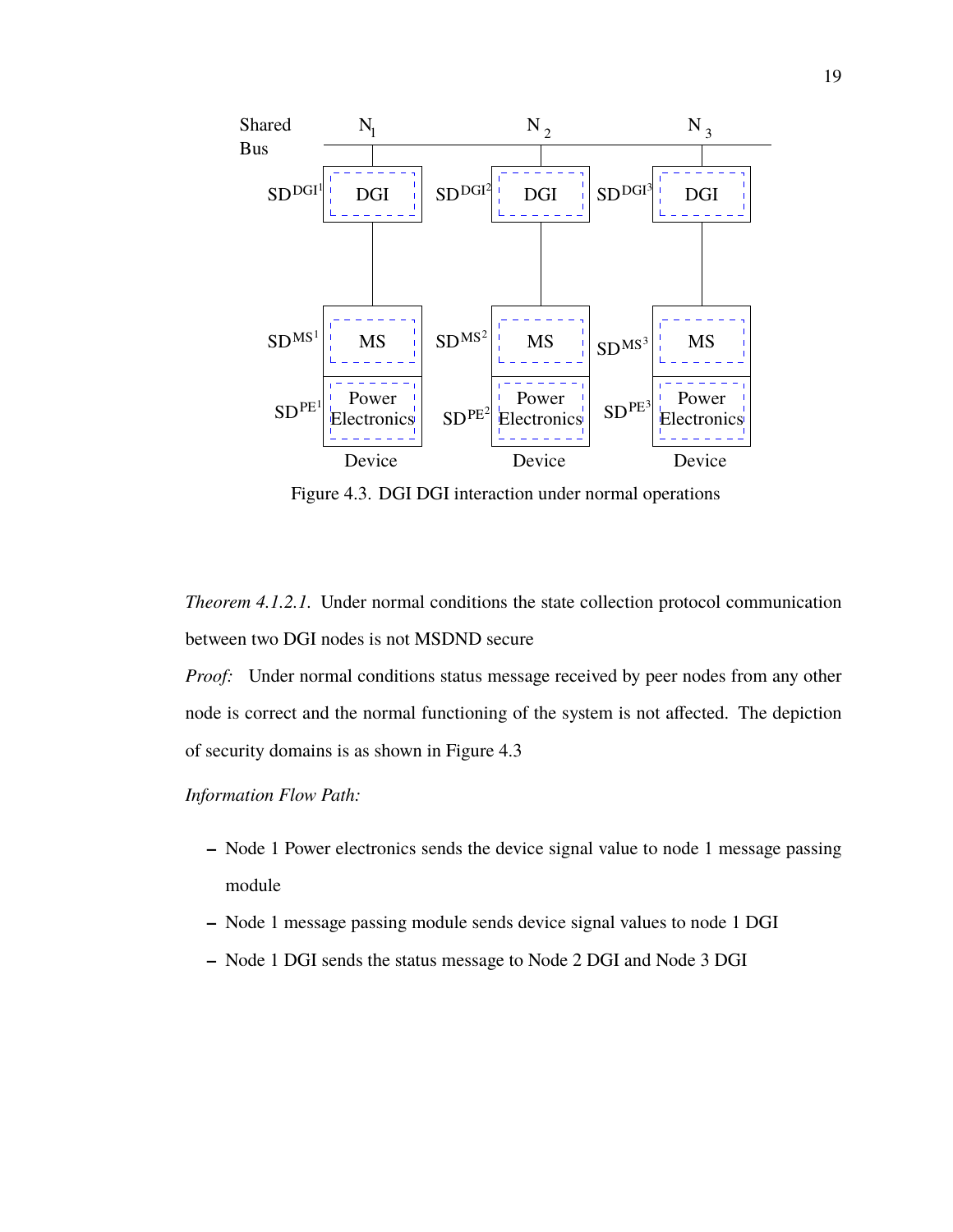Figure 4.3. DGI DGI interaction under normal operations

*Theorem 4.1.2.1.* Under normal conditions the state collection protocol communication between two DGI nodes is not MSDND secure

*Proof:* Under normal conditions status message received by peer nodes from any other node is correct and the normal functioning of the system is not affected. The depiction of security domains is as shown in Figure 4.3

*Information Flow Path:*

- Node 1 Power electronics sends the device signal value to node 1 message passing module
- Node 1 message passing module sends device signal values to node 1 DGI
- Node 1 DGI sends the status message to Node 2 DGI and Node 3 DGI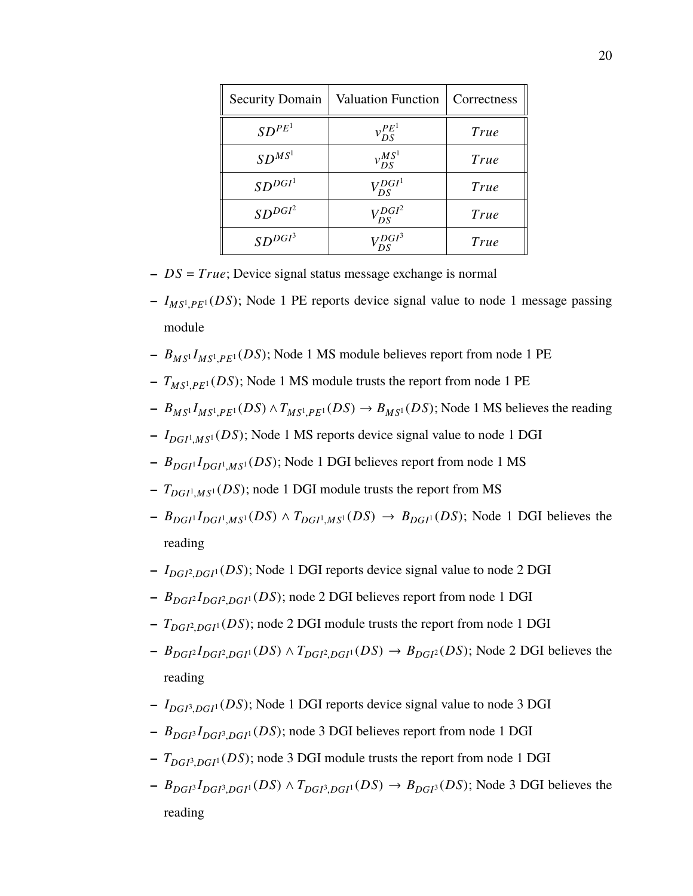| Security Domain | Valuation Function | Correctness |
|---|---|---|
| $SD^{PE^1}$ | $v_{DS}^{PE^1}$ | $True$ |
| $SD^{MS^1}$ | $v_{DS}^{MS^1}$ | $True$ |
| $SD^{DGI^1}$ | $V_{DS}^{DGI^1}$ | $True$ |
| $SD^{DGI^2}$ | $V_{DS}^{DGI^2}$ | $True$ |
| $SD^{DGI^3}$ | $V_{DS}^{DGI^3}$ | $True$ |

- $DS = True$; Device signal status message exchange is normal
- $I_{MS^1,PE^1}(DS)$; Node 1 PE reports device signal value to node 1 message passing module
- $B_{MS^1}I_{MS^1,PE^1}(DS)$; Node 1 MS module believes report from node 1 PE
- $T_{MS^1,PE^1}(DS)$; Node 1 MS module trusts the report from node 1 PE
- $B_{MS^1}I_{MS^1,PE^1}(DS) \wedge T_{MS^1,PE^1}(DS) \rightarrow B_{MS^1}(DS)$; Node 1 MS believes the reading
- $I_{DGI^1,MS^1}(DS)$; Node 1 MS reports device signal value to node 1 DGI
- $B_{DGI^1}I_{DGI^1,MS^1}(DS)$; Node 1 DGI believes report from node 1 MS
- $T_{DGI^1,MS^1}(DS)$; node 1 DGI module trusts the report from MS
- $B_{DGI^1}I_{DGI^1,MS^1}(DS) \wedge T_{DGI^1,MS^1}(DS) \rightarrow B_{DGI^1}(DS)$; Node 1 DGI believes the reading
- $I_{DGI^2,DGI^1}(DS)$; Node 1 DGI reports device signal value to node 2 DGI
- $B_{DGI^2}I_{DGI^2,DGI^1}(DS)$; node 2 DGI believes report from node 1 DGI
- $T_{DGI^2,DGI^1}(DS)$; node 2 DGI module trusts the report from node 1 DGI
- $B_{DGI^2}I_{DGI^2,DGI^1}(DS) \wedge T_{DGI^2,DGI^1}(DS) \rightarrow B_{DGI^2}(DS)$; Node 2 DGI believes the reading
- $I_{DGI^3,DGI^1}(DS)$; Node 1 DGI reports device signal value to node 3 DGI
- $B_{DGI^3}I_{DGI^3,DGI^1}(DS)$; node 3 DGI believes report from node 1 DGI
- $T_{DGI^3,DGI^1}(DS)$; node 3 DGI module trusts the report from node 1 DGI
- $B_{DGI^3}I_{DGI^3,DGI^1}(DS) \wedge T_{DGI^3,DGI^1}(DS) \rightarrow B_{DGI^3}(DS)$; Node 3 DGI believes the reading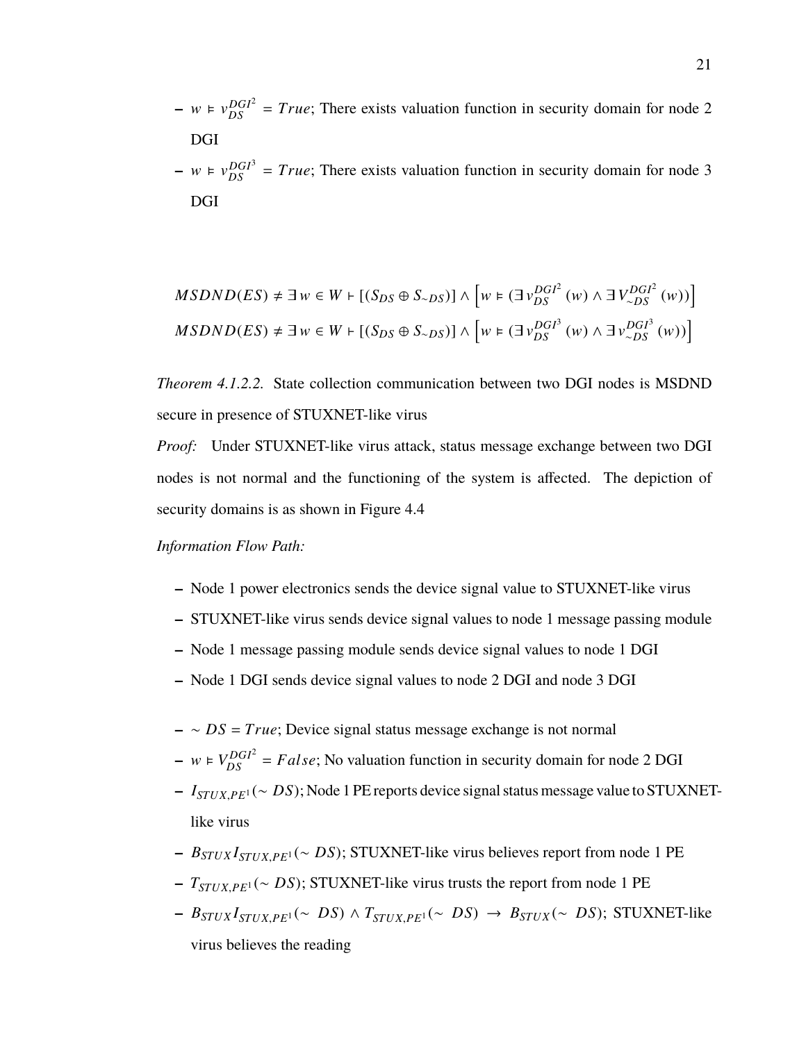- $w \vDash v_{DS}^{DGI^2} = True$; There exists valuation function in security domain for node 2 DGI
- $w \vDash v_{DS}^{DGI^3} = True$; There exists valuation function in security domain for node 3 DGI

$$MSDND(ES) \neq \exists w \in W \vdash [(S_{DS} \oplus S_{\sim DS})] \wedge \left[w \vDash (\exists v_{DS}^{DGI^2}(w) \wedge \exists V_{\sim DS}^{DGI^2}(w))\right]$$
$$MSDND(ES) \neq \exists w \in W \vdash [(S_{DS} \oplus S_{\sim DS})] \wedge \left[w \vDash (\exists v_{DS}^{DGI^3}(w) \wedge \exists v_{\sim DS}^{DGI^3}(w))\right]$$

*Theorem 4.1.2.2.* State collection communication between two DGI nodes is MSDND secure in presence of STUXNET-like virus

*Proof:* Under STUXNET-like virus attack, status message exchange between two DGI nodes is not normal and the functioning of the system is affected. The depiction of security domains is as shown in Figure 4.4

*Information Flow Path:*

- Node 1 power electronics sends the device signal value to STUXNET-like virus
- STUXNET-like virus sends device signal values to node 1 message passing module
- Node 1 message passing module sends device signal values to node 1 DGI
- Node 1 DGI sends device signal values to node 2 DGI and node 3 DGI

- $\sim DS = True$; Device signal status message exchange is not normal
- $w \vDash V_{DS}^{DGI^2} = False$; No valuation function in security domain for node 2 DGI
- $I_{STUX,PE^1}(\sim DS)$; Node 1 PE reports device signal status message value to STUXNET-like virus
- $B_{STUX} I_{STUX,PE^1}(\sim DS)$; STUXNET-like virus believes report from node 1 PE
- $T_{STUX,PE^1}(\sim DS)$; STUXNET-like virus trusts the report from node 1 PE
- $B_{STUX} I_{STUX,PE^1}(\sim DS) \wedge T_{STUX,PE^1}(\sim DS) \rightarrow B_{STUX}(\sim DS)$; STUXNET-like virus believes the reading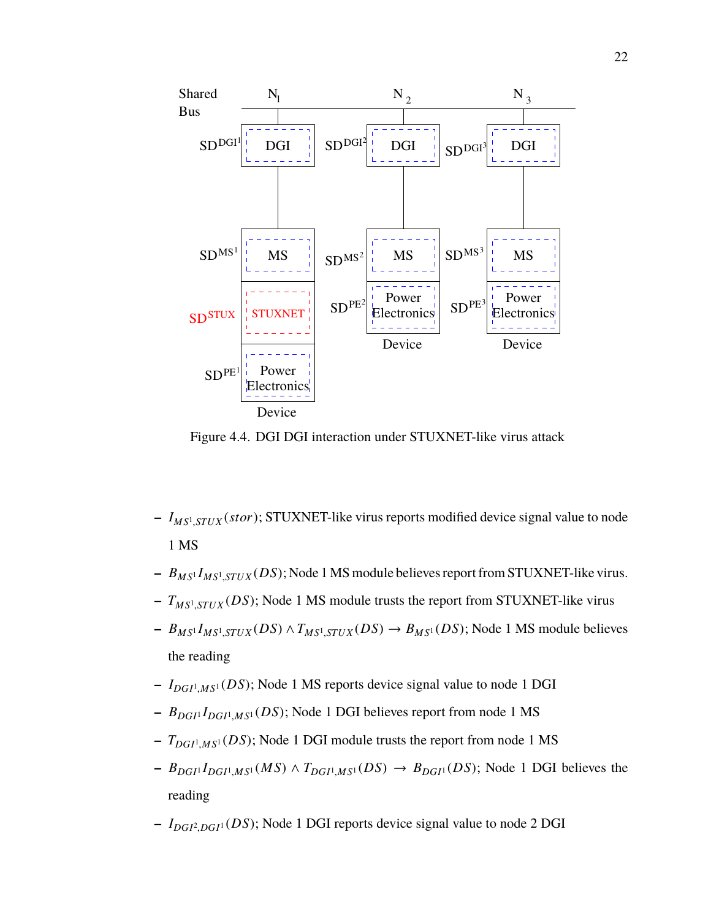Figure 4.4. DGI DGI interaction under STUXNET-like virus attack

- $I_{MS^1,STUX}(stor)$; STUXNET-like virus reports modified device signal value to node 1 MS
- $B_{MS^1} I_{MS^1,STUX}(DS)$; Node 1 MS module believes report from STUXNET-like virus.
- $T_{MS^1,STUX}(DS)$; Node 1 MS module trusts the report from STUXNET-like virus
- $B_{MS^1} I_{MS^1,STUX}(DS) \wedge T_{MS^1,STUX}(DS) \rightarrow B_{MS^1}(DS)$; Node 1 MS module believes the reading
- $I_{DGI^1,MS^1}(DS)$; Node 1 MS reports device signal value to node 1 DGI
- $B_{DGI^1} I_{DGI^1,MS^1}(DS)$; Node 1 DGI believes report from node 1 MS
- $T_{DGI^1,MS^1}(DS)$; Node 1 DGI module trusts the report from node 1 MS
- $B_{DGI^1} I_{DGI^1,MS^1}(MS) \wedge T_{DGI^1,MS^1}(DS) \rightarrow B_{DGI^1}(DS)$; Node 1 DGI believes the reading
- $I_{DGI^2,DGI^1}(DS)$; Node 1 DGI reports device signal value to node 2 DGI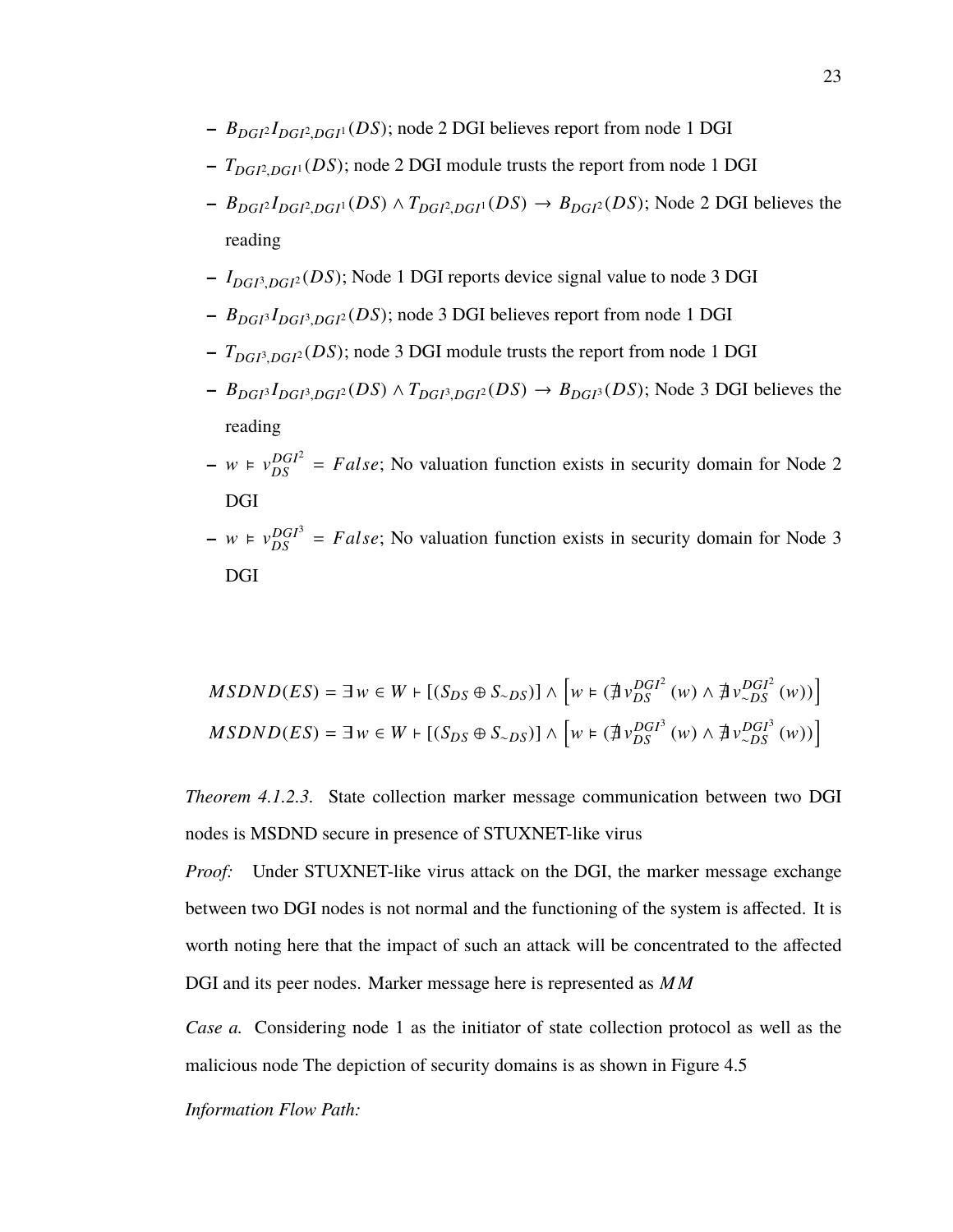- $B_{DGI^2} I_{DGI^2,DGI^1}(DS)$; node 2 DGI believes report from node 1 DGI
- $T_{DGI^2,DGI^1}(DS)$; node 2 DGI module trusts the report from node 1 DGI
- $B_{DGI^2} I_{DGI^2,DGI^1}(DS) \wedge T_{DGI^2,DGI^1}(DS) \rightarrow B_{DGI^2}(DS)$; Node 2 DGI believes the reading
- $I_{DGI^3,DGI^2}(DS)$; Node 1 DGI reports device signal value to node 3 DGI
- $B_{DGI^3} I_{DGI^3,DGI^2}(DS)$; node 3 DGI believes report from node 1 DGI
- $T_{DGI^3,DGI^2}(DS)$; node 3 DGI module trusts the report from node 1 DGI
- $B_{DGI^3} I_{DGI^3,DGI^2}(DS) \wedge T_{DGI^3,DGI^2}(DS) \rightarrow B_{DGI^3}(DS)$; Node 3 DGI believes the reading
- $w \vDash v_{DS}^{DGI^2} = False$; No valuation function exists in security domain for Node 2 DGI
- $w \vDash v_{DS}^{DGI^3} = False$; No valuation function exists in security domain for Node 3 DGI

$$MSDND(ES) = \exists\, w \in W \vdash [(S_{DS} \oplus S_{\sim DS})] \wedge \left[ w \vDash (\nexists\, v_{DS}^{DGI^2}(w) \wedge \nexists\, v_{\sim DS}^{DGI^2}(w)) \right]$$

$$MSDND(ES) = \exists\, w \in W \vdash [(S_{DS} \oplus S_{\sim DS})] \wedge \left[ w \vDash (\nexists\, v_{DS}^{DGI^3}(w) \wedge \nexists\, v_{\sim DS}^{DGI^3}(w)) \right]$$

*Theorem 4.1.2.3.* State collection marker message communication between two DGI nodes is MSDND secure in presence of STUXNET-like virus

*Proof:* Under STUXNET-like virus attack on the DGI, the marker message exchange between two DGI nodes is not normal and the functioning of the system is affected. It is worth noting here that the impact of such an attack will be concentrated to the affected DGI and its peer nodes. Marker message here is represented as $MM$

*Case a.* Considering node 1 as the initiator of state collection protocol as well as the malicious node The depiction of security domains is as shown in Figure 4.5

*Information Flow Path:*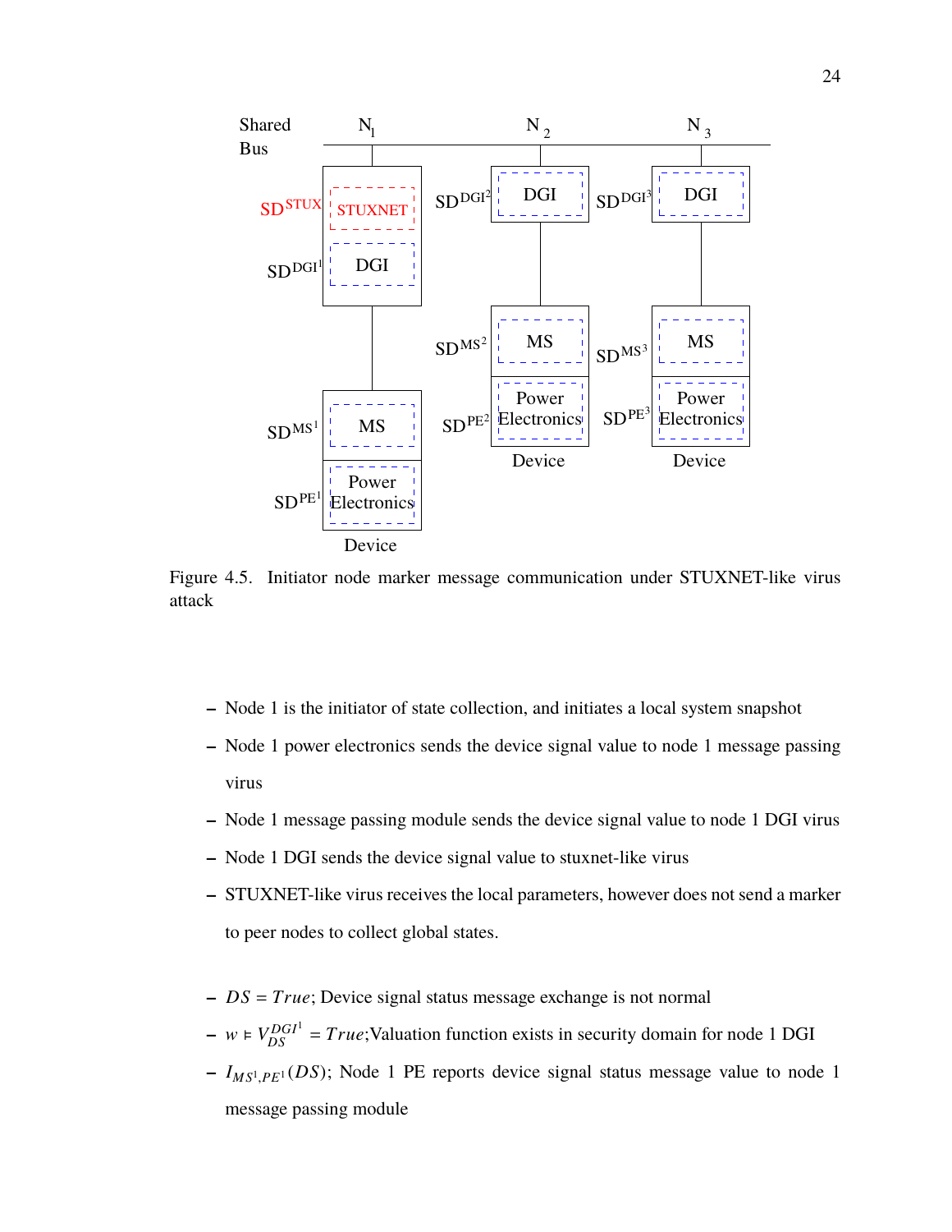Figure 4.5. Initiator node marker message communication under STUXNET-like virus attack

- Node 1 is the initiator of state collection, and initiates a local system snapshot
- Node 1 power electronics sends the device signal value to node 1 message passing virus
- Node 1 message passing module sends the device signal value to node 1 DGI virus
- Node 1 DGI sends the device signal to stuxnet-like virus
- STUXNET-like virus receives the local parameters, however does not send a marker to peer nodes to collect global states.

- $DS = True$; Device signal status message exchange is not normal
- $w \vDash V_{DS}^{DGI^1} = True$;Valuation function exists in security domain for node 1 DGI
- $I_{MS^1,PE^1}(DS)$; Node 1 PE reports device signal status message value to node 1 message passing module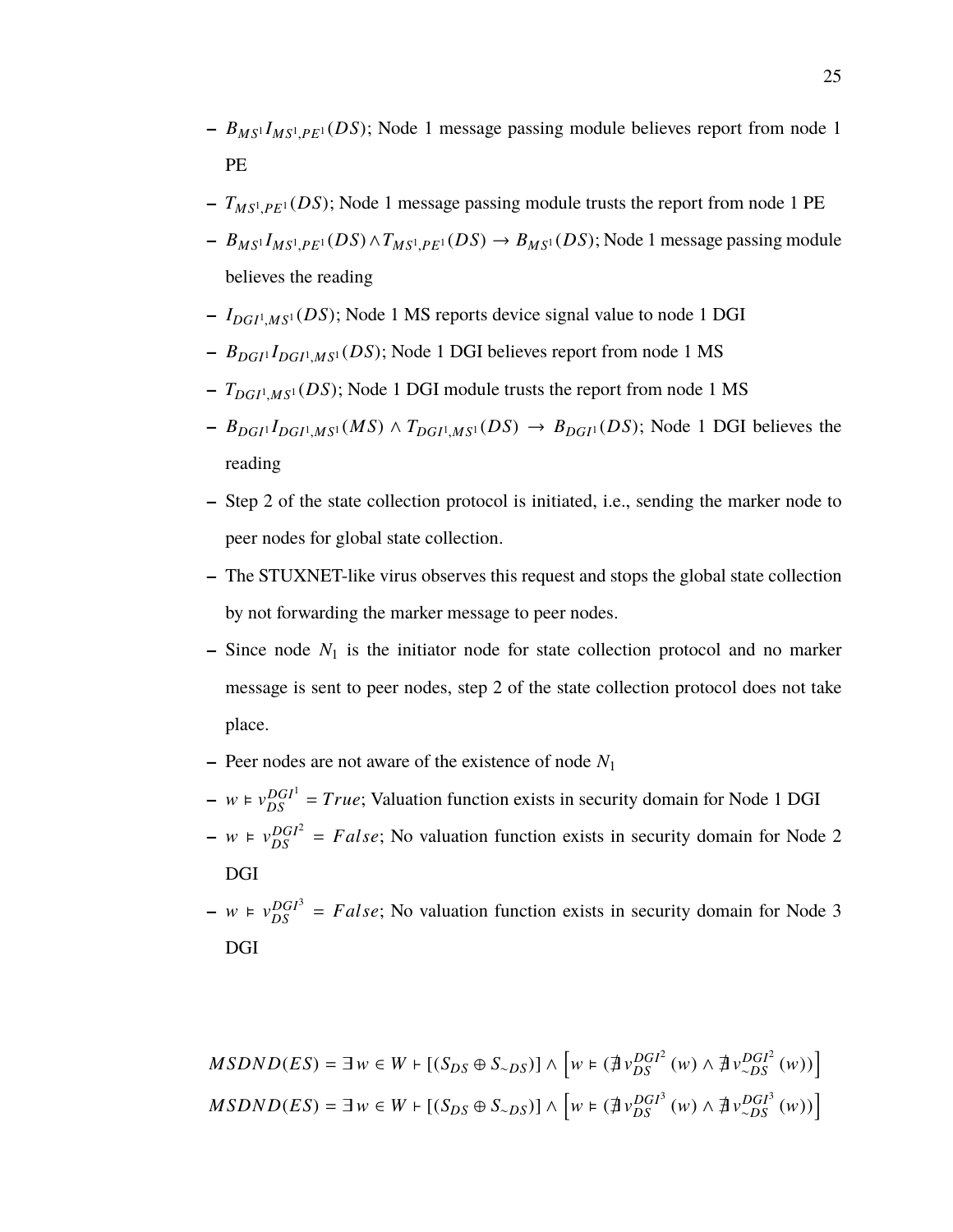- $B_{MS^1} I_{MS^1,PE^1}(DS)$; Node 1 message passing module believes report from node 1 PE
- $T_{MS^1,PE^1}(DS)$; Node 1 message passing module trusts the report from node 1 PE
- $B_{MS^1} I_{MS^1,PE^1}(DS) \wedge T_{MS^1,PE^1}(DS) \rightarrow B_{MS^1}(DS)$; Node 1 message passing module believes the reading
- $I_{DGI^1,MS^1}(DS)$; Node 1 MS reports device signal value to node 1 DGI
- $B_{DGI^1} I_{DGI^1,MS^1}(DS)$; Node 1 DGI believes report from node 1 MS
- $T_{DGI^1,MS^1}(DS)$; Node 1 DGI module trusts the report from node 1 MS
- $B_{DGI^1} I_{DGI^1,MS^1}(MS) \wedge T_{DGI^1,MS^1}(DS) \rightarrow B_{DGI^1}(DS)$; Node 1 DGI believes the reading
- Step 2 of the state collection protocol is initiated, i.e., sending the marker node to peer nodes for global state collection.
- The STUXNET-like virus observes this request and stops the global state collection by not forwarding the marker message to peer nodes.
- Since node $N_1$ is the initiator node for state collection protocol and no marker message is sent to peer nodes, step 2 of the state collection protocol does not take place.
- Peer nodes are not aware of the existence of node $N_1$
- $w \vDash v_{DS}^{DGI^1} = True$; Valuation function exists in security domain for Node 1 DGI
- $w \vDash v_{DS}^{DGI^2} = False$; No valuation function exists in security domain for Node 2 DGI
- $w \vDash v_{DS}^{DGI^3} = False$; No valuation function exists in security domain for Node 3 DGI

$$MSDND(ES) = \exists w \in W \vdash [(S_{DS} \oplus S_{\sim DS})] \wedge \left[ w \vDash (\nexists v_{DS}^{DGI^2}(w) \wedge \nexists v_{\sim DS}^{DGI^2}(w)) \right]$$

$$MSDND(ES) = \exists w \in W \vdash [(S_{DS} \oplus S_{\sim DS})] \wedge \left[ w \vDash (\nexists v_{DS}^{DGI^3}(w) \wedge \nexists v_{\sim DS}^{DGI^3}(w)) \right]$$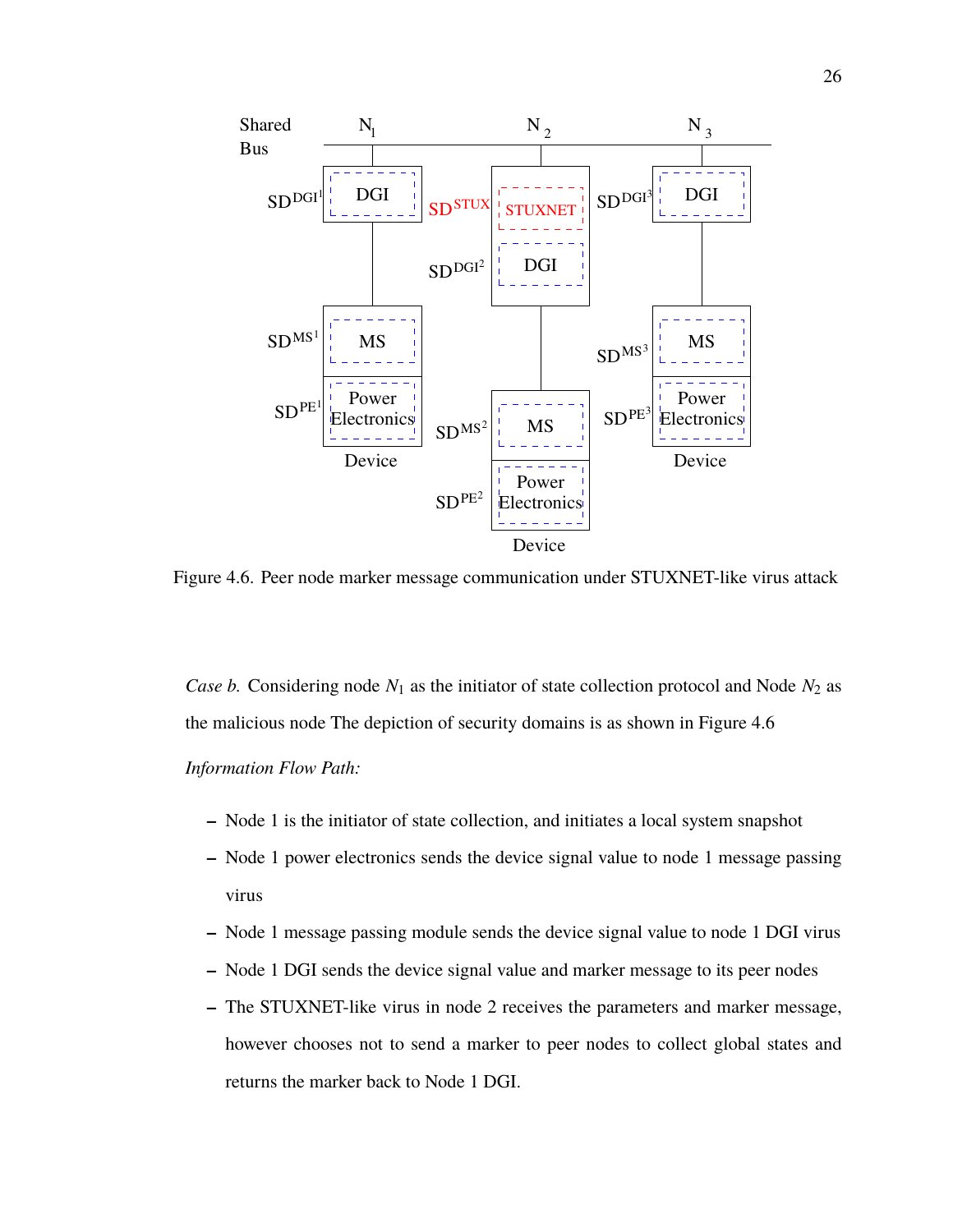Figure 4.6. Peer node marker message communication under STUXNET-like virus attack

*Case b.* Considering node $N_1$ as the initiator of state collection protocol and Node $N_2$ as the malicious node The depiction of security domains is as shown in Figure 4.6

*Information Flow Path:*

– Node 1 is the initiator of state collection, and initiates a local system snapshot

– Node 1 power electronics sends the device signal value to node 1 message passing virus

– Node 1 message passing module sends the device signal value to node 1 DGI virus

– Node 1 DGI sends the device signal value and marker message to its peer nodes

– The STUXNET-like virus in node 2 receives the parameters and marker message, however chooses not to send a marker to peer nodes to collect global states and returns the marker back to Node 1 DGI.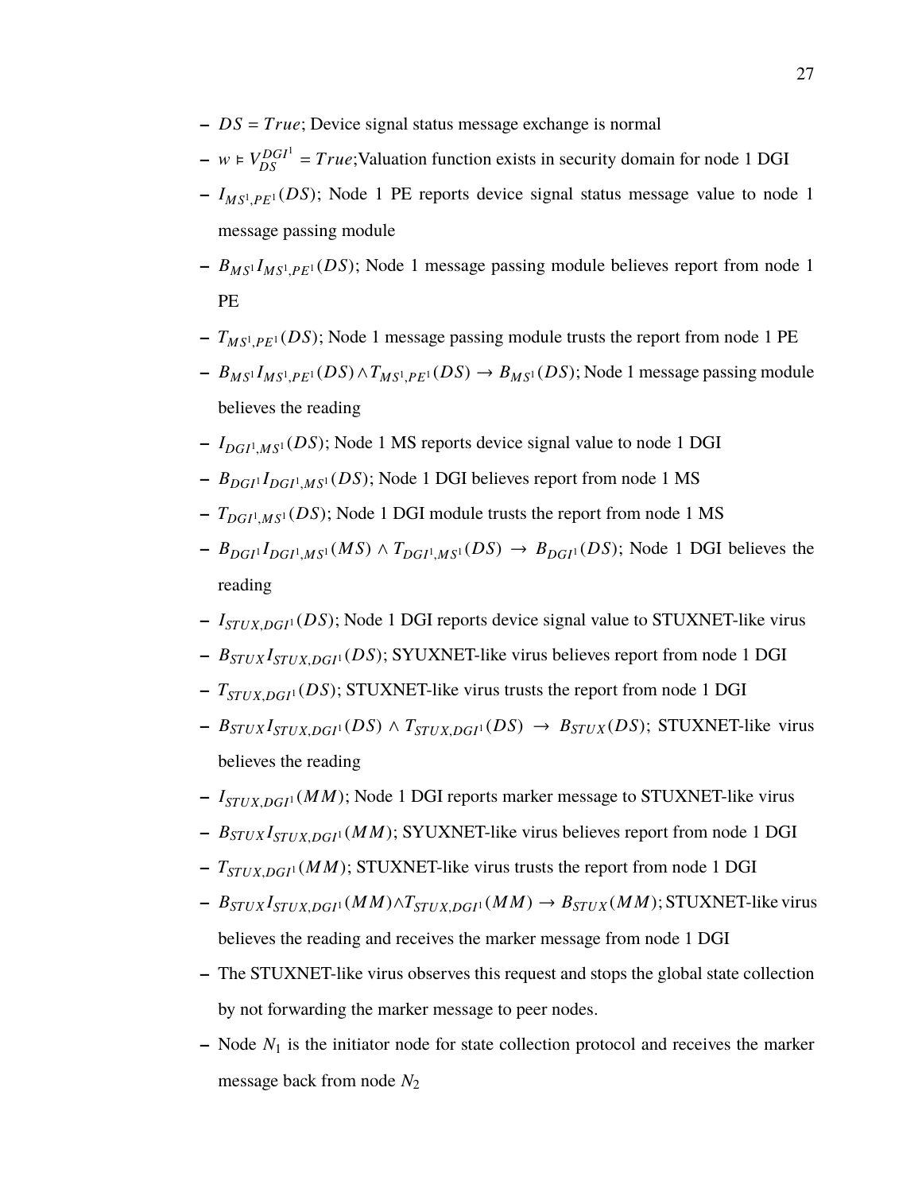- $DS = True$; Device signal status message exchange is normal
- $w \vDash V_{DS}^{DGI^1} = True$;Valuation function exists in security domain for node 1 DGI
- $I_{MS^1,PE^1}(DS)$; Node 1 PE reports device signal status message value to node 1 message passing module
- $B_{MS^1} I_{MS^1,PE^1}(DS)$; Node 1 message passing module believes report from node 1 PE
- $T_{MS^1,PE^1}(DS)$; Node 1 message passing module trusts the report from node 1 PE
- $B_{MS^1} I_{MS^1,PE^1}(DS) \wedge T_{MS^1,PE^1}(DS) \rightarrow B_{MS^1}(DS)$; Node 1 message passing module believes the reading
- $I_{DGI^1,MS^1}(DS)$; Node 1 MS reports device signal value to node 1 DGI
- $B_{DGI^1} I_{DGI^1,MS^1}(DS)$; Node 1 DGI believes report from node 1 MS
- $T_{DGI^1,MS^1}(DS)$; Node 1 DGI module trusts the report from node 1 MS
- $B_{DGI^1} I_{DGI^1,MS^1}(MS) \wedge T_{DGI^1,MS^1}(DS) \rightarrow B_{DGI^1}(DS)$; Node 1 DGI believes the reading
- $I_{STUX,DGI^1}(DS)$; Node 1 DGI reports device signal value to STUXNET-like virus
- $B_{STUX} I_{STUX,DGI^1}(DS)$; SYUXNET-like virus believes report from node 1 DGI
- $T_{STUX,DGI^1}(DS)$; STUXNET-like virus trusts the report from node 1 DGI
- $B_{STUX} I_{STUX,DGI^1}(DS) \wedge T_{STUX,DGI^1}(DS) \rightarrow B_{STUX}(DS)$; STUXNET-like virus believes the reading
- $I_{STUX,DGI^1}(MM)$; Node 1 DGI reports marker message to STUXNET-like virus
- $B_{STUX} I_{STUX,DGI^1}(MM)$; SYUXNET-like virus believes report from node 1 DGI
- $T_{STUX,DGI^1}(MM)$; STUXNET-like virus trusts the report from node 1 DGI
- $B_{STUX} I_{STUX,DGI^1}(MM) \wedge T_{STUX,DGI^1}(MM) \rightarrow B_{STUX}(MM)$; STUXNET-like virus believes the reading and receives the marker message from node 1 DGI
- The STUXNET-like virus observes this request and stops the global state collection by not forwarding the marker message to peer nodes.
- Node $N_1$ is the initiator node for state collection protocol and receives the marker message back from node $N_2$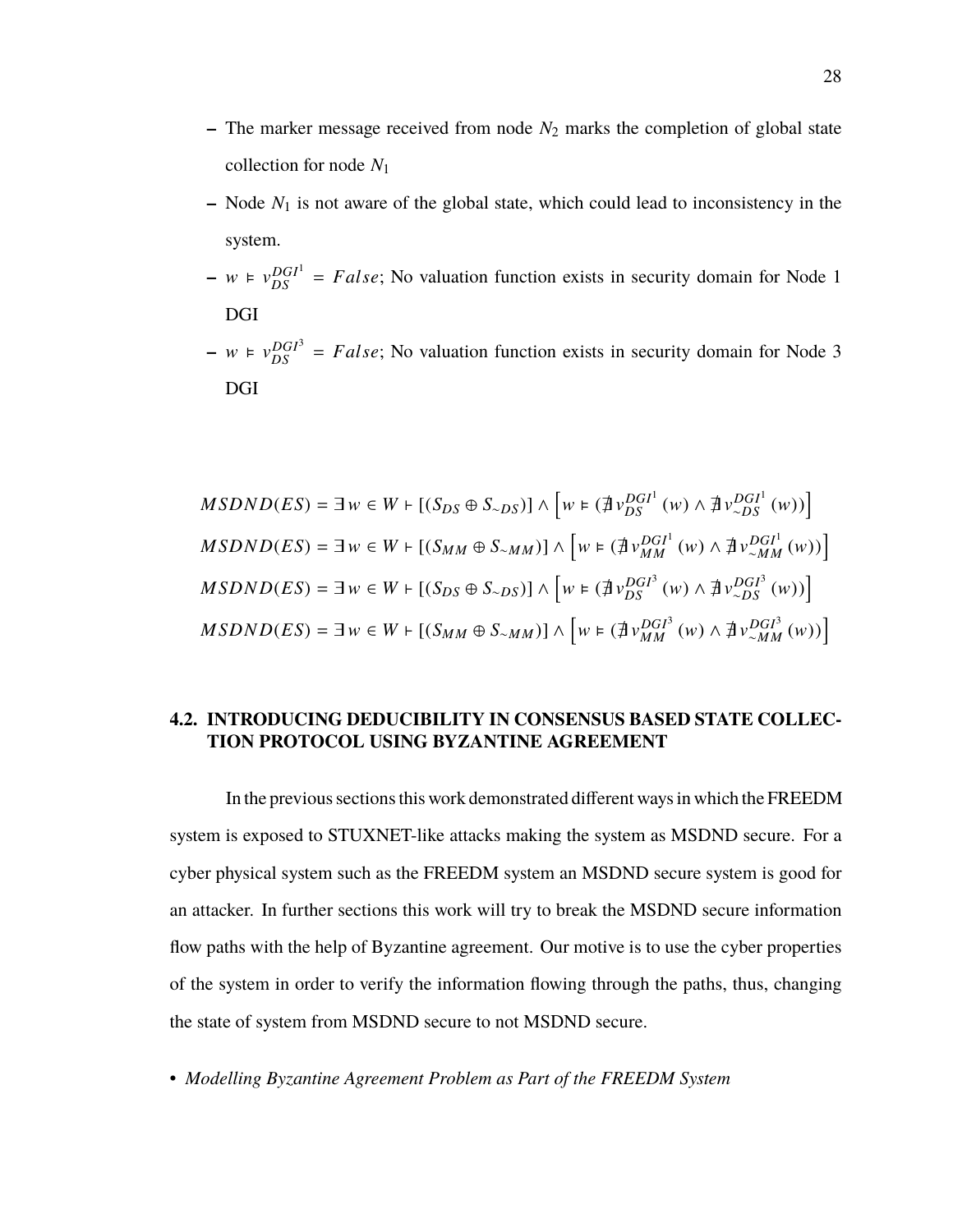- The marker message received from node $N_2$ marks the completion of global state collection for node $N_1$
- Node $N_1$ is not aware of the global state, which could lead to inconsistency in the system.
- $w \vDash v_{DS}^{DGI^1} = False$; No valuation function exists in security domain for Node 1 DGI
- $w \vDash v_{DS}^{DGI^3} = False$; No valuation function exists in security domain for Node 3 DGI

$$MSDND(ES) = \exists\, w \in W \vdash [(S_{DS} \oplus S_{\sim DS})] \wedge \left[w \vDash (\nexists\, v_{DS}^{DGI^1}(w) \wedge \nexists\, v_{\sim DS}^{DGI^1}(w))\right]$$

$$MSDND(ES) = \exists\, w \in W \vdash [(S_{MM} \oplus S_{\sim MM})] \wedge \left[w \vDash (\nexists\, v_{MM}^{DGI^1}(w) \wedge \nexists\, v_{\sim MM}^{DGI^1}(w))\right]$$

$$MSDND(ES) = \exists\, w \in W \vdash [(S_{DS} \oplus S_{\sim DS})] \wedge \left[w \vDash (\nexists\, v_{DS}^{DGI^3}(w) \wedge \nexists\, v_{\sim DS}^{DGI^3}(w))\right]$$

$$MSDND(ES) = \exists\, w \in W \vdash [(S_{MM} \oplus S_{\sim MM})] \wedge \left[w \vDash (\nexists\, v_{MM}^{DGI^3}(w) \wedge \nexists\, v_{\sim MM}^{DGI^3}(w))\right]$$

## 4.2. INTRODUCING DEDUCIBILITY IN CONSENSUS BASED STATE COLLECTION PROTOCOL USING BYZANTINE AGREEMENT

In the previous sections this work demonstrated different ways in which the FREEDM system is exposed to STUXNET-like attacks making the system as MSDND secure. For a cyber physical system such as the FREEDM system an MSDND secure system is good for an attacker. In further sections this work will try to break the MSDND secure information flow paths with the help of Byzantine agreement. Our motive is to use the cyber properties of the system in order to verify the information flowing through the paths, thus, changing the state of system from MSDND secure to not MSDND secure.

- *Modelling Byzantine Agreement Problem as Part of the FREEDM System*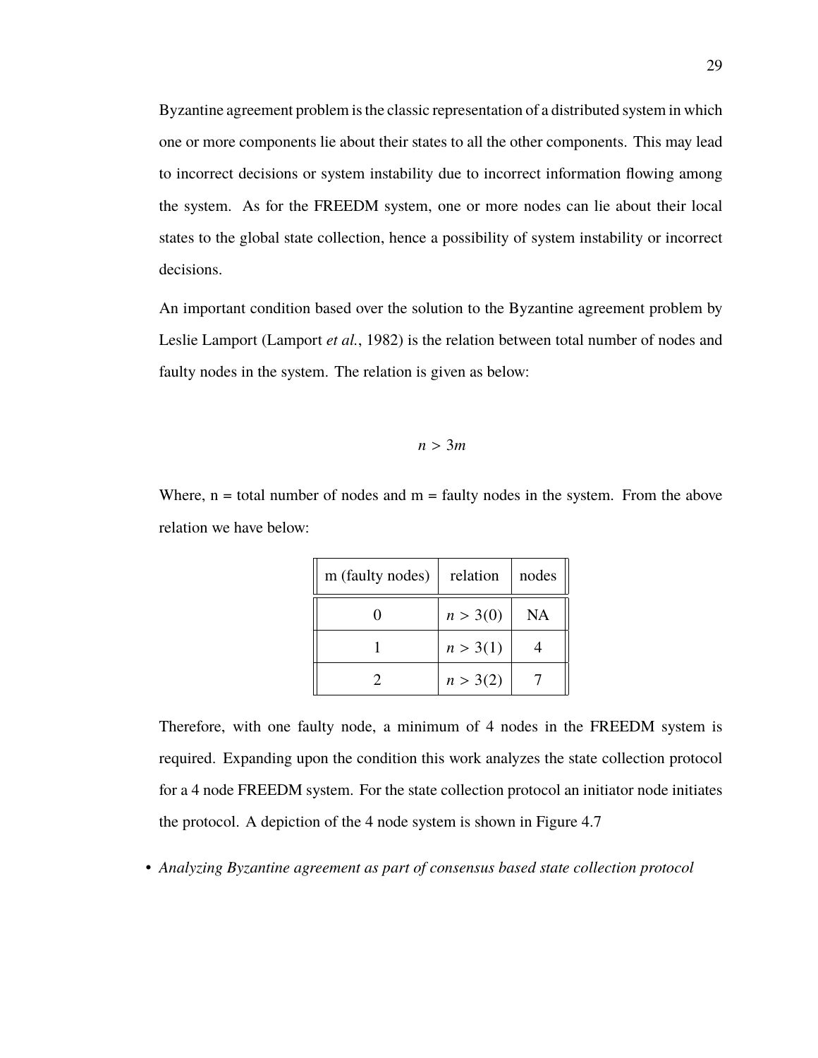Byzantine agreement problem is the classic representation of a distributed system in which one or more components lie about their states to all the other components. This may lead to incorrect decisions or system instability due to incorrect information flowing among the system. As for the FREEDM system, one or more nodes can lie about their local states to the global state collection, hence a possibility of system instability or incorrect decisions.

An important condition based over the solution to the Byzantine agreement problem by Leslie Lamport (Lamport *et al.*, 1982) is the relation between total number of nodes and faulty nodes in the system. The relation is given as below:

$$n > 3m$$

Where, n = total number of nodes and m = faulty nodes in the system. From the above relation we have below:

| m (faulty nodes) | relation | nodes |
|---|---|---|
| 0 | $n > 3(0)$ | NA |
| 1 | $n > 3(1)$ | 4 |
| 2 | $n > 3(2)$ | 7 |

Therefore, with one faulty node, a minimum of 4 nodes in the FREEDM system is required. Expanding upon the condition this work analyzes the state collection protocol for a 4 node FREEDM system. For the state collection protocol an initiator node initiates the protocol. A depiction of the 4 node system is shown in Figure 4.7

- *Analyzing Byzantine agreement as part of consensus based state collection protocol*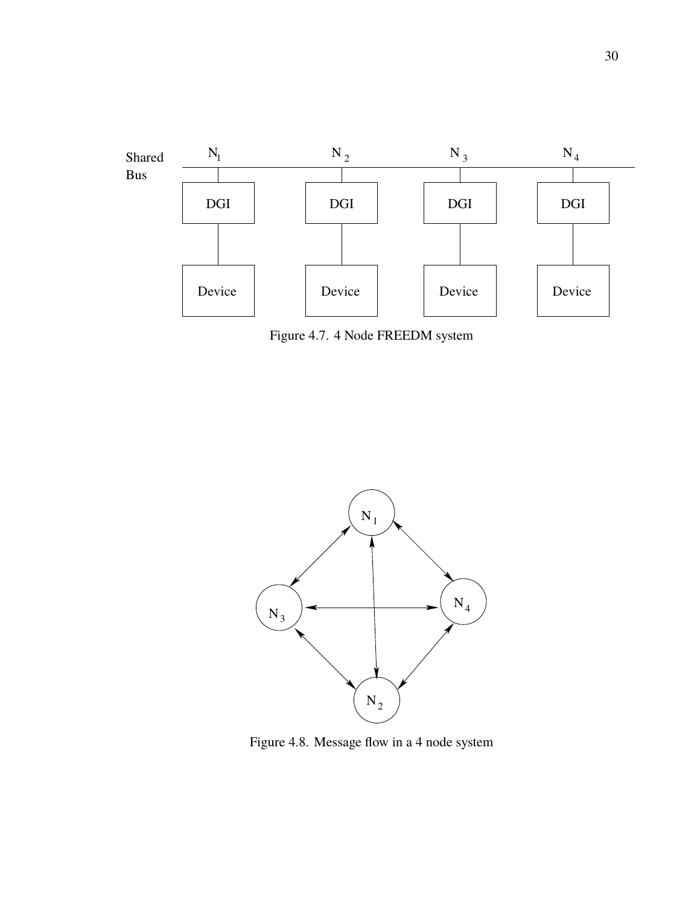Figure 4.7. 4 Node FREEDM system

Figure 4.8. Message flow in a 4 node system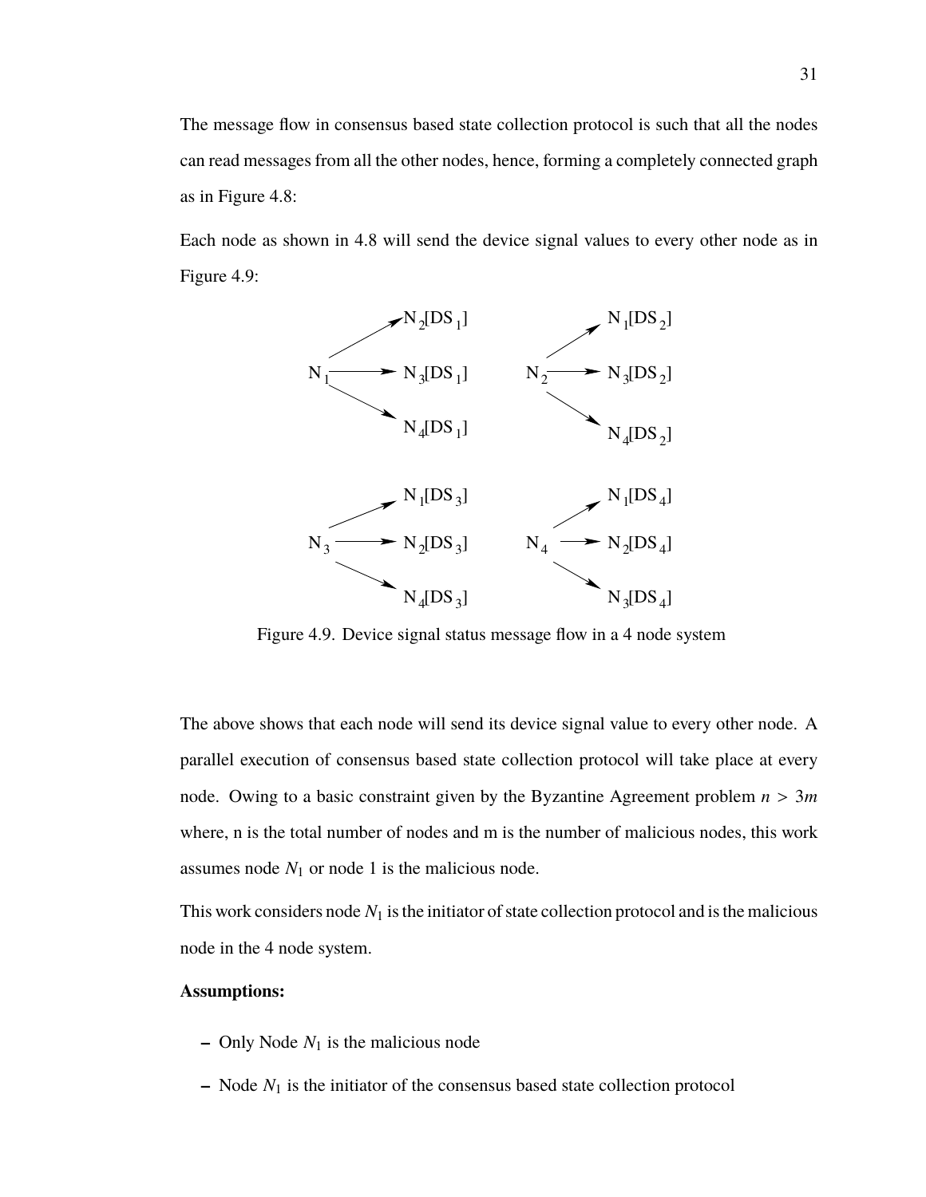The message flow in consensus based state collection protocol is such that all the nodes can read messages from all the other nodes, hence, forming a completely connected graph as in Figure 4.8:

Each node as shown in 4.8 will send the device signal values to every other node as in Figure 4.9:

$$N_1 \rightarrow N_2[DS_1],\ N_3[DS_1],\ N_4[DS_1] \qquad N_2 \rightarrow N_1[DS_2],\ N_3[DS_2],\ N_4[DS_2]$$

$$N_3 \rightarrow N_1[DS_3],\ N_2[DS_3],\ N_4[DS_3] \qquad N_4 \rightarrow N_1[DS_4],\ N_2[DS_4],\ N_3[DS_4]$$

Figure 4.9. Device signal status message flow in a 4 node system

The above shows that each node will send its device signal value to every other node. A parallel execution of consensus based state collection protocol will take place at every node. Owing to a basic constraint given by the Byzantine Agreement problem $n > 3m$ where, n is the total number of nodes and m is the number of malicious nodes, this work assumes node $N_1$ or node 1 is the malicious node.

This work considers node $N_1$ is the initiator of state collection protocol and is the malicious node in the 4 node system.

**Assumptions:**

- Only Node $N_1$ is the malicious node
- Node $N_1$ is the initiator of the consensus based state collection protocol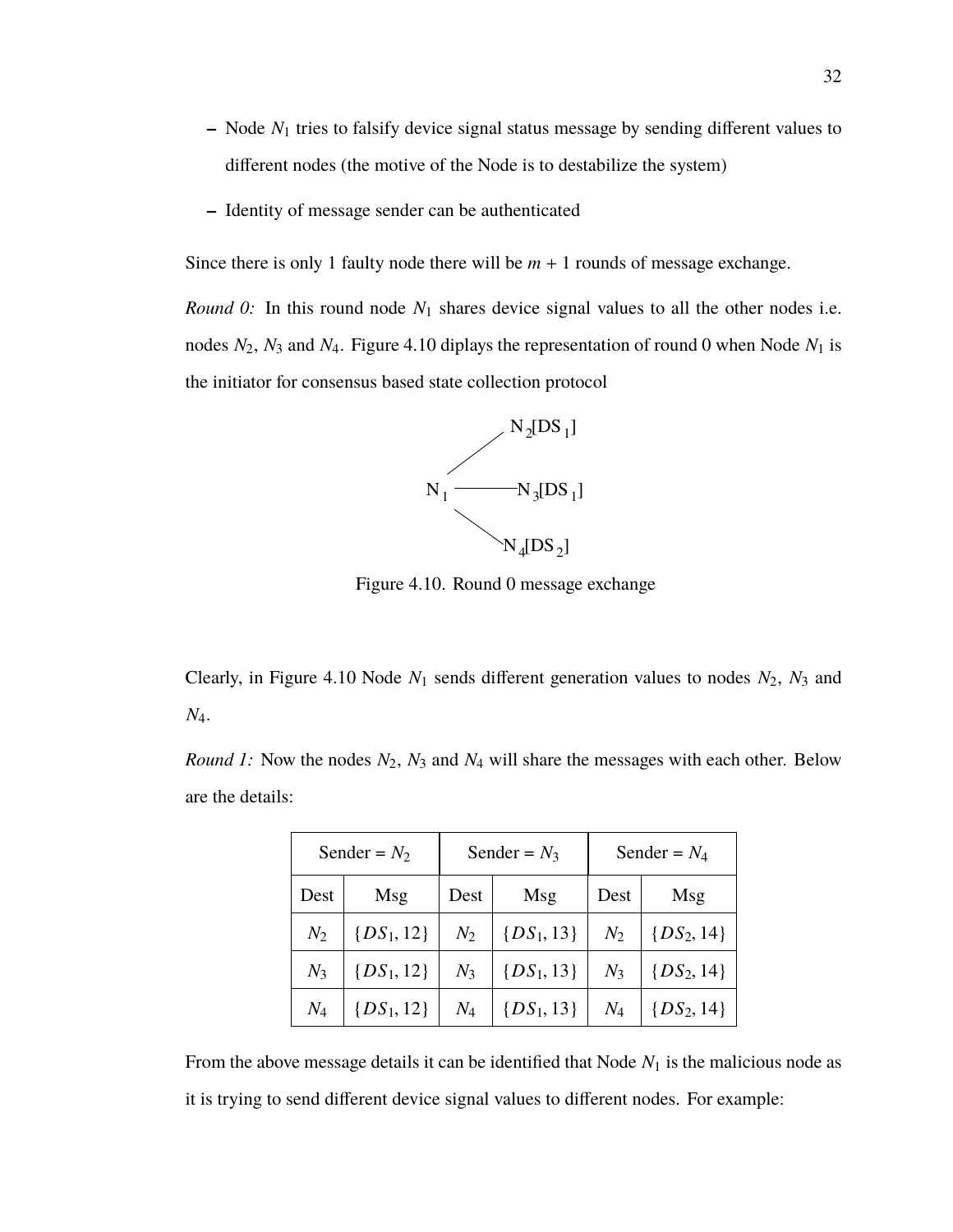- Node $N_1$ tries to falsify device signal status message by sending different values to different nodes (the motive of the Node is to destabilize the system)
- Identity of message sender can be authenticated

Since there is only 1 faulty node there will be $m + 1$ rounds of message exchange.

*Round 0:* In this round node $N_1$ shares device signal values to all the other nodes i.e. nodes $N_2$, $N_3$ and $N_4$. Figure 4.10 diplays the representation of round 0 when Node $N_1$ is the initiator for consensus based state collection protocol

$N_1$ — $N_2[DS_1]$

$N_1$ — $N_3[DS_1]$

$N_1$ — $N_4[DS_2]$

Figure 4.10. Round 0 message exchange

Clearly, in Figure 4.10 Node $N_1$ sends different generation values to nodes $N_2$, $N_3$ and $N_4$.

*Round 1:* Now the nodes $N_2$, $N_3$ and $N_4$ will share the messages with each other. Below are the details:

| Sender = $N_2$ | | Sender = $N_3$ | | Sender = $N_4$ | |
|---|---|---|---|---|---|
| Dest | Msg | Dest | Msg | Dest | Msg |
| $N_2$ | $\{DS_1, 12\}$ | $N_2$ | $\{DS_1, 13\}$ | $N_2$ | $\{DS_2, 14\}$ |
| $N_3$ | $\{DS_1, 12\}$ | $N_3$ | $\{DS_1, 13\}$ | $N_3$ | $\{DS_2, 14\}$ |
| $N_4$ | $\{DS_1, 12\}$ | $N_4$ | $\{DS_1, 13\}$ | $N_4$ | $\{DS_2, 14\}$ |

From the above message details it can be identified that Node $N_1$ is the malicious node as it is trying to send different device signal values to different nodes. For example: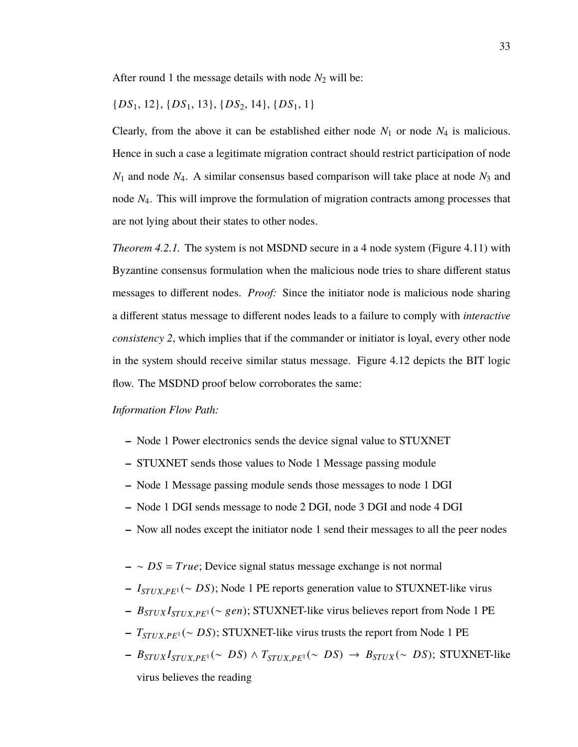After round 1 the message details with node $N_2$ will be:

$\{DS_1, 12\}, \{DS_1, 13\}, \{DS_2, 14\}, \{DS_1, 1\}$

Clearly, from the above it can be established either node $N_1$ or node $N_4$ is malicious. Hence in such a case a legitimate migration contract should restrict participation of node $N_1$ and node $N_4$. A similar consensus based comparison will take place at node $N_3$ and node $N_4$. This will improve the formulation of migration contracts among processes that are not lying about their states to other nodes.

*Theorem 4.2.1.* The system is not MSDND secure in a 4 node system (Figure 4.11) with Byzantine consensus formulation when the malicious node tries to share different status messages to different nodes. *Proof:* Since the initiator node is malicious node sharing a different status message to different nodes leads to a failure to comply with *interactive consistency 2*, which implies that if the commander or initiator is loyal, every other node in the system should receive similar status message. Figure 4.12 depicts the BIT logic flow. The MSDND proof below corroborates the same:

*Information Flow Path:*

- Node 1 Power electronics sends the device signal value to STUXNET
- STUXNET sends those values to Node 1 Message passing module
- Node 1 Message passing module sends those messages to node 1 DGI
- Node 1 DGI sends message to node 2 DGI, node 3 DGI and node 4 DGI
- Now all nodes except the initiator node 1 send their messages to all the peer nodes

- $\sim DS = True$; Device signal status message exchange is not normal
- $I_{STUX,PE^1}(\sim DS)$; Node 1 PE reports generation value to STUXNET-like virus
- $B_{STUX}I_{STUX,PE^1}(\sim gen)$; STUXNET-like virus believes report from Node 1 PE
- $T_{STUX,PE^1}(\sim DS)$; STUXNET-like virus trusts the report from Node 1 PE
- $B_{STUX}I_{STUX,PE^1}(\sim DS) \wedge T_{STUX,PE^1}(\sim DS) \rightarrow B_{STUX}(\sim DS)$; STUXNET-like virus believes the reading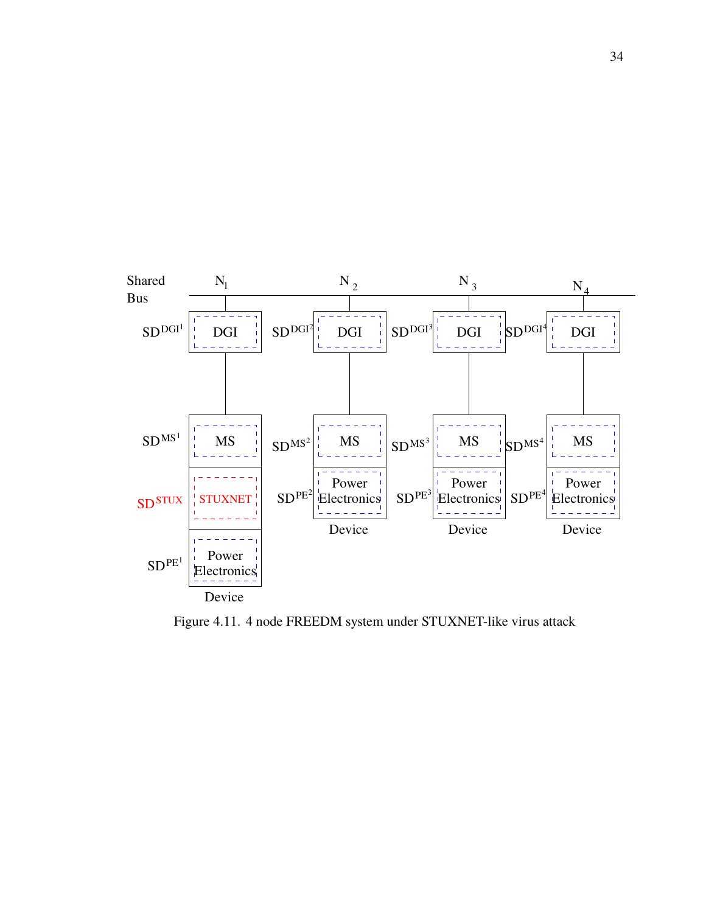Figure 4.11. 4 node FREEDM system under STUXNET-like virus attack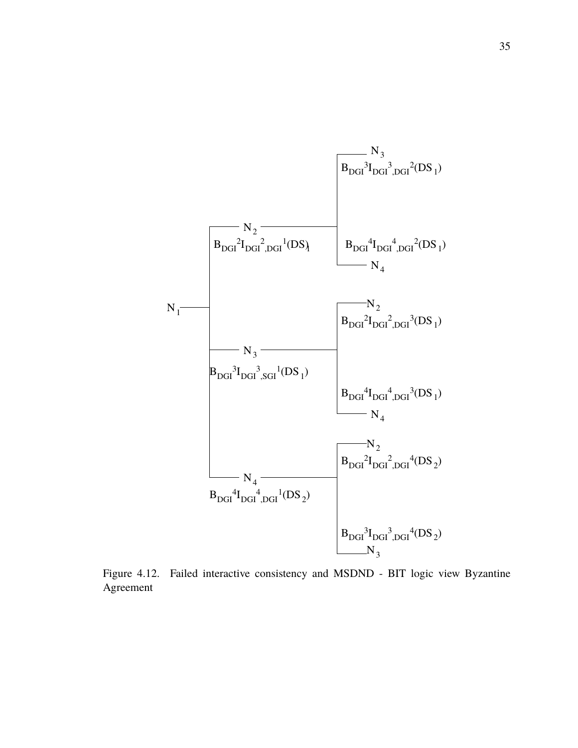- $N_1$
  - $N_2$ — $B_{DGI}{}^{2}I_{DGI}{}^{2}{}_{,DGI}{}^{1}(DS_1)$
    - $N_3$ — $B_{DGI}{}^{3}I_{DGI}{}^{3}{}_{,DGI}{}^{2}(DS_1)$
    - $N_4$ — $B_{DGI}{}^{4}I_{DGI}{}^{4}{}_{,DGI}{}^{2}(DS_1)$
  - $N_3$ — $B_{DGI}{}^{3}I_{DGI}{}^{3}{}_{,SGI}{}^{1}(DS_1)$
    - $N_2$ — $B_{DGI}{}^{2}I_{DGI}{}^{2}{}_{,DGI}{}^{3}(DS_1)$
    - $N_4$ — $B_{DGI}{}^{4}I_{DGI}{}^{4}{}_{,DGI}{}^{3}(DS_1)$
  - $N_4$ — $B_{DGI}{}^{4}I_{DGI}{}^{4}{}_{,DGI}{}^{1}(DS_2)$
    - $N_2$ — $B_{DGI}{}^{2}I_{DGI}{}^{2}{}_{,DGI}{}^{4}(DS_2)$
    - $N_3$ — $B_{DGI}{}^{3}I_{DGI}{}^{3}{}_{,DGI}{}^{4}(DS_2)$

Figure 4.12. Failed interactive consistency and MSDND - BIT logic view Byzantine Agreement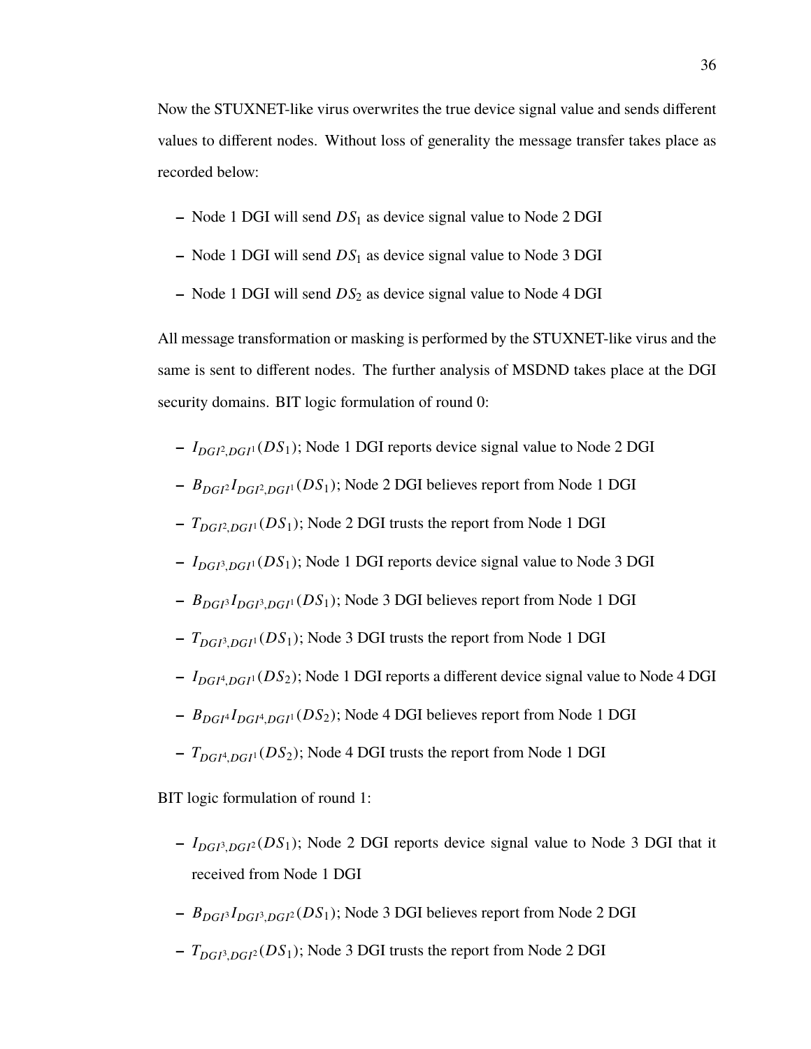Now the STUXNET-like virus overwrites the true device signal value and sends different values to different nodes. Without loss of generality the message transfer takes place as recorded below:

- Node 1 DGI will send $DS_1$ as device signal value to Node 2 DGI
- Node 1 DGI will send $DS_1$ as device signal value to Node 3 DGI
- Node 1 DGI will send $DS_2$ as device signal value to Node 4 DGI

All message transformation or masking is performed by the STUXNET-like virus and the same is sent to different nodes. The further analysis of MSDND takes place at the DGI security domains. BIT logic formulation of round 0:

- $I_{DGI^2,DGI^1}(DS_1)$; Node 1 DGI reports device signal value to Node 2 DGI
- $B_{DGI^2}I_{DGI^2,DGI^1}(DS_1)$; Node 2 DGI believes report from Node 1 DGI
- $T_{DGI^2,DGI^1}(DS_1)$; Node 2 DGI trusts the report from Node 1 DGI
- $I_{DGI^3,DGI^1}(DS_1)$; Node 1 DGI reports device signal value to Node 3 DGI
- $B_{DGI^3}I_{DGI^3,DGI^1}(DS_1)$; Node 3 DGI believes report from Node 1 DGI
- $T_{DGI^3,DGI^1}(DS_1)$; Node 3 DGI trusts the report from Node 1 DGI
- $I_{DGI^4,DGI^1}(DS_2)$; Node 1 DGI reports a different device signal value to Node 4 DGI
- $B_{DGI^4}I_{DGI^4,DGI^1}(DS_2)$; Node 4 DGI believes report from Node 1 DGI
- $T_{DGI^4,DGI^1}(DS_2)$; Node 4 DGI trusts the report from Node 1 DGI

BIT logic formulation of round 1:

- $I_{DGI^3,DGI^2}(DS_1)$; Node 2 DGI reports device signal value to Node 3 DGI that it received from Node 1 DGI
- $B_{DGI^3}I_{DGI^3,DGI^2}(DS_1)$; Node 3 DGI believes report from Node 2 DGI
- $T_{DGI^3,DGI^2}(DS_1)$; Node 3 DGI trusts the report from Node 2 DGI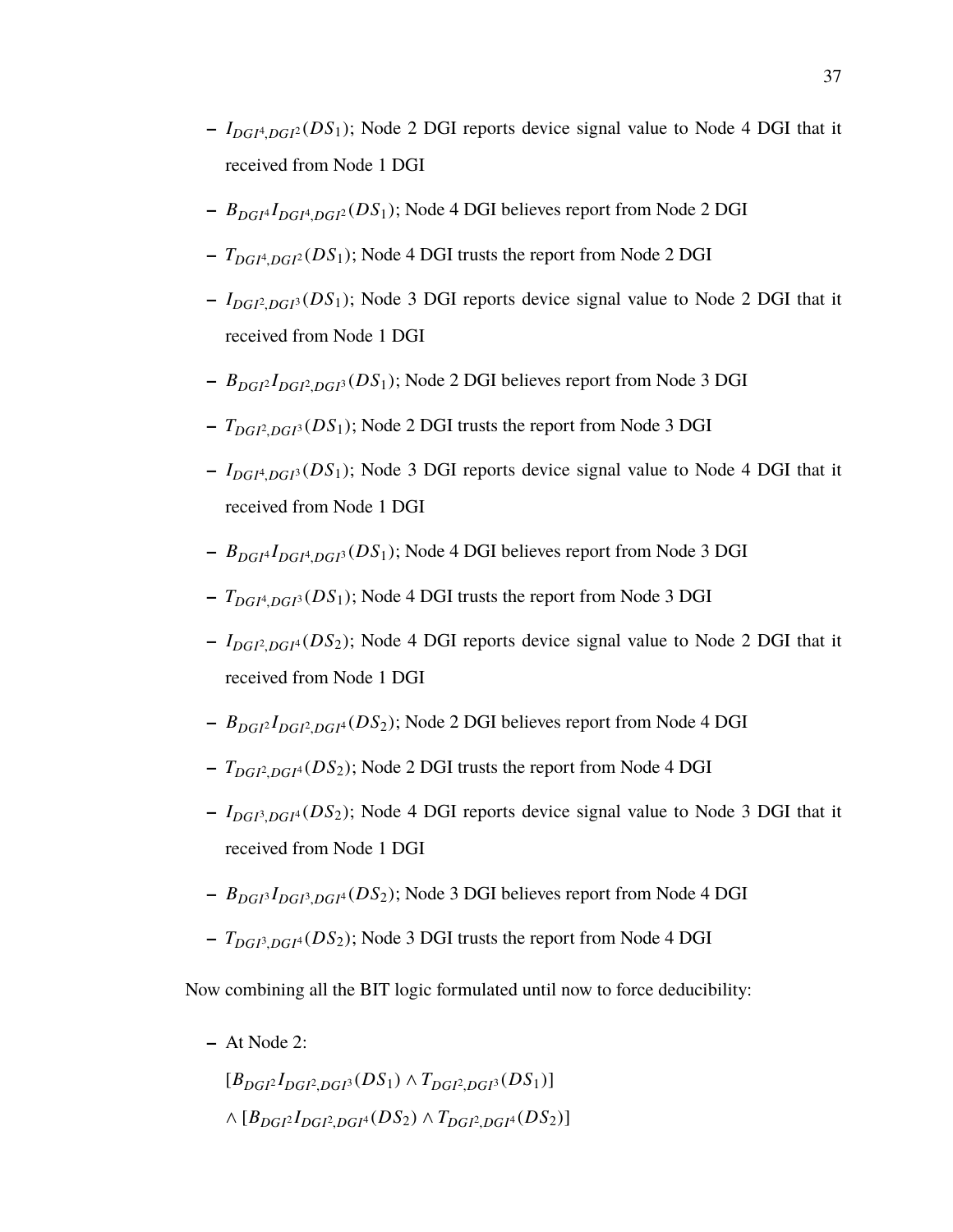- $I_{DGI^4,DGI^2}(DS_1)$; Node 2 DGI reports device signal value to Node 4 DGI that it received from Node 1 DGI
- $B_{DGI^4}I_{DGI^4,DGI^2}(DS_1)$; Node 4 DGI believes report from Node 2 DGI
- $T_{DGI^4,DGI^2}(DS_1)$; Node 4 DGI trusts the report from Node 2 DGI
- $I_{DGI^2,DGI^3}(DS_1)$; Node 3 DGI reports device signal value to Node 2 DGI that it received from Node 1 DGI
- $B_{DGI^2}I_{DGI^2,DGI^3}(DS_1)$; Node 2 DGI believes report from Node 3 DGI
- $T_{DGI^2,DGI^3}(DS_1)$; Node 2 DGI trusts the report from Node 3 DGI
- $I_{DGI^4,DGI^3}(DS_1)$; Node 3 DGI reports device signal value to Node 4 DGI that it received from Node 1 DGI
- $B_{DGI^4}I_{DGI^4,DGI^3}(DS_1)$; Node 4 DGI believes report from Node 3 DGI
- $T_{DGI^4,DGI^3}(DS_1)$; Node 4 DGI trusts the report from Node 3 DGI
- $I_{DGI^2,DGI^4}(DS_2)$; Node 4 DGI reports device signal value to Node 2 DGI that it received from Node 1 DGI
- $B_{DGI^2}I_{DGI^2,DGI^4}(DS_2)$; Node 2 DGI believes report from Node 4 DGI
- $T_{DGI^2,DGI^4}(DS_2)$; Node 2 DGI trusts the report from Node 4 DGI
- $I_{DGI^3,DGI^4}(DS_2)$; Node 4 DGI reports device signal value to Node 3 DGI that it received from Node 1 DGI
- $B_{DGI^3}I_{DGI^3,DGI^4}(DS_2)$; Node 3 DGI believes report from Node 4 DGI
- $T_{DGI^3,DGI^4}(DS_2)$; Node 3 DGI trusts the report from Node 4 DGI

Now combining all the BIT logic formulated until now to force deducibility:

- At Node 2:

  $[B_{DGI^2}I_{DGI^2,DGI^3}(DS_1) \wedge T_{DGI^2,DGI^3}(DS_1)]$

  $\wedge\, [B_{DGI^2}I_{DGI^2,DGI^4}(DS_2) \wedge T_{DGI^2,DGI^4}(DS_2)]$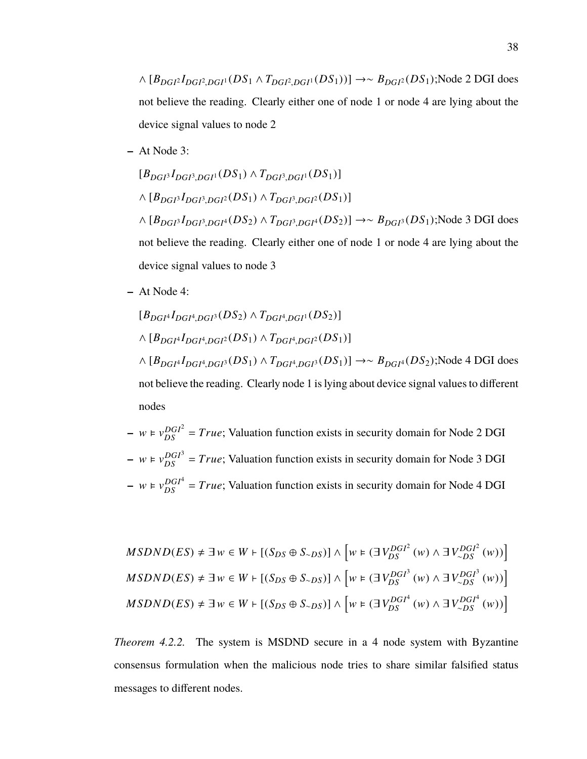$\wedge [B_{DGI^2} I_{DGI^2,DGI^1}(DS_1 \wedge T_{DGI^2,DGI^1}(DS_1))] \rightarrow \sim B_{DGI^2}(DS_1)$;Node 2 DGI does not believe the reading. Clearly either one of node 1 or node 4 are lying about the device signal values to node 2

- At Node 3:

  $[B_{DGI^3} I_{DGI^3,DGI^1}(DS_1) \wedge T_{DGI^3,DGI^1}(DS_1)]$

  $\wedge [B_{DGI^3} I_{DGI^3,DGI^2}(DS_1) \wedge T_{DGI^3,DGI^2}(DS_1)]$

  $\wedge [B_{DGI^3} I_{DGI^3,DGI^4}(DS_2) \wedge T_{DGI^3,DGI^4}(DS_2)] \rightarrow \sim B_{DGI^3}(DS_1)$;Node 3 DGI does not believe the reading. Clearly either one of node 1 or node 4 are lying about the device signal values to node 3

- At Node 4:

  $[B_{DGI^4} I_{DGI^4,DGI^3}(DS_2) \wedge T_{DGI^4,DGI^1}(DS_2)]$

  $\wedge [B_{DGI^4} I_{DGI^4,DGI^2}(DS_1) \wedge T_{DGI^4,DGI^2}(DS_1)]$

  $\wedge [B_{DGI^4} I_{DGI^4,DGI^3}(DS_1) \wedge T_{DGI^4,DGI^3}(DS_1)] \rightarrow \sim B_{DGI^4}(DS_2)$;Node 4 DGI does not believe the reading. Clearly node 1 is lying about device signal values to different nodes

- $w \vDash v_{DS}^{DGI^2} = True$; Valuation function exists in security domain for Node 2 DGI
- $w \vDash v_{DS}^{DGI^3} = True$; Valuation function exists in security domain for Node 3 DGI
- $w \vDash v_{DS}^{DGI^4} = True$; Valuation function exists in security domain for Node 4 DGI

$$MSDND(ES) \neq \exists w \in W \vdash [(S_{DS} \oplus S_{\sim DS})] \wedge \left[w \vDash (\exists V_{DS}^{DGI^2}(w) \wedge \exists V_{\sim DS}^{DGI^2}(w))\right]$$

$$MSDND(ES) \neq \exists w \in W \vdash [(S_{DS} \oplus S_{\sim DS})] \wedge \left[w \vDash (\exists V_{DS}^{DGI^3}(w) \wedge \exists V_{\sim DS}^{DGI^3}(w))\right]$$

$$MSDND(ES) \neq \exists w \in W \vdash [(S_{DS} \oplus S_{\sim DS})] \wedge \left[w \vDash (\exists V_{DS}^{DGI^4}(w) \wedge \exists V_{\sim DS}^{DGI^4}(w))\right]$$

*Theorem 4.2.2.* The system is MSDND secure in a 4 node system with Byzantine consensus formulation when the malicious node tries to share similar falsified status messages to different nodes.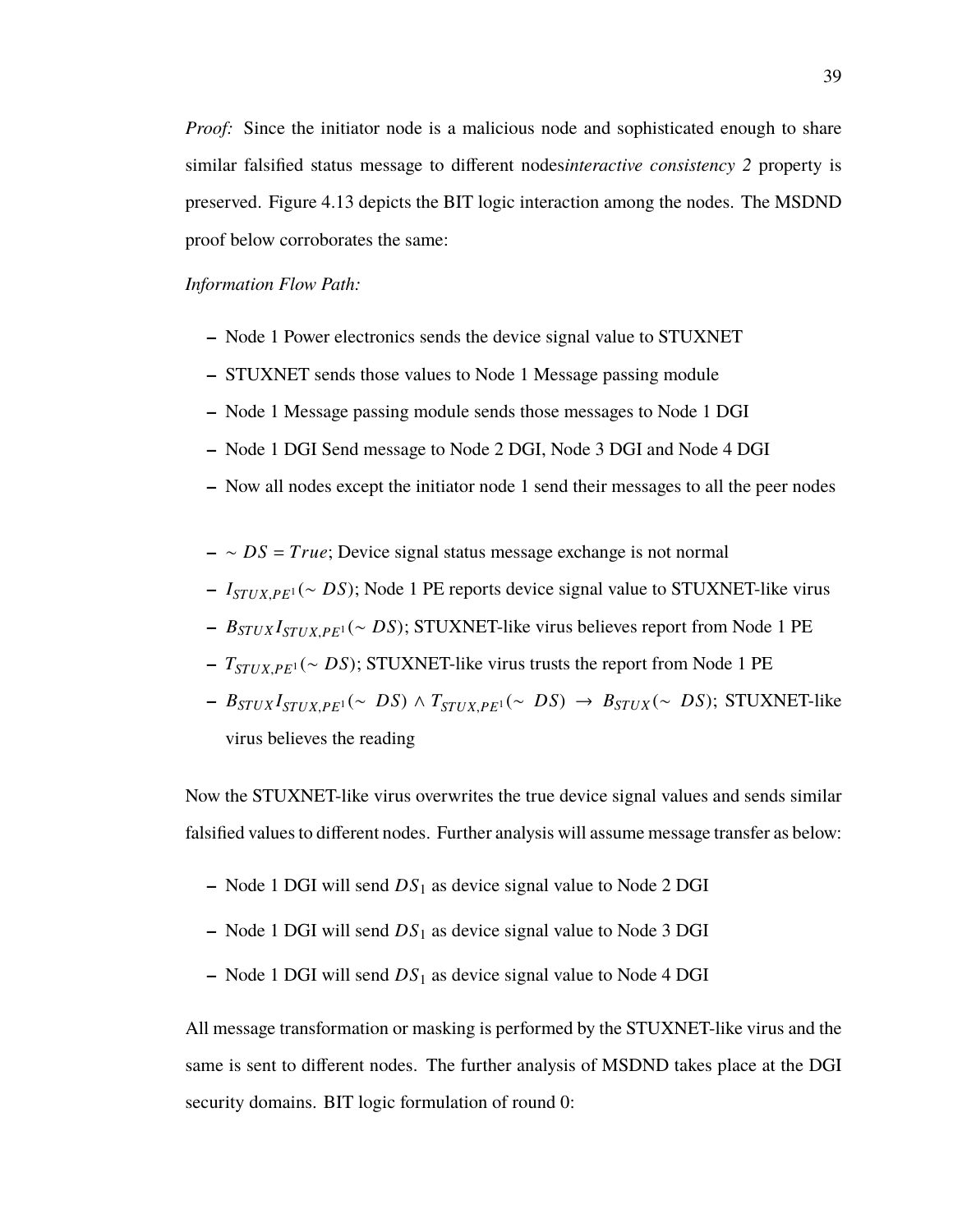*Proof:* Since the initiator node is a malicious node and sophisticated enough to share similar falsified status message to different nodes*interactive consistency 2* property is preserved. Figure 4.13 depicts the BIT logic interaction among the nodes. The MSDND proof below corroborates the same:

*Information Flow Path:*

- Node 1 Power electronics sends the device signal value to STUXNET
- STUXNET sends those values to Node 1 Message passing module
- Node 1 Message passing module sends those messages to Node 1 DGI
- Node 1 DGI Send message to Node 2 DGI, Node 3 DGI and Node 4 DGI
- Now all nodes except the initiator node 1 send their messages to all the peer nodes

- $\sim DS = True$; Device signal status message exchange is not normal
- $I_{STUX,PE^1}(\sim DS)$; Node 1 PE reports device signal value to STUXNET-like virus
- $B_{STUX} I_{STUX,PE^1}(\sim DS)$; STUXNET-like virus believes report from Node 1 PE
- $T_{STUX,PE^1}(\sim DS)$; STUXNET-like virus trusts the report from Node 1 PE
- $B_{STUX} I_{STUX,PE^1}(\sim DS) \wedge T_{STUX,PE^1}(\sim DS) \rightarrow B_{STUX}(\sim DS)$; STUXNET-like virus believes the reading

Now the STUXNET-like virus overwrites the true device signal values and sends similar falsified values to different nodes. Further analysis will assume message transfer as below:

- Node 1 DGI will send $DS_1$ as device signal value to Node 2 DGI
- Node 1 DGI will send $DS_1$ as device signal value to Node 3 DGI
- Node 1 DGI will send $DS_1$ as device signal value to Node 4 DGI

All message transformation or masking is performed by the STUXNET-like virus and the same is sent to different nodes. The further analysis of MSDND takes place at the DGI security domains. BIT logic formulation of round 0: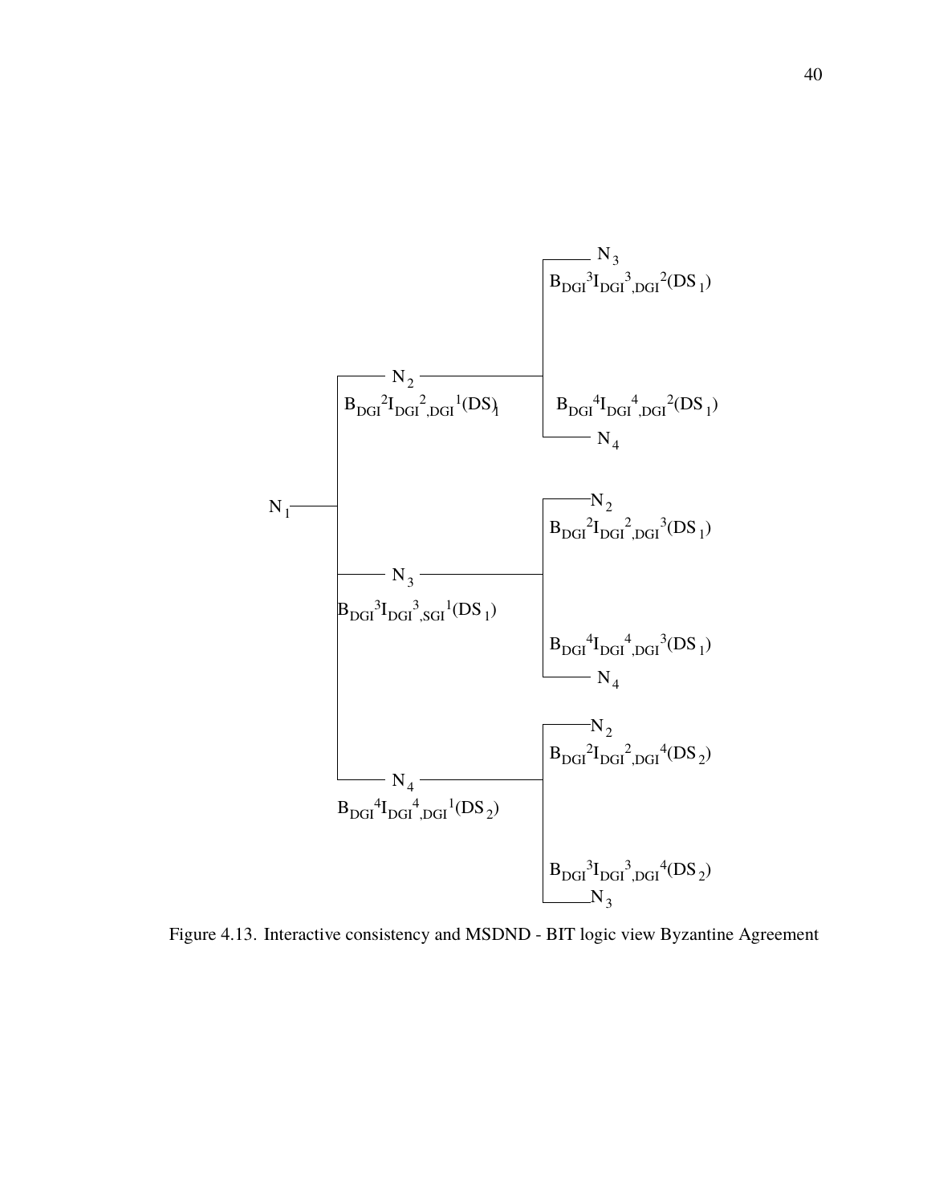- $N_1$
  - $N_2$ — $B_{DGI^2} I_{DGI^2,DGI^1}(DS_1)$
    - $N_3$ — $B_{DGI^3} I_{DGI^3,DGI^2}(DS_1)$
    - $N_4$ — $B_{DGI^4} I_{DGI^4,DGI^2}(DS_1)$
  - $N_3$ — $B_{DGI^3} I_{DGI^3,SGI^1}(DS_1)$
    - $N_2$ — $B_{DGI^2} I_{DGI^2,DGI^3}(DS_1)$
    - $N_4$ — $B_{DGI^4} I_{DGI^4,DGI^3}(DS_1)$
  - $N_4$ — $B_{DGI^4} I_{DGI^4,DGI^1}(DS_2)$
    - $N_2$ — $B_{DGI^2} I_{DGI^2,DGI^4}(DS_2)$
    - $N_3$ — $B_{DGI^3} I_{DGI^3,DGI^4}(DS_2)$

Figure 4.13. Interactive consistency and MSDND - BIT logic view Byzantine Agreement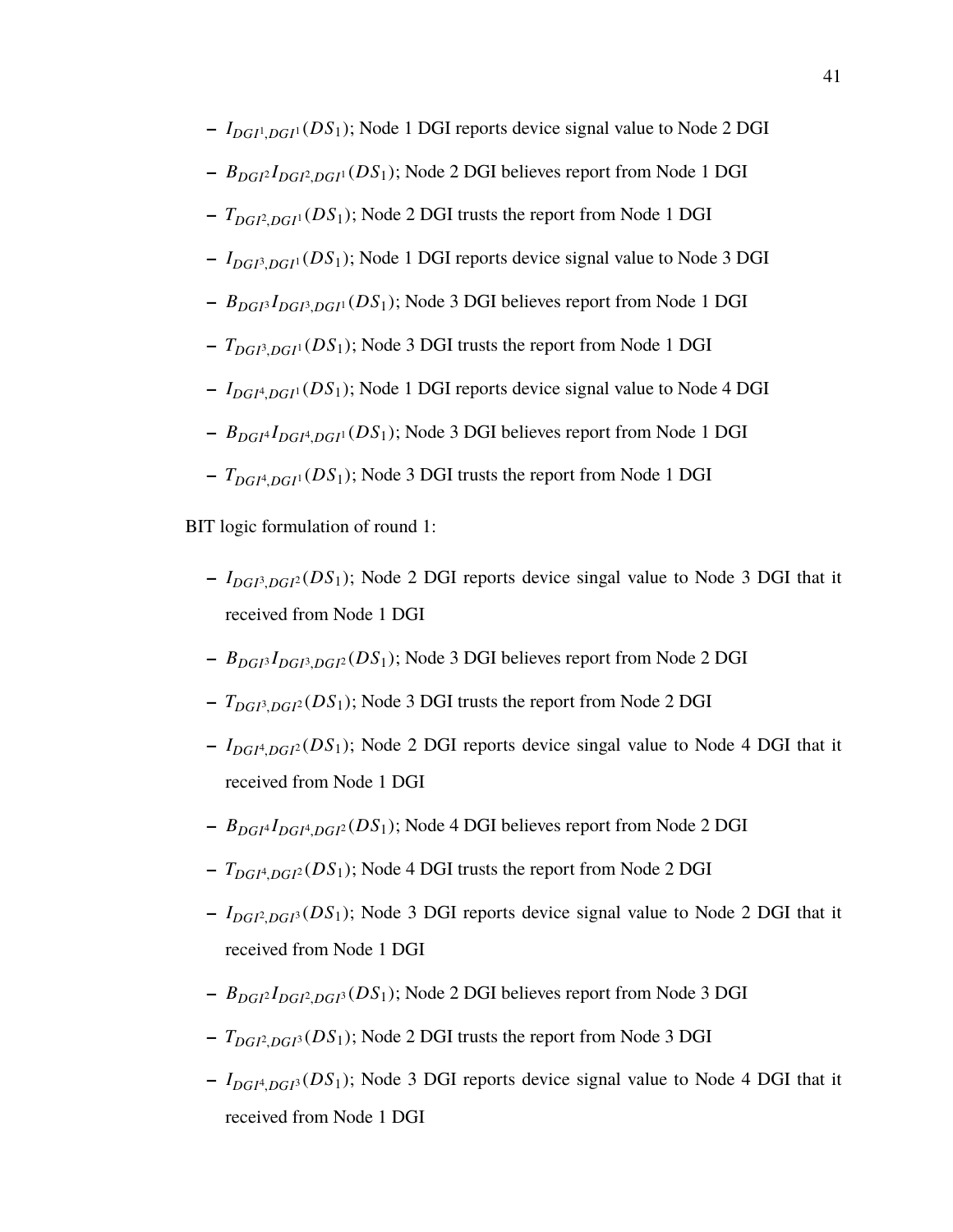- $I_{DGI^1,DGI^1}(DS_1)$; Node 1 DGI reports device signal value to Node 2 DGI
- $B_{DGI^2}I_{DGI^2,DGI^1}(DS_1)$; Node 2 DGI believes report from Node 1 DGI
- $T_{DGI^2,DGI^1}(DS_1)$; Node 2 DGI trusts the report from Node 1 DGI
- $I_{DGI^3,DGI^1}(DS_1)$; Node 1 DGI reports device signal value to Node 3 DGI
- $B_{DGI^3}I_{DGI^3,DGI^1}(DS_1)$; Node 3 DGI believes report from Node 1 DGI
- $T_{DGI^3,DGI^1}(DS_1)$; Node 3 DGI trusts the report from Node 1 DGI
- $I_{DGI^4,DGI^1}(DS_1)$; Node 1 DGI reports device signal value to Node 4 DGI
- $B_{DGI^4}I_{DGI^4,DGI^1}(DS_1)$; Node 3 DGI believes report from Node 1 DGI
- $T_{DGI^4,DGI^1}(DS_1)$; Node 3 DGI trusts the report from Node 1 DGI

BIT logic formulation of round 1:

- $I_{DGI^3,DGI^2}(DS_1)$; Node 2 DGI reports device singal value to Node 3 DGI that it received from Node 1 DGI
- $B_{DGI^3}I_{DGI^3,DGI^2}(DS_1)$; Node 3 DGI believes report from Node 2 DGI
- $T_{DGI^3,DGI^2}(DS_1)$; Node 3 DGI trusts the report from Node 2 DGI
- $I_{DGI^4,DGI^2}(DS_1)$; Node 2 DGI reports device singal value to Node 4 DGI that it received from Node 1 DGI
- $B_{DGI^4}I_{DGI^4,DGI^2}(DS_1)$; Node 4 DGI believes report from Node 2 DGI
- $T_{DGI^4,DGI^2}(DS_1)$; Node 4 DGI trusts the report from Node 2 DGI
- $I_{DGI^2,DGI^3}(DS_1)$; Node 3 DGI reports device signal value to Node 2 DGI that it received from Node 1 DGI
- $B_{DGI^2}I_{DGI^2,DGI^3}(DS_1)$; Node 2 DGI believes report from Node 3 DGI
- $T_{DGI^2,DGI^3}(DS_1)$; Node 2 DGI trusts the report from Node 3 DGI
- $I_{DGI^4,DGI^3}(DS_1)$; Node 3 DGI reports device signal value to Node 4 DGI that it received from Node 1 DGI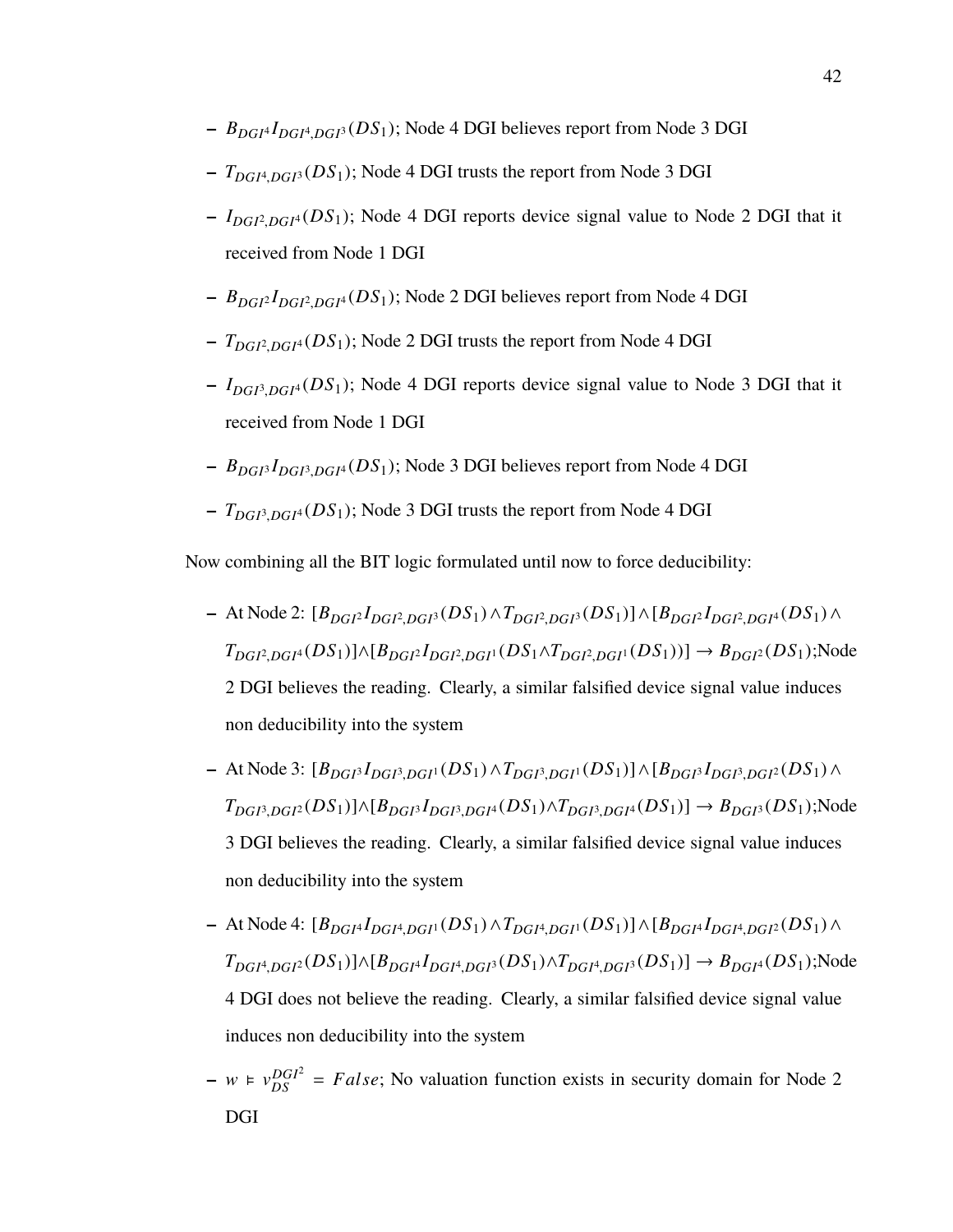- $B_{DGI^4} I_{DGI^4,DGI^3}(DS_1)$; Node 4 DGI believes report from Node 3 DGI
- $T_{DGI^4,DGI^3}(DS_1)$; Node 4 DGI trusts the report from Node 3 DGI
- $I_{DGI^2,DGI^4}(DS_1)$; Node 4 DGI reports device signal value to Node 2 DGI that it received from Node 1 DGI
- $B_{DGI^2} I_{DGI^2,DGI^4}(DS_1)$; Node 2 DGI believes report from Node 4 DGI
- $T_{DGI^2,DGI^4}(DS_1)$; Node 2 DGI trusts the report from Node 4 DGI
- $I_{DGI^3,DGI^4}(DS_1)$; Node 4 DGI reports device signal value to Node 3 DGI that it received from Node 1 DGI
- $B_{DGI^3} I_{DGI^3,DGI^4}(DS_1)$; Node 3 DGI believes report from Node 4 DGI
- $T_{DGI^3,DGI^4}(DS_1)$; Node 3 DGI trusts the report from Node 4 DGI

Now combining all the BIT logic formulated until now to force deducibility:

- At Node 2: $[B_{DGI^2} I_{DGI^2,DGI^3}(DS_1) \wedge T_{DGI^2,DGI^3}(DS_1)] \wedge [B_{DGI^2} I_{DGI^2,DGI^4}(DS_1) \wedge T_{DGI^2,DGI^4}(DS_1)] \wedge [B_{DGI^2} I_{DGI^2,DGI^1}(DS_1 \wedge T_{DGI^2,DGI^1}(DS_1))] \rightarrow B_{DGI^2}(DS_1)$;Node 2 DGI believes the reading. Clearly, a similar falsified device signal value induces non deducibility into the system
- At Node 3: $[B_{DGI^3} I_{DGI^3,DGI^1}(DS_1) \wedge T_{DGI^3,DGI^1}(DS_1)] \wedge [B_{DGI^3} I_{DGI^3,DGI^2}(DS_1) \wedge T_{DGI^3,DGI^2}(DS_1)] \wedge [B_{DGI^3} I_{DGI^3,DGI^4}(DS_1) \wedge T_{DGI^3,DGI^4}(DS_1)] \rightarrow B_{DGI^3}(DS_1)$;Node 3 DGI believes the reading. Clearly, a similar falsified device signal value induces non deducibility into the system
- At Node 4: $[B_{DGI^4} I_{DGI^4,DGI^1}(DS_1) \wedge T_{DGI^4,DGI^1}(DS_1)] \wedge [B_{DGI^4} I_{DGI^4,DGI^2}(DS_1) \wedge T_{DGI^4,DGI^2}(DS_1)] \wedge [B_{DGI^4} I_{DGI^4,DGI^3}(DS_1) \wedge T_{DGI^4,DGI^3}(DS_1)] \rightarrow B_{DGI^4}(DS_1)$;Node 4 DGI does not believe the reading. Clearly, a similar falsified device signal value induces non deducibility into the system
- $w \vDash v_{DS}^{DGI^2} = False$; No valuation function exists in security domain for Node 2 DGI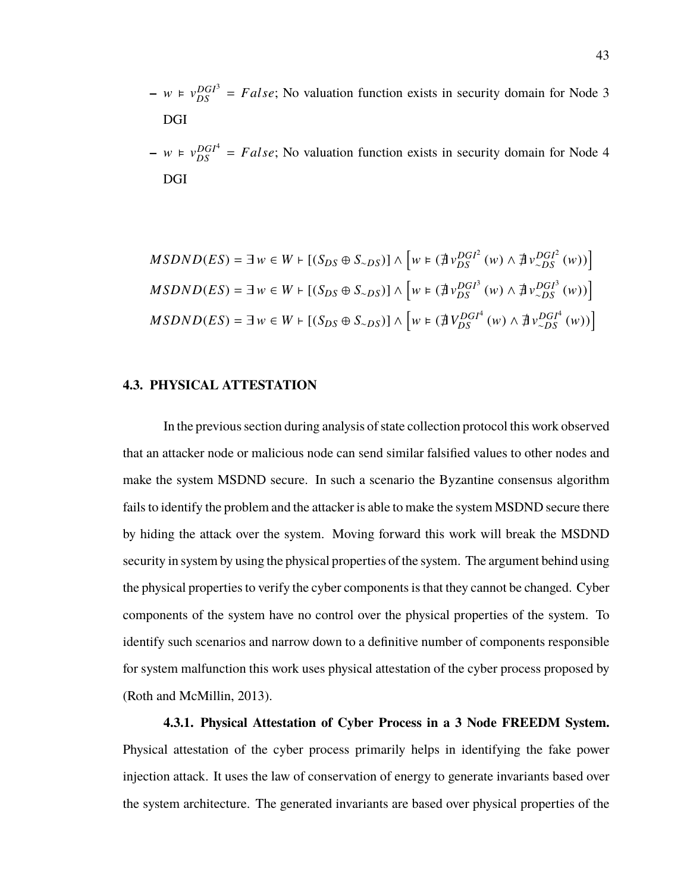- $w \vDash v_{DS}^{DGI^3} = False$; No valuation function exists in security domain for Node 3 DGI
- $w \vDash v_{DS}^{DGI^4} = False$; No valuation function exists in security domain for Node 4 DGI

$$MSDND(ES) = \exists\, w \in W \vdash [(S_{DS} \oplus S_{\sim DS})] \wedge \left[ w \vDash (\nexists\, v_{DS}^{DGI^2}(w) \wedge \nexists\, v_{\sim DS}^{DGI^2}(w)) \right]$$
$$MSDND(ES) = \exists\, w \in W \vdash [(S_{DS} \oplus S_{\sim DS})] \wedge \left[ w \vDash (\nexists\, v_{DS}^{DGI^3}(w) \wedge \nexists\, v_{\sim DS}^{DGI^3}(w)) \right]$$
$$MSDND(ES) = \exists\, w \in W \vdash [(S_{DS} \oplus S_{\sim DS})] \wedge \left[ w \vDash (\nexists\, V_{DS}^{DGI^4}(w) \wedge \nexists\, v_{\sim DS}^{DGI^4}(w)) \right]$$

## 4.3. PHYSICAL ATTESTATION

In the previous section during analysis of state collection protocol this work observed that an attacker node or malicious node can send similar falsified values to other nodes and make the system MSDND secure. In such a scenario the Byzantine consensus algorithm fails to identify the problem and the attacker is able to make the system MSDND secure there by hiding the attack over the system. Moving forward this work will break the MSDND security in system by using the physical properties of the system. The argument behind using the physical properties to verify the cyber components is that they cannot be changed. Cyber components of the system have no control over the physical properties of the system. To identify such scenarios and narrow down to a definitive number of components responsible for system malfunction this work uses physical attestation of the cyber process proposed by (Roth and McMillin, 2013).

### 4.3.1. Physical Attestation of Cyber Process in a 3 Node FREEDM System.

Physical attestation of the cyber process primarily helps in identifying the fake power injection attack. It uses the law of conservation of energy to generate invariants based over the system architecture. The generated invariants are based over physical properties of the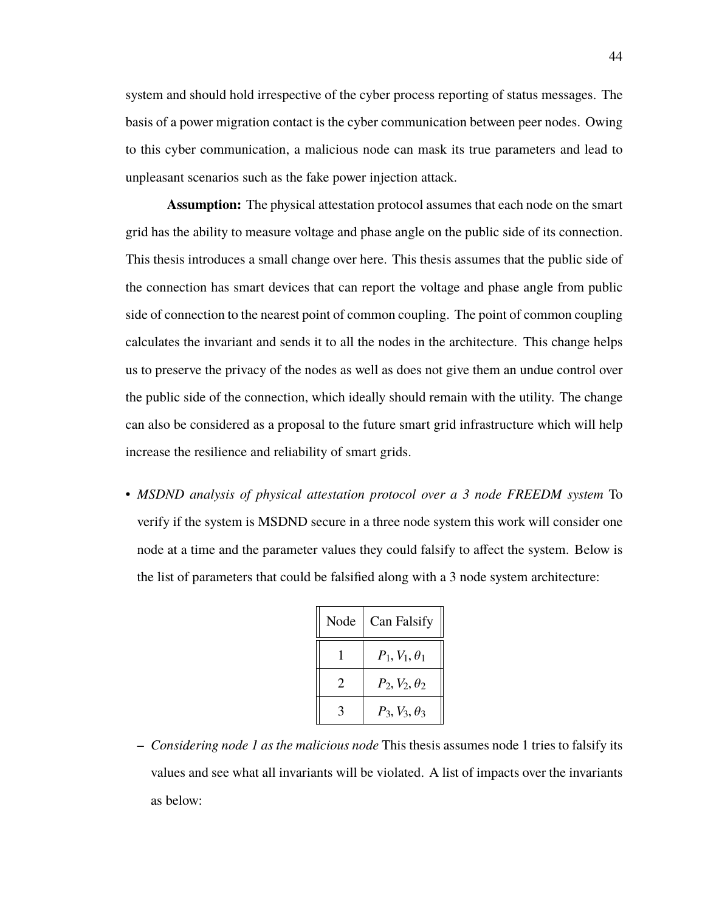system and should hold irrespective of the cyber process reporting of status messages. The basis of a power migration contact is the cyber communication between peer nodes. Owing to this cyber communication, a malicious node can mask its true parameters and lead to unpleasant scenarios such as the fake power injection attack.

**Assumption:** The physical attestation protocol assumes that each node on the smart grid has the ability to measure voltage and phase angle on the public side of its connection. This thesis introduces a small change over here. This thesis assumes that the public side of the connection has smart devices that can report the voltage and phase angle from public side of connection to the nearest point of common coupling. The point of common coupling calculates the invariant and sends it to all the nodes in the architecture. This change helps us to preserve the privacy of the nodes as well as does not give them an undue control over the public side of the connection, which ideally should remain with the utility. The change can also be considered as a proposal to the future smart grid infrastructure which will help increase the resilience and reliability of smart grids.

- *MSDND analysis of physical attestation protocol over a 3 node FREEDM system* To verify if the system is MSDND secure in a three node system this work will consider one node at a time and the parameter values they could falsify to affect the system. Below is the list of parameters that could be falsified along with a 3 node system architecture:

| Node | Can Falsify |
|---|---|
| 1 | $P_1, V_1, \theta_1$ |
| 2 | $P_2, V_2, \theta_2$ |
| 3 | $P_3, V_3, \theta_3$ |

  - *Considering node 1 as the malicious node* This thesis assumes node 1 tries to falsify its values and see what all invariants will be violated. A list of impacts over the invariants as below: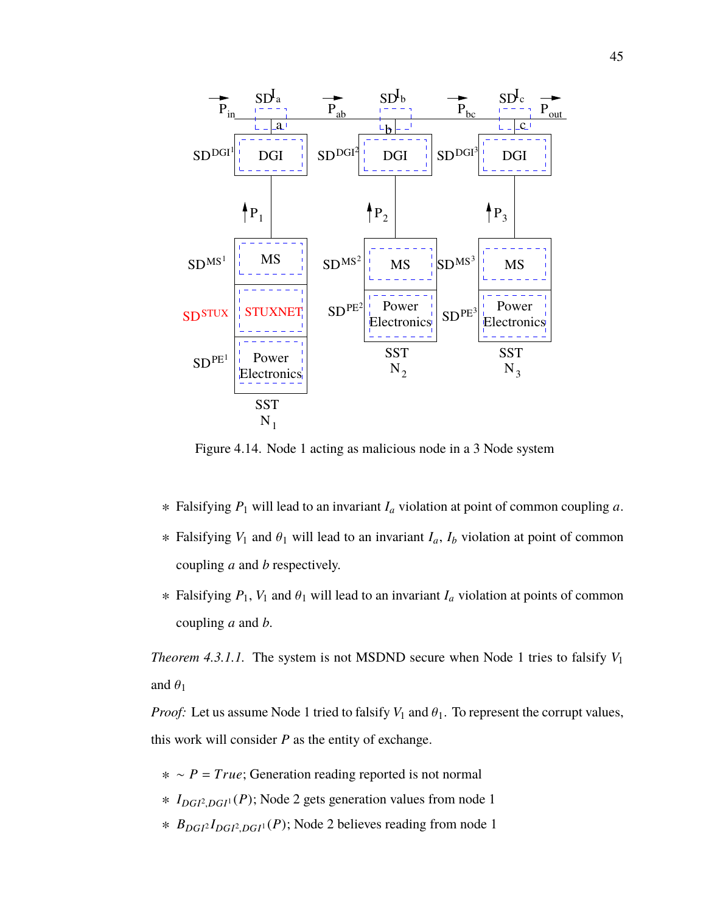Figure 4.14. Node 1 acting as malicious node in a 3 Node system

- Falsifying $P_1$ will lead to an invariant $I_a$ violation at point of common coupling $a$.
- Falsifying $V_1$ and $\theta_1$ will lead to an invariant $I_a$, $I_b$ violation at point of common coupling $a$ and $b$ respectively.
- Falsifying $P_1$, $V_1$ and $\theta_1$ will lead to an invariant $I_a$ violation at points of common coupling $a$ and $b$.

*Theorem 4.3.1.1.* The system is not MSDND secure when Node 1 tries to falsify $V_1$ and $\theta_1$

*Proof:* Let us assume Node 1 tried to falsify $V_1$ and $\theta_1$. To represent the corrupt values, this work will consider $P$ as the entity of exchange.

- $\sim P = True$; Generation reading reported is not normal
- $I_{DGI^2,DGI^1}(P)$; Node 2 gets generation values from node 1
- $B_{DGI^2} I_{DGI^2,DGI^1}(P)$; Node 2 believes reading from node 1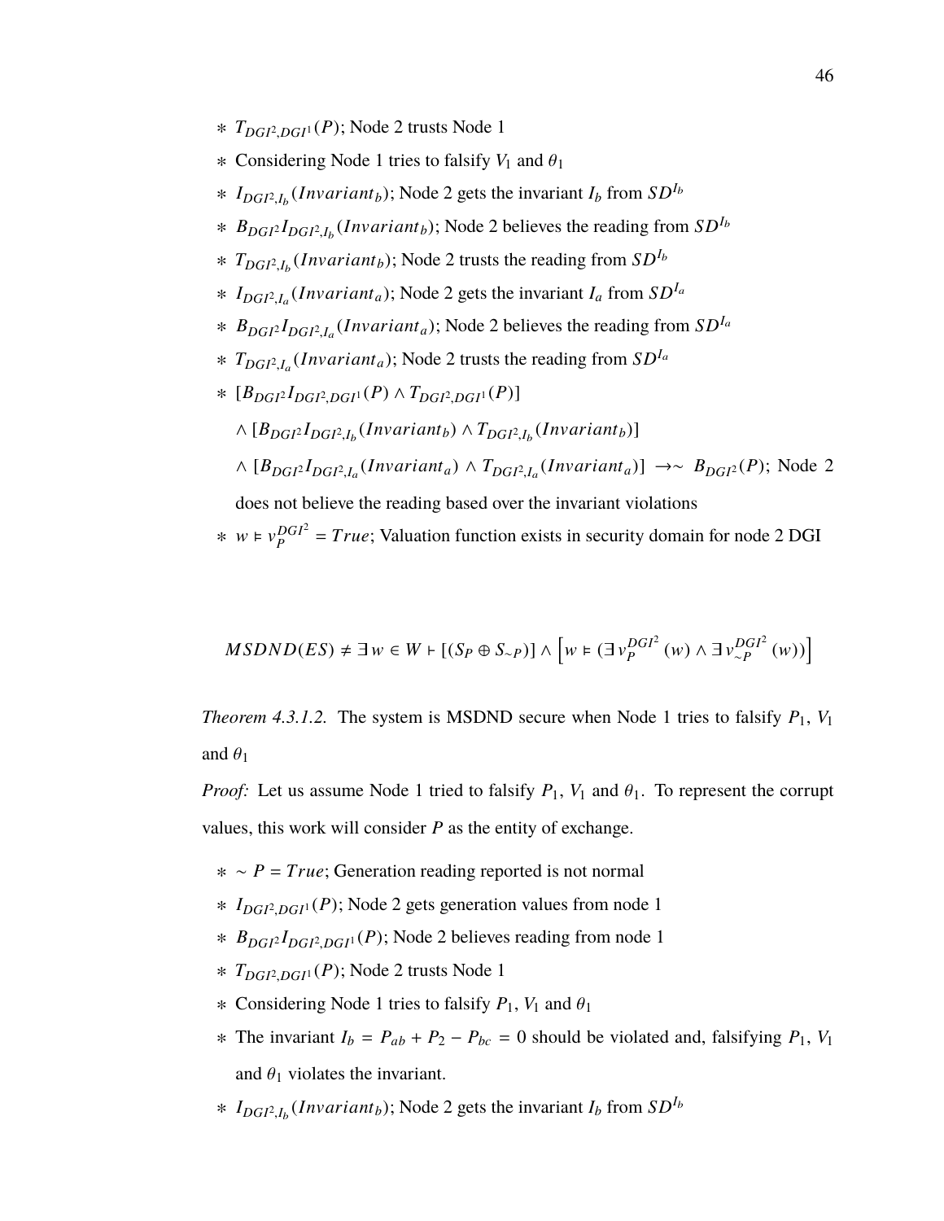* $T_{DGI^2,DGI^1}(P)$; Node 2 trusts Node 1
* Considering Node 1 tries to falsify $V_1$ and $\theta_1$
* $I_{DGI^2,I_b}(Invariant_b)$; Node 2 gets the invariant $I_b$ from $SD^{I_b}$
* $B_{DGI^2}I_{DGI^2,I_b}(Invariant_b)$; Node 2 believes the reading from $SD^{I_b}$
* $T_{DGI^2,I_b}(Invariant_b)$; Node 2 trusts the reading from $SD^{I_b}$
* $I_{DGI^2,I_a}(Invariant_a)$; Node 2 gets the invariant $I_a$ from $SD^{I_a}$
* $B_{DGI^2}I_{DGI^2,I_a}(Invariant_a)$; Node 2 believes the reading from $SD^{I_a}$
* $T_{DGI^2,I_a}(Invariant_a)$; Node 2 trusts the reading from $SD^{I_a}$
* $[B_{DGI^2}I_{DGI^2,DGI^1}(P) \wedge T_{DGI^2,DGI^1}(P)]$ $\wedge [B_{DGI^2}I_{DGI^2,I_b}(Invariant_b) \wedge T_{DGI^2,I_b}(Invariant_b)]$ $\wedge [B_{DGI^2}I_{DGI^2,I_a}(Invariant_a) \wedge T_{DGI^2,I_a}(Invariant_a)] \rightarrow \sim B_{DGI^2}(P)$; Node 2 does not believe the reading based over the invariant violations
* $w \vDash v_P^{DGI^2} = True$; Valuation function exists in security domain for node 2 DGI

$$MSDND(ES) \neq \exists w \in W \vdash [(S_P \oplus S_{\sim P})] \wedge \left[w \vDash (\exists v_P^{DGI^2}(w) \wedge \exists v_{\sim P}^{DGI^2}(w))\right]$$

*Theorem 4.3.1.2.* The system is MSDND secure when Node 1 tries to falsify $P_1$, $V_1$ and $\theta_1$

*Proof:* Let us assume Node 1 tried to falsify $P_1$, $V_1$ and $\theta_1$. To represent the corrupt values, this work will consider $P$ as the entity of exchange.

* $\sim P = True$; Generation reading reported is not normal
* $I_{DGI^2,DGI^1}(P)$; Node 2 gets generation values from node 1
* $B_{DGI^2}I_{DGI^2,DGI^1}(P)$; Node 2 believes reading from node 1
* $T_{DGI^2,DGI^1}(P)$; Node 2 trusts Node 1
* Considering Node 1 tries to falsify $P_1$, $V_1$ and $\theta_1$
* The invariant $I_b = P_{ab} + P_2 - P_{bc} = 0$ should be violated and, falsifying $P_1$, $V_1$ and $\theta_1$ violates the invariant.
* $I_{DGI^2,I_b}(Invariant_b)$; Node 2 gets the invariant $I_b$ from $SD^{I_b}$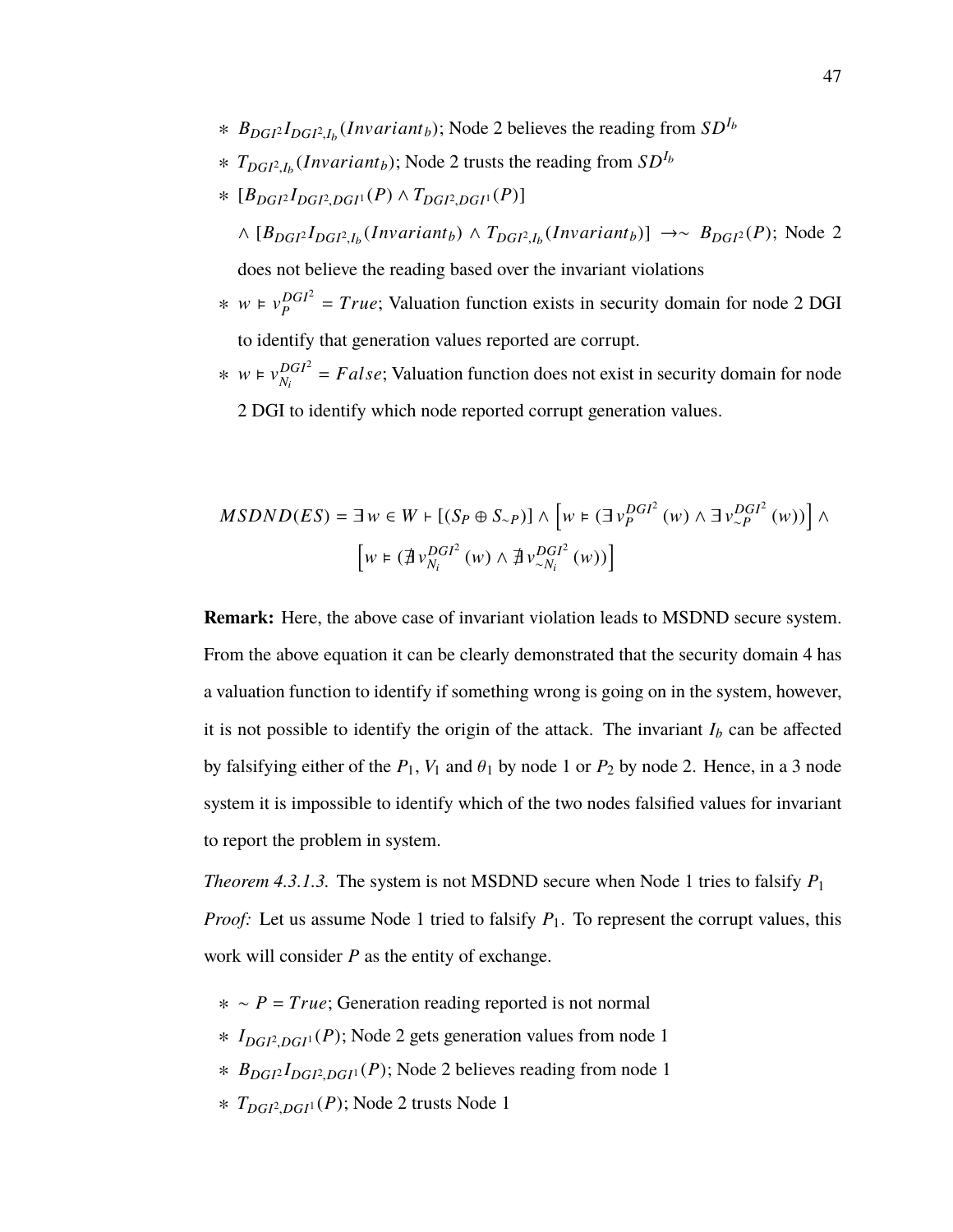* $B_{DGI^2} I_{DGI^2,I_b}(Invariant_b)$; Node 2 believes the reading from $SD^{I_b}$
* $T_{DGI^2,I_b}(Invariant_b)$; Node 2 trusts the reading from $SD^{I_b}$
* $[B_{DGI^2} I_{DGI^2,DGI^1}(P) \wedge T_{DGI^2,DGI^1}(P)]$

  $\wedge\ [B_{DGI^2} I_{DGI^2,I_b}(Invariant_b) \wedge T_{DGI^2,I_b}(Invariant_b)] \rightarrow\sim B_{DGI^2}(P)$; Node 2 does not believe the reading based over the invariant violations
* $w \vDash v_P^{DGI^2} = True$; Valuation function exists in security domain for node 2 DGI to identify that generation values reported are corrupt.
* $w \vDash v_{N_i}^{DGI^2} = False$; Valuation function does not exist in security domain for node 2 DGI to identify which node reported corrupt generation values.

$$MSDND(ES) = \exists\, w \in W \vdash [(S_P \oplus S_{\sim P})] \wedge \left[w \vDash (\exists\, v_P^{DGI^2}(w) \wedge \exists\, v_{\sim P}^{DGI^2}(w))\right] \wedge \left[w \vDash (\nexists\, v_{N_i}^{DGI^2}(w) \wedge \nexists\, v_{\sim N_i}^{DGI^2}(w))\right]$$

**Remark:** Here, the above case of invariant violation leads to MSDND secure system. From the above equation it can be clearly demonstrated that the security domain 4 has a valuation function to identify if something wrong is going on in the system, however, it is not possible to identify the origin of the attack. The invariant $I_b$ can be affected by falsifying either of the $P_1$, $V_1$ and $\theta_1$ by node 1 or $P_2$ by node 2. Hence, in a 3 node system it is impossible to identify which of the two nodes falsified values for invariant to report the problem in system.

*Theorem 4.3.1.3.* The system is not MSDND secure when Node 1 tries to falsify $P_1$

*Proof:* Let us assume Node 1 tried to falsify $P_1$. To represent the corrupt values, this work will consider $P$ as the entity of exchange.

* $\sim P = True$; Generation reading reported is not normal
* $I_{DGI^2,DGI^1}(P)$; Node 2 gets generation values from node 1
* $B_{DGI^2} I_{DGI^2,DGI^1}(P)$; Node 2 believes reading from node 1
* $T_{DGI^2,DGI^1}(P)$; Node 2 trusts Node 1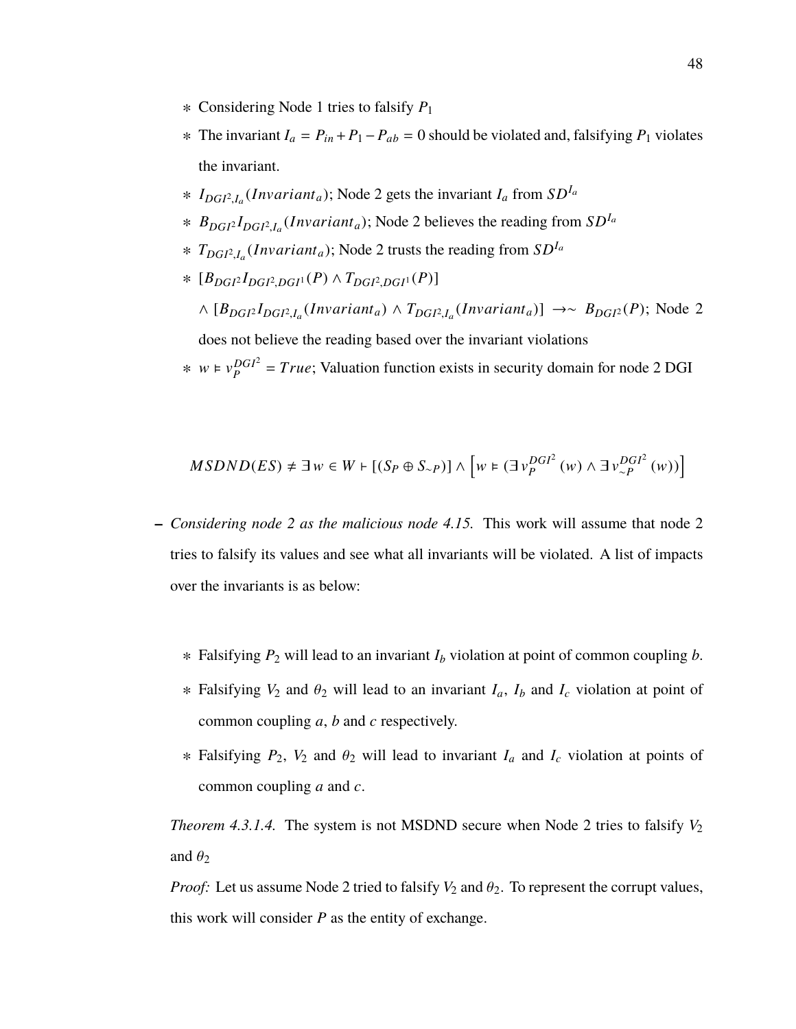* Considering Node 1 tries to falsify $P_1$
* The invariant $I_a = P_{in} + P_1 - P_{ab} = 0$ should be violated and, falsifying $P_1$ violates the invariant.
* $I_{DGI^2,I_a}(Invariant_a)$; Node 2 gets the invariant $I_a$ from $SD^{I_a}$
* $B_{DGI^2} I_{DGI^2,I_a}(Invariant_a)$; Node 2 believes the reading from $SD^{I_a}$
* $T_{DGI^2,I_a}(Invariant_a)$; Node 2 trusts the reading from $SD^{I_a}$
* $[B_{DGI^2} I_{DGI^2,DGI^1}(P) \wedge T_{DGI^2,DGI^1}(P)]$

  $\wedge\ [B_{DGI^2} I_{DGI^2,I_a}(Invariant_a) \wedge T_{DGI^2,I_a}(Invariant_a)] \ \rightarrow\sim\ B_{DGI^2}(P)$; Node 2 does not believe the reading based over the invariant violations
* $w \vDash v_P^{DGI^2} = True$; Valuation function exists in security domain for node 2 DGI

$$MSDND(ES) \neq \exists\, w \in W \vdash [(S_P \oplus S_{\sim P})] \wedge \left[ w \vDash (\exists\, v_P^{DGI^2}(w) \wedge \exists\, v_{\sim P}^{DGI^2}(w)) \right]$$

- *Considering node 2 as the malicious node 4.15.* This work will assume that node 2 tries to falsify its values and see what all invariants will be violated. A list of impacts over the invariants is as below:

  * Falsifying $P_2$ will lead to an invariant $I_b$ violation at point of common coupling $b$.
  * Falsifying $V_2$ and $\theta_2$ will lead to an invariant $I_a$, $I_b$ and $I_c$ violation at point of common coupling $a$, $b$ and $c$ respectively.
  * Falsifying $P_2$, $V_2$ and $\theta_2$ will lead to invariant $I_a$ and $I_c$ violation at points of common coupling $a$ and $c$.

  *Theorem 4.3.1.4.* The system is not MSDND secure when Node 2 tries to falsify $V_2$ and $\theta_2$

  *Proof:* Let us assume Node 2 tried to falsify $V_2$ and $\theta_2$. To represent the corrupt values, this work will consider $P$ as the entity of exchange.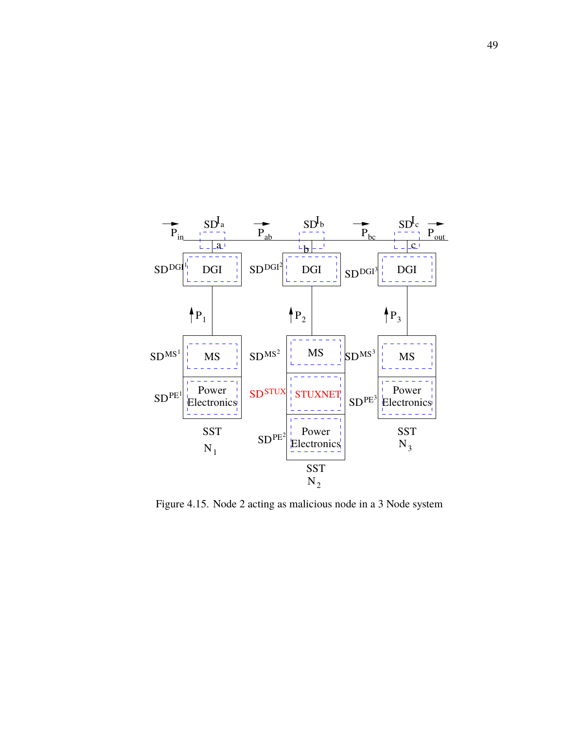Figure 4.15. Node 2 acting as malicious node in a 3 Node system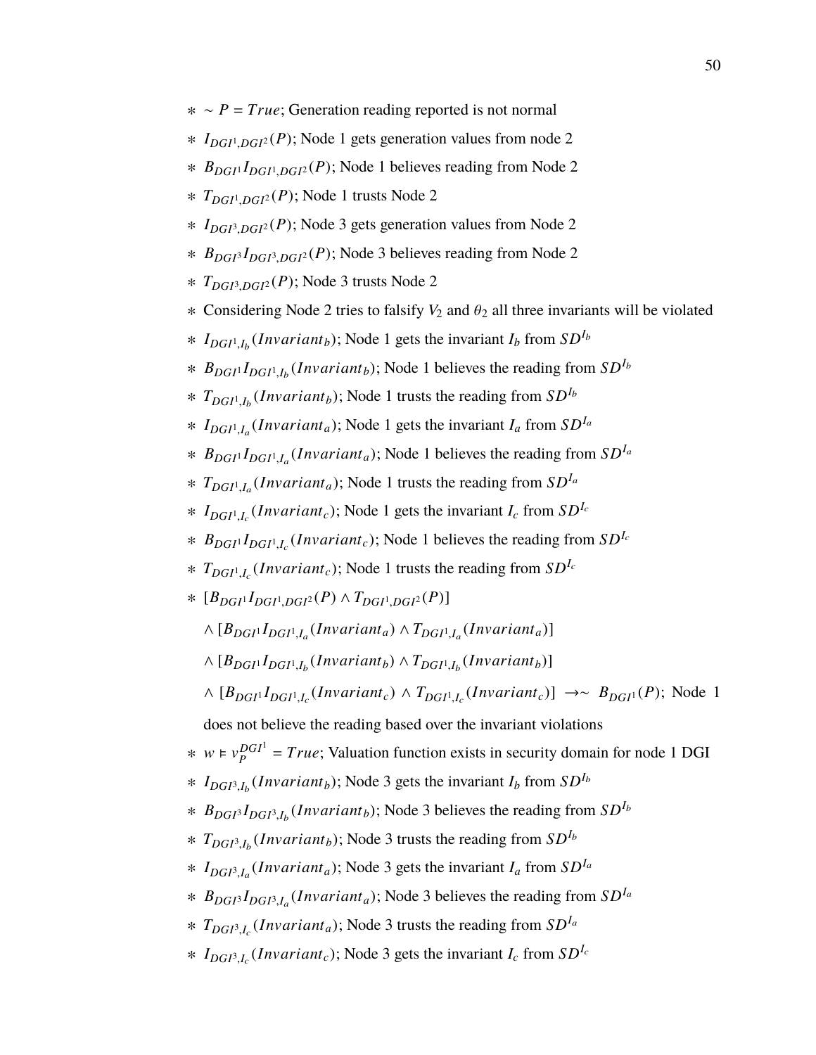* $\sim P = True$; Generation reading reported is not normal
* $I_{DGI^1,DGI^2}(P)$; Node 1 gets generation values from node 2
* $B_{DGI^1} I_{DGI^1,DGI^2}(P)$; Node 1 believes reading from Node 2
* $T_{DGI^1,DGI^2}(P)$; Node 1 trusts Node 2
* $I_{DGI^3,DGI^2}(P)$; Node 3 gets generation values from Node 2
* $B_{DGI^3} I_{DGI^3,DGI^2}(P)$; Node 3 believes reading from Node 2
* $T_{DGI^3,DGI^2}(P)$; Node 3 trusts Node 2
* Considering Node 2 tries to falsify $V_2$ and $\theta_2$ all three invariants will be violated
* $I_{DGI^1,I_b}(Invariant_b)$; Node 1 gets the invariant $I_b$ from $SD^{I_b}$
* $B_{DGI^1} I_{DGI^1,I_b}(Invariant_b)$; Node 1 believes the reading from $SD^{I_b}$
* $T_{DGI^1,I_b}(Invariant_b)$; Node 1 trusts the reading from $SD^{I_b}$
* $I_{DGI^1,I_a}(Invariant_a)$; Node 1 gets the invariant $I_a$ from $SD^{I_a}$
* $B_{DGI^1} I_{DGI^1,I_a}(Invariant_a)$; Node 1 believes the reading from $SD^{I_a}$
* $T_{DGI^1,I_a}(Invariant_a)$; Node 1 trusts the reading from $SD^{I_a}$
* $I_{DGI^1,I_c}(Invariant_c)$; Node 1 gets the invariant $I_c$ from $SD^{I_c}$
* $B_{DGI^1} I_{DGI^1,I_c}(Invariant_c)$; Node 1 believes the reading from $SD^{I_c}$
* $T_{DGI^1,I_c}(Invariant_c)$; Node 1 trusts the reading from $SD^{I_c}$
* $[B_{DGI^1} I_{DGI^1,DGI^2}(P) \wedge T_{DGI^1,DGI^2}(P)]$
  $\wedge [B_{DGI^1} I_{DGI^1,I_a}(Invariant_a) \wedge T_{DGI^1,I_a}(Invariant_a)]$
  $\wedge [B_{DGI^1} I_{DGI^1,I_b}(Invariant_b) \wedge T_{DGI^1,I_b}(Invariant_b)]$
  $\wedge [B_{DGI^1} I_{DGI^1,I_c}(Invariant_c) \wedge T_{DGI^1,I_c}(Invariant_c)] \rightarrow \sim B_{DGI^1}(P)$; Node 1 does not believe the reading based over the invariant violations
* $w \vDash v_P^{DGI^1} = True$; Valuation function exists in security domain for node 1 DGI
* $I_{DGI^3,I_b}(Invariant_b)$; Node 3 gets the invariant $I_b$ from $SD^{I_b}$
* $B_{DGI^3} I_{DGI^3,I_b}(Invariant_b)$; Node 3 believes the reading from $SD^{I_b}$
* $T_{DGI^3,I_b}(Invariant_b)$; Node 3 trusts the reading from $SD^{I_b}$
* $I_{DGI^3,I_a}(Invariant_a)$; Node 3 gets the invariant $I_a$ from $SD^{I_a}$
* $B_{DGI^3} I_{DGI^3,I_a}(Invariant_a)$; Node 3 believes the reading from $SD^{I_a}$
* $T_{DGI^3,I_c}(Invariant_a)$; Node 3 trusts the reading from $SD^{I_a}$
* $I_{DGI^3,I_c}(Invariant_c)$; Node 3 gets the invariant $I_c$ from $SD^{I_c}$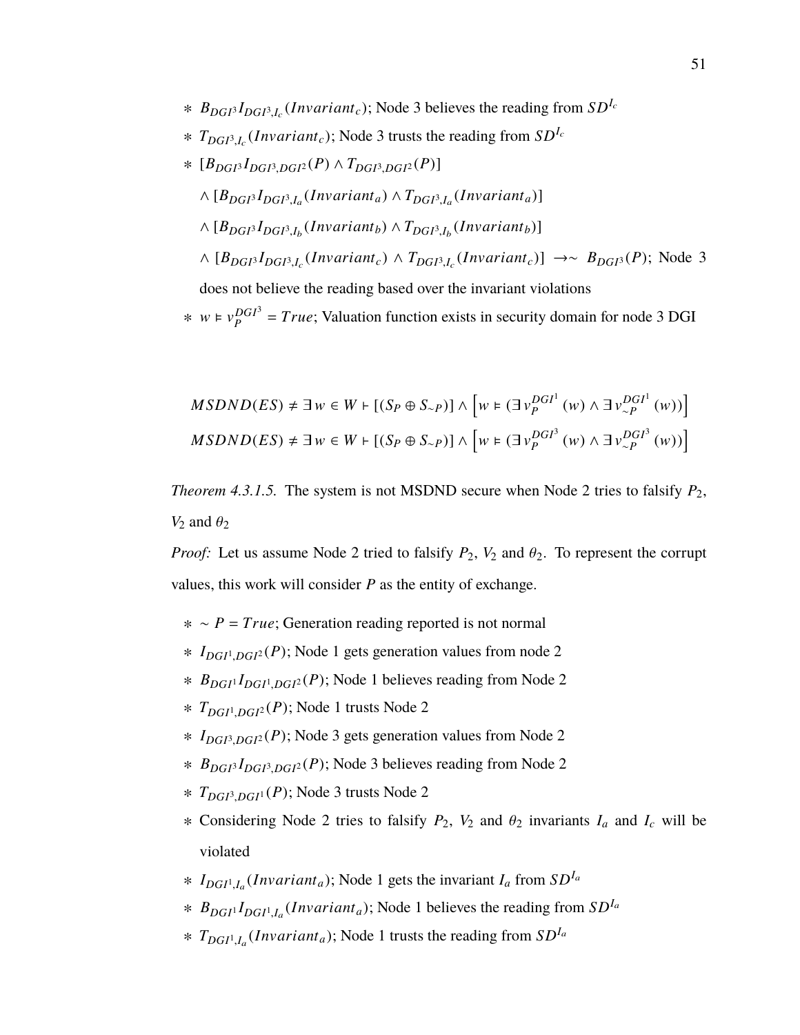- $B_{DGI^3} I_{DGI^3,I_c}(Invariant_c)$; Node 3 believes the reading from $SD^{I_c}$
- $T_{DGI^3,I_c}(Invariant_c)$; Node 3 trusts the reading from $SD^{I_c}$
- $[B_{DGI^3} I_{DGI^3,DGI^2}(P) \wedge T_{DGI^3,DGI^2}(P)]$

  $\wedge [B_{DGI^3} I_{DGI^3,I_a}(Invariant_a) \wedge T_{DGI^3,I_a}(Invariant_a)]$

  $\wedge [B_{DGI^3} I_{DGI^3,I_b}(Invariant_b) \wedge T_{DGI^3,I_b}(Invariant_b)]$

  $\wedge [B_{DGI^3} I_{DGI^3,I_c}(Invariant_c) \wedge T_{DGI^3,I_c}(Invariant_c)] \rightarrow \sim B_{DGI^3}(P)$; Node 3 does not believe the reading based over the invariant violations
- $w \vDash v_P^{DGI^3} = True$; Valuation function exists in security domain for node 3 DGI

$$MSDND(ES) \neq \exists w \in W \vdash [(S_P \oplus S_{\sim P})] \wedge \left[ w \vDash (\exists v_P^{DGI^1}(w) \wedge \exists v_{\sim P}^{DGI^1}(w)) \right]$$

$$MSDND(ES) \neq \exists w \in W \vdash [(S_P \oplus S_{\sim P})] \wedge \left[ w \vDash (\exists v_P^{DGI^3}(w) \wedge \exists v_{\sim P}^{DGI^3}(w)) \right]$$

*Theorem 4.3.1.5.* The system is not MSDND secure when Node 2 tries to falsify $P_2$, $V_2$ and $\theta_2$

*Proof:* Let us assume Node 2 tried to falsify $P_2$, $V_2$ and $\theta_2$. To represent the corrupt values, this work will consider $P$ as the entity of exchange.

- $\sim P = True$; Generation reading reported is not normal
- $I_{DGI^1,DGI^2}(P)$; Node 1 gets generation values from node 2
- $B_{DGI^1} I_{DGI^1,DGI^2}(P)$; Node 1 believes reading from Node 2
- $T_{DGI^1,DGI^2}(P)$; Node 1 trusts Node 2
- $I_{DGI^3,DGI^2}(P)$; Node 3 gets generation values from Node 2
- $B_{DGI^3} I_{DGI^3,DGI^2}(P)$; Node 3 believes reading from Node 2
- $T_{DGI^3,DGI^1}(P)$; Node 3 trusts Node 2
- Considering Node 2 tries to falsify $P_2$, $V_2$ and $\theta_2$ invariants $I_a$ and $I_c$ will be violated
- $I_{DGI^1,I_a}(Invariant_a)$; Node 1 gets the invariant $I_a$ from $SD^{I_a}$
- $B_{DGI^1} I_{DGI^1,I_a}(Invariant_a)$; Node 1 believes the reading from $SD^{I_a}$
- $T_{DGI^1,I_a}(Invariant_a)$; Node 1 trusts the reading from $SD^{I_a}$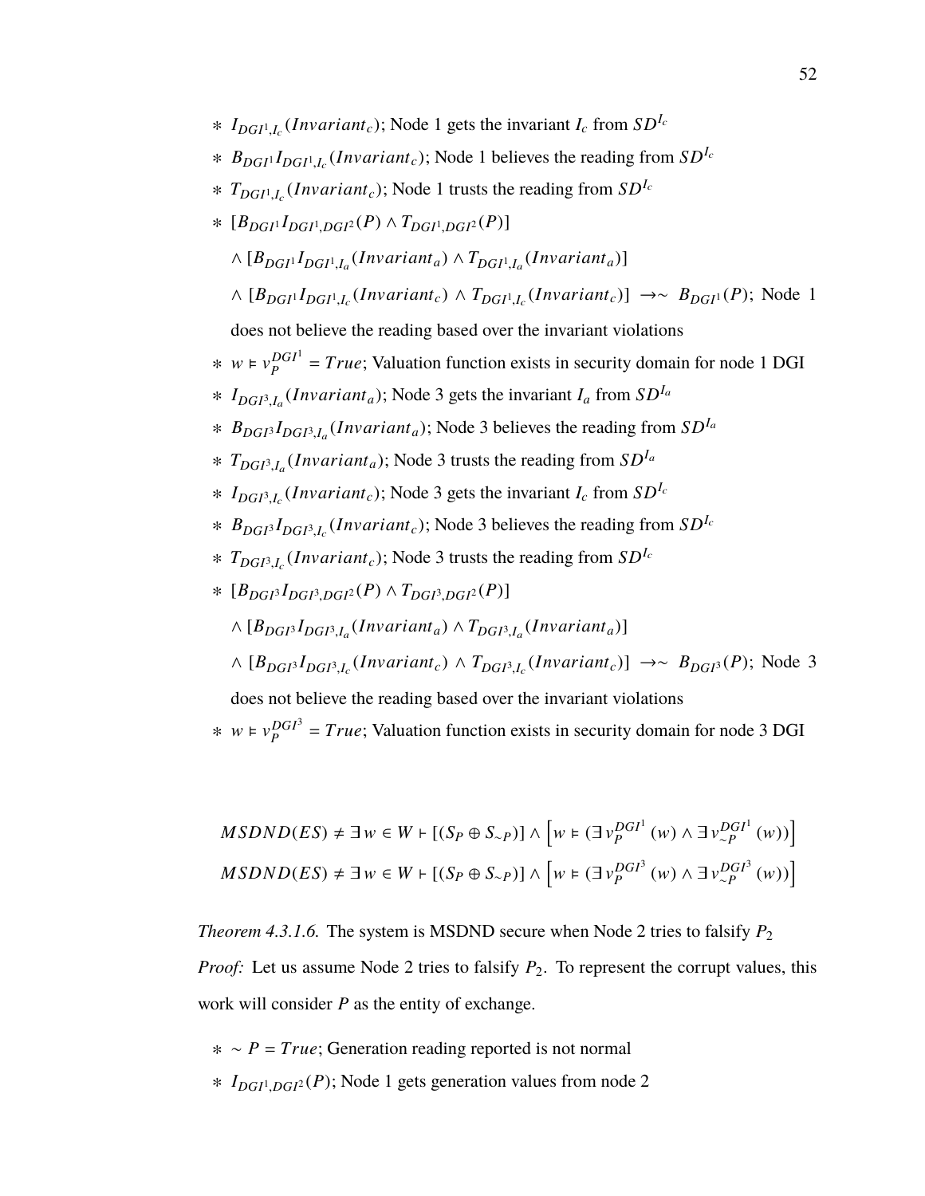- $I_{DGI^1,I_c}(Invariant_c)$; Node 1 gets the invariant $I_c$ from $SD^{I_c}$
- $B_{DGI^1} I_{DGI^1,I_c}(Invariant_c)$; Node 1 believes the reading from $SD^{I_c}$
- $T_{DGI^1,I_c}(Invariant_c)$; Node 1 trusts the reading from $SD^{I_c}$
- $[B_{DGI^1} I_{DGI^1,DGI^2}(P) \land T_{DGI^1,DGI^2}(P)]$
  $\land [B_{DGI^1} I_{DGI^1,I_a}(Invariant_a) \land T_{DGI^1,I_a}(Invariant_a)]$
  $\land [B_{DGI^1} I_{DGI^1,I_c}(Invariant_c) \land T_{DGI^1,I_c}(Invariant_c)] \rightarrow \sim B_{DGI^1}(P)$; Node 1 does not believe the reading based over the invariant violations
- $w \vDash v_P^{DGI^1} = True$; Valuation function exists in security domain for node 1 DGI
- $I_{DGI^3,I_a}(Invariant_a)$; Node 3 gets the invariant $I_a$ from $SD^{I_a}$
- $B_{DGI^3} I_{DGI^3,I_a}(Invariant_a)$; Node 3 believes the reading from $SD^{I_a}$
- $T_{DGI^3,I_a}(Invariant_a)$; Node 3 trusts the reading from $SD^{I_a}$
- $I_{DGI^3,I_c}(Invariant_c)$; Node 3 gets the invariant $I_c$ from $SD^{I_c}$
- $B_{DGI^3} I_{DGI^3,I_c}(Invariant_c)$; Node 3 believes the reading from $SD^{I_c}$
- $T_{DGI^3,I_c}(Invariant_c)$; Node 3 trusts the reading from $SD^{I_c}$
- $[B_{DGI^3} I_{DGI^3,DGI^2}(P) \land T_{DGI^3,DGI^2}(P)]$
  $\land [B_{DGI^3} I_{DGI^3,I_a}(Invariant_a) \land T_{DGI^3,I_a}(Invariant_a)]$
  $\land [B_{DGI^3} I_{DGI^3,I_c}(Invariant_c) \land T_{DGI^3,I_c}(Invariant_c)] \rightarrow \sim B_{DGI^3}(P)$; Node 3 does not believe the reading based over the invariant violations
- $w \vDash v_P^{DGI^3} = True$; Valuation function exists in security domain for node 3 DGI

$$MSDND(ES) \neq \exists w \in W \vdash [(S_P \oplus S_{\sim P})] \land \left[ w \vDash (\exists v_P^{DGI^1}(w) \land \exists v_{\sim P}^{DGI^1}(w)) \right]$$
$$MSDND(ES) \neq \exists w \in W \vdash [(S_P \oplus S_{\sim P})] \land \left[ w \vDash (\exists v_P^{DGI^3}(w) \land \exists v_{\sim P}^{DGI^3}(w)) \right]$$

*Theorem 4.3.1.6.* The system is MSDND secure when Node 2 tries to falsify $P_2$

*Proof:* Let us assume Node 2 tries to falsify $P_2$. To represent the corrupt values, this work will consider $P$ as the entity of exchange.

- $\sim P = True$; Generation reading reported is not normal
- $I_{DGI^1,DGI^2}(P)$; Node 1 gets generation values from node 2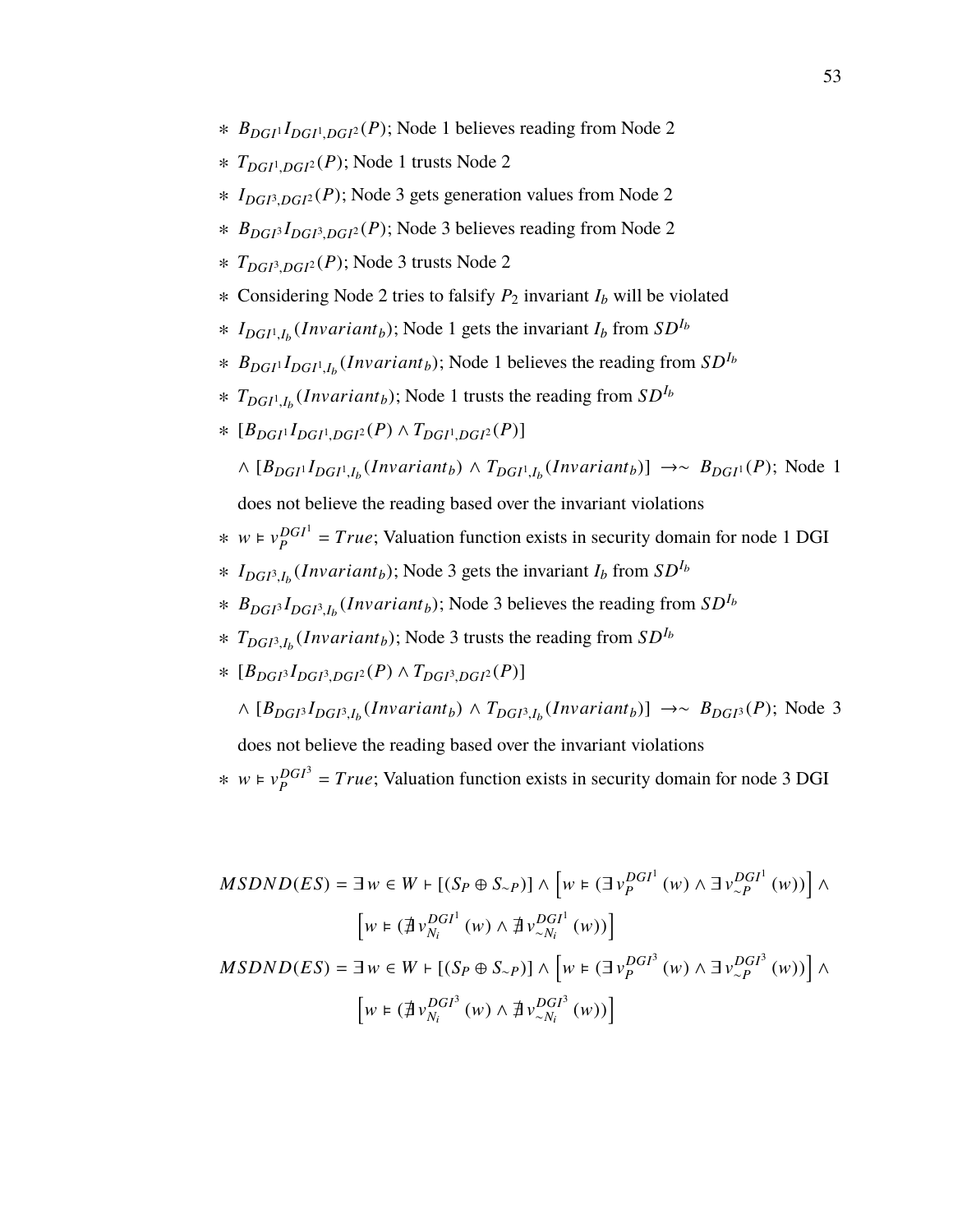- ∗ $B_{DGI^1} I_{DGI^1,DGI^2}(P)$; Node 1 believes reading from Node 2
- ∗ $T_{DGI^1,DGI^2}(P)$; Node 1 trusts Node 2
- ∗ $I_{DGI^3,DGI^2}(P)$; Node 3 gets generation values from Node 2
- ∗ $B_{DGI^3} I_{DGI^3,DGI^2}(P)$; Node 3 believes reading from Node 2
- ∗ $T_{DGI^3,DGI^2}(P)$; Node 3 trusts Node 2
- ∗ Considering Node 2 tries to falsify $P_2$ invariant $I_b$ will be violated
- ∗ $I_{DGI^1,I_b}(Invariant_b)$; Node 1 gets the invariant $I_b$ from $SD^{I_b}$
- ∗ $B_{DGI^1} I_{DGI^1,I_b}(Invariant_b)$; Node 1 believes the reading from $SD^{I_b}$
- ∗ $T_{DGI^1,I_b}(Invariant_b)$; Node 1 trusts the reading from $SD^{I_b}$
- ∗ $[B_{DGI^1} I_{DGI^1,DGI^2}(P) \wedge T_{DGI^1,DGI^2}(P)]$ $\wedge\ [B_{DGI^1} I_{DGI^1,I_b}(Invariant_b) \wedge T_{DGI^1,I_b}(Invariant_b)] \rightarrow \sim B_{DGI^1}(P)$; Node 1 does not believe the reading based over the invariant violations
- ∗ $w \vDash v_P^{DGI^1} = True$; Valuation function exists in security domain for node 1 DGI
- ∗ $I_{DGI^3,I_b}(Invariant_b)$; Node 3 gets the invariant $I_b$ from $SD^{I_b}$
- ∗ $B_{DGI^3} I_{DGI^3,I_b}(Invariant_b)$; Node 3 believes the reading from $SD^{I_b}$
- ∗ $T_{DGI^3,I_b}(Invariant_b)$; Node 3 trusts the reading from $SD^{I_b}$
- ∗ $[B_{DGI^3} I_{DGI^3,DGI^2}(P) \wedge T_{DGI^3,DGI^2}(P)]$ $\wedge\ [B_{DGI^3} I_{DGI^3,I_b}(Invariant_b) \wedge T_{DGI^3,I_b}(Invariant_b)] \rightarrow \sim B_{DGI^3}(P)$; Node 3 does not believe the reading based over the invariant violations
- ∗ $w \vDash v_P^{DGI^3} = True$; Valuation function exists in security domain for node 3 DGI

$$MSDND(ES) = \exists\, w \in W \vdash [(S_P \oplus S_{\sim P})] \wedge \left[w \vDash (\exists\, v_P^{DGI^1}(w) \wedge \exists\, v_{\sim P}^{DGI^1}(w))\right] \wedge \left[w \vDash (\nexists\, v_{N_i}^{DGI^1}(w) \wedge \nexists\, v_{\sim N_i}^{DGI^1}(w))\right]$$

$$MSDND(ES) = \exists\, w \in W \vdash [(S_P \oplus S_{\sim P})] \wedge \left[w \vDash (\exists\, v_P^{DGI^3}(w) \wedge \exists\, v_{\sim P}^{DGI^3}(w))\right] \wedge \left[w \vDash (\nexists\, v_{N_i}^{DGI^3}(w) \wedge \nexists\, v_{\sim N_i}^{DGI^3}(w))\right]$$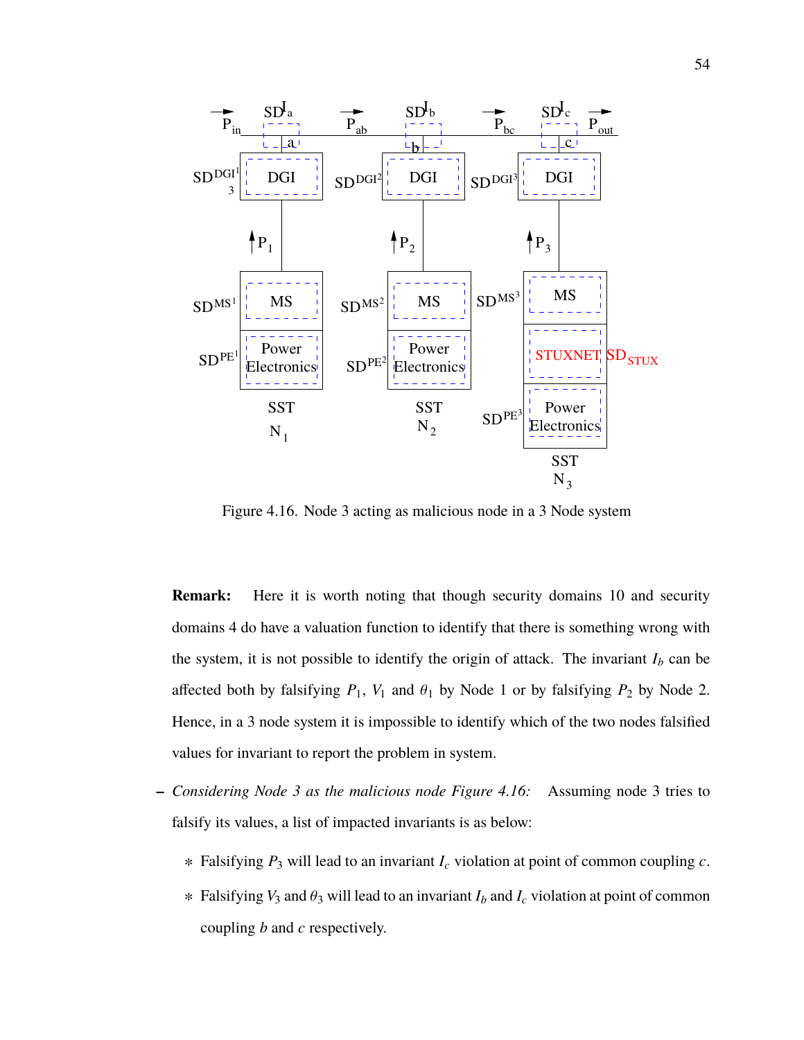Figure 4.16. Node 3 acting as malicious node in a 3 Node system

**Remark:** Here it is worth noting that though security domains 10 and security domains 4 do have a valuation function to identify that there is something wrong with the system, it is not possible to identify the origin of attack. The invariant $I_b$ can be affected both by falsifying $P_1$, $V_1$ and $\theta_1$ by Node 1 or by falsifying $P_2$ by Node 2. Hence, in a 3 node system it is impossible to identify which of the two nodes falsified values for invariant to report the problem in system.

– *Considering Node 3 as the malicious node Figure 4.16:* Assuming node 3 tries to falsify its values, a list of impacted invariants is as below:

  ∗ Falsifying $P_3$ will lead to an invariant $I_c$ violation at point of common coupling $c$.

  ∗ Falsifying $V_3$ and $\theta_3$ will lead to an invariant $I_b$ and $I_c$ violation at point of common coupling $b$ and $c$ respectively.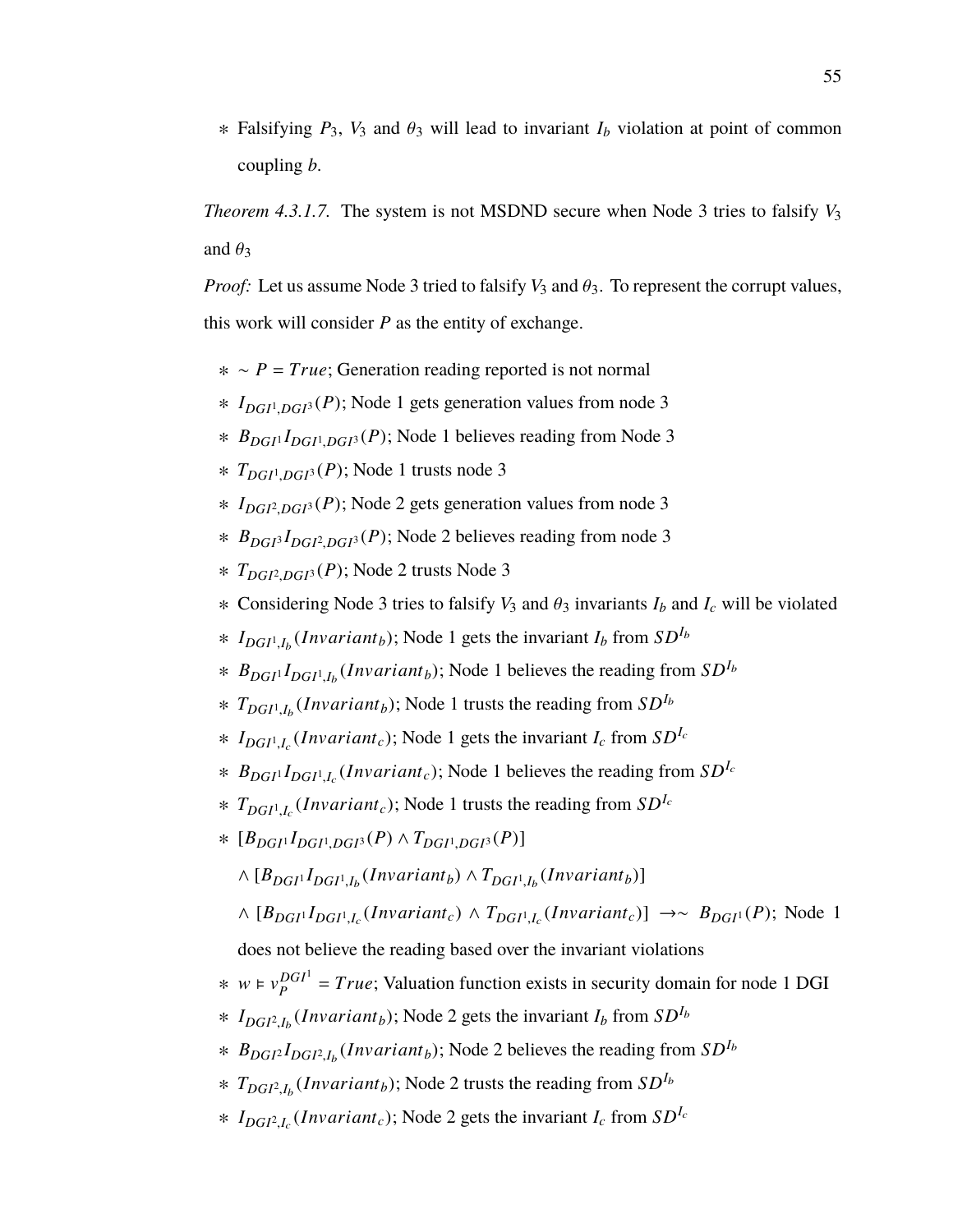* Falsifying $P_3$, $V_3$ and $\theta_3$ will lead to invariant $I_b$ violation at point of common coupling $b$.

*Theorem 4.3.1.7.* The system is not MSDND secure when Node 3 tries to falsify $V_3$ and $\theta_3$

*Proof:* Let us assume Node 3 tried to falsify $V_3$ and $\theta_3$. To represent the corrupt values, this work will consider $P$ as the entity of exchange.

* $\sim P = True$; Generation reading reported is not normal
* $I_{DGI^1,DGI^3}(P)$; Node 1 gets generation values from node 3
* $B_{DGI^1}I_{DGI^1,DGI^3}(P)$; Node 1 believes reading from Node 3
* $T_{DGI^1,DGI^3}(P)$; Node 1 trusts node 3
* $I_{DGI^2,DGI^3}(P)$; Node 2 gets generation values from node 3
* $B_{DGI^3}I_{DGI^2,DGI^3}(P)$; Node 2 believes reading from node 3
* $T_{DGI^2,DGI^3}(P)$; Node 2 trusts Node 3
* Considering Node 3 tries to falsify $V_3$ and $\theta_3$ invariants $I_b$ and $I_c$ will be violated
* $I_{DGI^1,I_b}(Invariant_b)$; Node 1 gets the invariant $I_b$ from $SD^{I_b}$
* $B_{DGI^1}I_{DGI^1,I_b}(Invariant_b)$; Node 1 believes the reading from $SD^{I_b}$
* $T_{DGI^1,I_b}(Invariant_b)$; Node 1 trusts the reading from $SD^{I_b}$
* $I_{DGI^1,I_c}(Invariant_c)$; Node 1 gets the invariant $I_c$ from $SD^{I_c}$
* $B_{DGI^1}I_{DGI^1,I_c}(Invariant_c)$; Node 1 believes the reading from $SD^{I_c}$
* $T_{DGI^1,I_c}(Invariant_c)$; Node 1 trusts the reading from $SD^{I_c}$
* $[B_{DGI^1}I_{DGI^1,DGI^3}(P) \wedge T_{DGI^1,DGI^3}(P)]$
  $\wedge [B_{DGI^1}I_{DGI^1,I_b}(Invariant_b) \wedge T_{DGI^1,I_b}(Invariant_b)]$
  $\wedge [B_{DGI^1}I_{DGI^1,I_c}(Invariant_c) \wedge T_{DGI^1,I_c}(Invariant_c)] \rightarrow\sim B_{DGI^1}(P)$; Node 1 does not believe the reading based over the invariant violations
* $w \vDash v_P^{DGI^1} = True$; Valuation function exists in security domain for node 1 DGI
* $I_{DGI^2,I_b}(Invariant_b)$; Node 2 gets the invariant $I_b$ from $SD^{I_b}$
* $B_{DGI^2}I_{DGI^2,I_b}(Invariant_b)$; Node 2 believes the reading from $SD^{I_b}$
* $T_{DGI^2,I_b}(Invariant_b)$; Node 2 trusts the reading from $SD^{I_b}$
* $I_{DGI^2,I_c}(Invariant_c)$; Node 2 gets the invariant $I_c$ from $SD^{I_c}$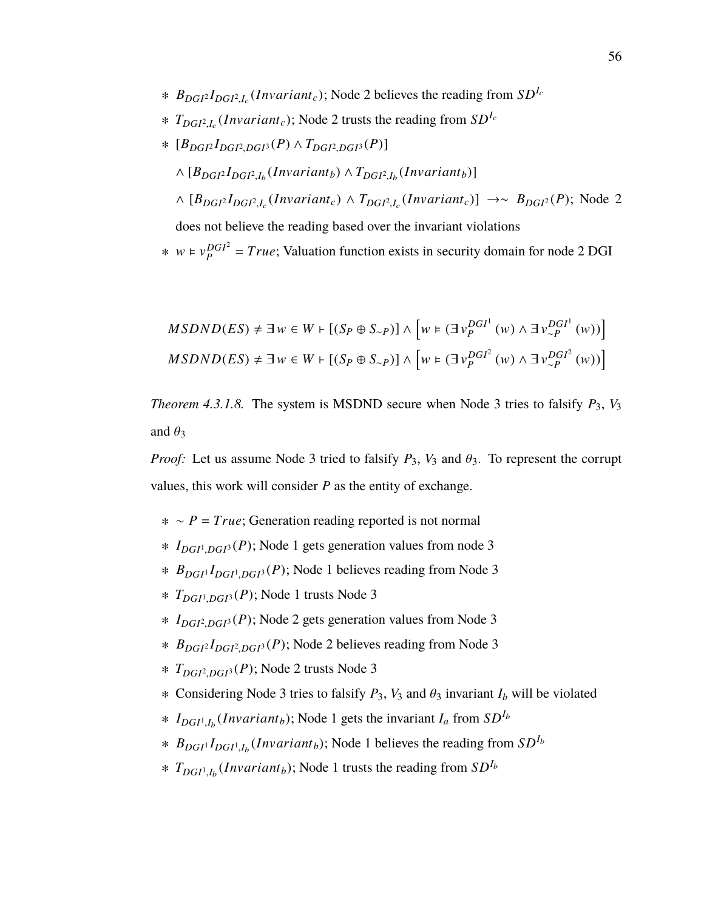- $B_{DGI^2} I_{DGI^2,I_c}(Invariant_c)$; Node 2 believes the reading from $SD^{I_c}$
- $T_{DGI^2,I_c}(Invariant_c)$; Node 2 trusts the reading from $SD^{I_c}$
- $[B_{DGI^2} I_{DGI^2,DGI^3}(P) \wedge T_{DGI^2,DGI^3}(P)]$

  $\wedge\ [B_{DGI^2} I_{DGI^2,I_b}(Invariant_b) \wedge T_{DGI^2,I_b}(Invariant_b)]$

  $\wedge\ [B_{DGI^2} I_{DGI^2,I_c}(Invariant_c) \wedge T_{DGI^2,I_c}(Invariant_c)] \rightarrow \sim B_{DGI^2}(P)$; Node 2 does not believe the reading based over the invariant violations
- $w \vDash v_P^{DGI^2} = True$; Valuation function exists in security domain for node 2 DGI

$$MSDND(ES) \neq \exists w \in W \vdash [(S_P \oplus S_{\sim P})] \wedge \left[w \vDash (\exists v_P^{DGI^1}(w) \wedge \exists v_{\sim P}^{DGI^1}(w))\right]$$

$$MSDND(ES) \neq \exists w \in W \vdash [(S_P \oplus S_{\sim P})] \wedge \left[w \vDash (\exists v_P^{DGI^2}(w) \wedge \exists v_{\sim P}^{DGI^2}(w))\right]$$

*Theorem 4.3.1.8.* The system is MSDND secure when Node 3 tries to falsify $P_3$, $V_3$ and $\theta_3$

*Proof:* Let us assume Node 3 tried to falsify $P_3$, $V_3$ and $\theta_3$. To represent the corrupt values, this work will consider $P$ as the entity of exchange.

- $\sim P = True$; Generation reading reported is not normal
- $I_{DGI^1,DGI^3}(P)$; Node 1 gets generation values from node 3
- $B_{DGI^1} I_{DGI^1,DGI^3}(P)$; Node 1 believes reading from Node 3
- $T_{DGI^1,DGI^3}(P)$; Node 1 trusts Node 3
- $I_{DGI^2,DGI^3}(P)$; Node 2 gets generation values from Node 3
- $B_{DGI^2} I_{DGI^2,DGI^3}(P)$; Node 2 believes reading from Node 3
- $T_{DGI^2,DGI^3}(P)$; Node 2 trusts Node 3
- Considering Node 3 tries to falsify $P_3$, $V_3$ and $\theta_3$ invariant $I_b$ will be violated
- $I_{DGI^1,I_b}(Invariant_b)$; Node 1 gets the invariant $I_a$ from $SD^{I_b}$
- $B_{DGI^1} I_{DGI^1,I_b}(Invariant_b)$; Node 1 believes the reading from $SD^{I_b}$
- $T_{DGI^1,I_b}(Invariant_b)$; Node 1 trusts the reading from $SD^{I_b}$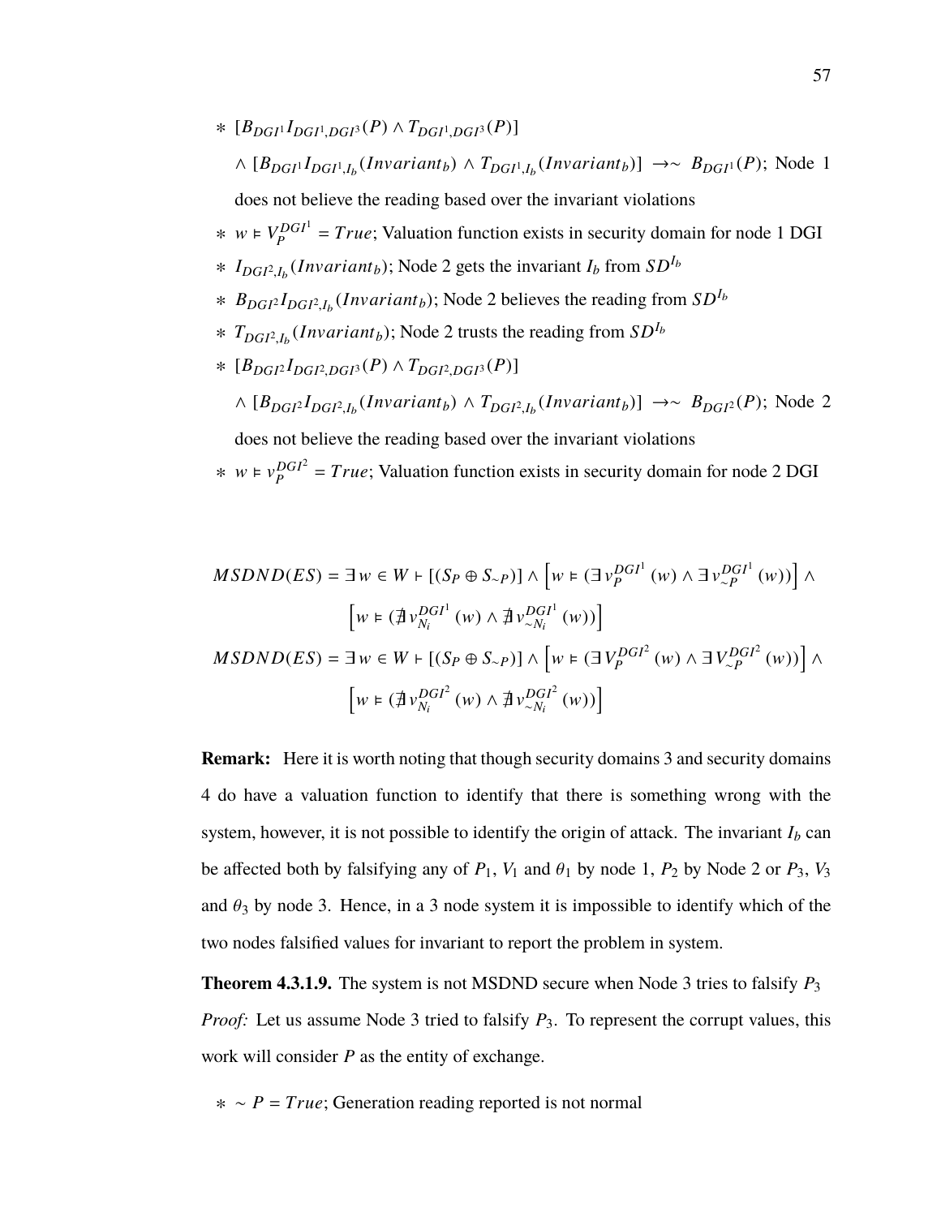- $[B_{DGI^1} I_{DGI^1,DGI^3}(P) \wedge T_{DGI^1,DGI^3}(P)]$

  $\wedge \, [B_{DGI^1} I_{DGI^1,I_b}(Invariant_b) \wedge T_{DGI^1,I_b}(Invariant_b)] \; \rightarrow\sim \; B_{DGI^1}(P)$; Node 1 does not believe the reading based over the invariant violations
- $w \vDash V_P^{DGI^1} = True$; Valuation function exists in security domain for node 1 DGI
- $I_{DGI^2,I_b}(Invariant_b)$; Node 2 gets the invariant $I_b$ from $SD^{I_b}$
- $B_{DGI^2} I_{DGI^2,I_b}(Invariant_b)$; Node 2 believes the reading from $SD^{I_b}$
- $T_{DGI^2,I_b}(Invariant_b)$; Node 2 trusts the reading from $SD^{I_b}$
- $[B_{DGI^2} I_{DGI^2,DGI^3}(P) \wedge T_{DGI^2,DGI^3}(P)]$

  $\wedge \, [B_{DGI^2} I_{DGI^2,I_b}(Invariant_b) \wedge T_{DGI^2,I_b}(Invariant_b)] \; \rightarrow\sim \; B_{DGI^2}(P)$; Node 2 does not believe the reading based over the invariant violations
- $w \vDash v_P^{DGI^2} = True$; Valuation function exists in security domain for node 2 DGI

$$
MSDND(ES) = \exists\, w \in W \vdash [(S_P \oplus S_{\sim P})] \wedge \left[ w \vDash (\exists\, v_P^{DGI^1}(w) \wedge \exists\, v_{\sim P}^{DGI^1}(w)) \right] \wedge \left[ w \vDash (\nexists\, v_{N_i}^{DGI^1}(w) \wedge \nexists\, v_{\sim N_i}^{DGI^1}(w)) \right]
$$

$$
MSDND(ES) = \exists\, w \in W \vdash [(S_P \oplus S_{\sim P})] \wedge \left[ w \vDash (\exists\, V_P^{DGI^2}(w) \wedge \exists\, V_{\sim P}^{DGI^2}(w)) \right] \wedge \left[ w \vDash (\nexists\, v_{N_i}^{DGI^2}(w) \wedge \nexists\, v_{\sim N_i}^{DGI^2}(w)) \right]
$$

**Remark:** Here it is worth noting that though security domains 3 and security domains 4 do have a valuation function to identify that there is something wrong with the system, however, it is not possible to identify the origin of attack. The invariant $I_b$ can be affected both by falsifying any of $P_1$, $V_1$ and $\theta_1$ by node 1, $P_2$ by Node 2 or $P_3$, $V_3$ and $\theta_3$ by node 3. Hence, in a 3 node system it is impossible to identify which of the two nodes falsified values for invariant to report the problem in system.

**Theorem 4.3.1.9.** The system is not MSDND secure when Node 3 tries to falsify $P_3$

*Proof:* Let us assume Node 3 tried to falsify $P_3$. To represent the corrupt values, this work will consider $P$ as the entity of exchange.

- $\sim P = True$; Generation reading reported is not normal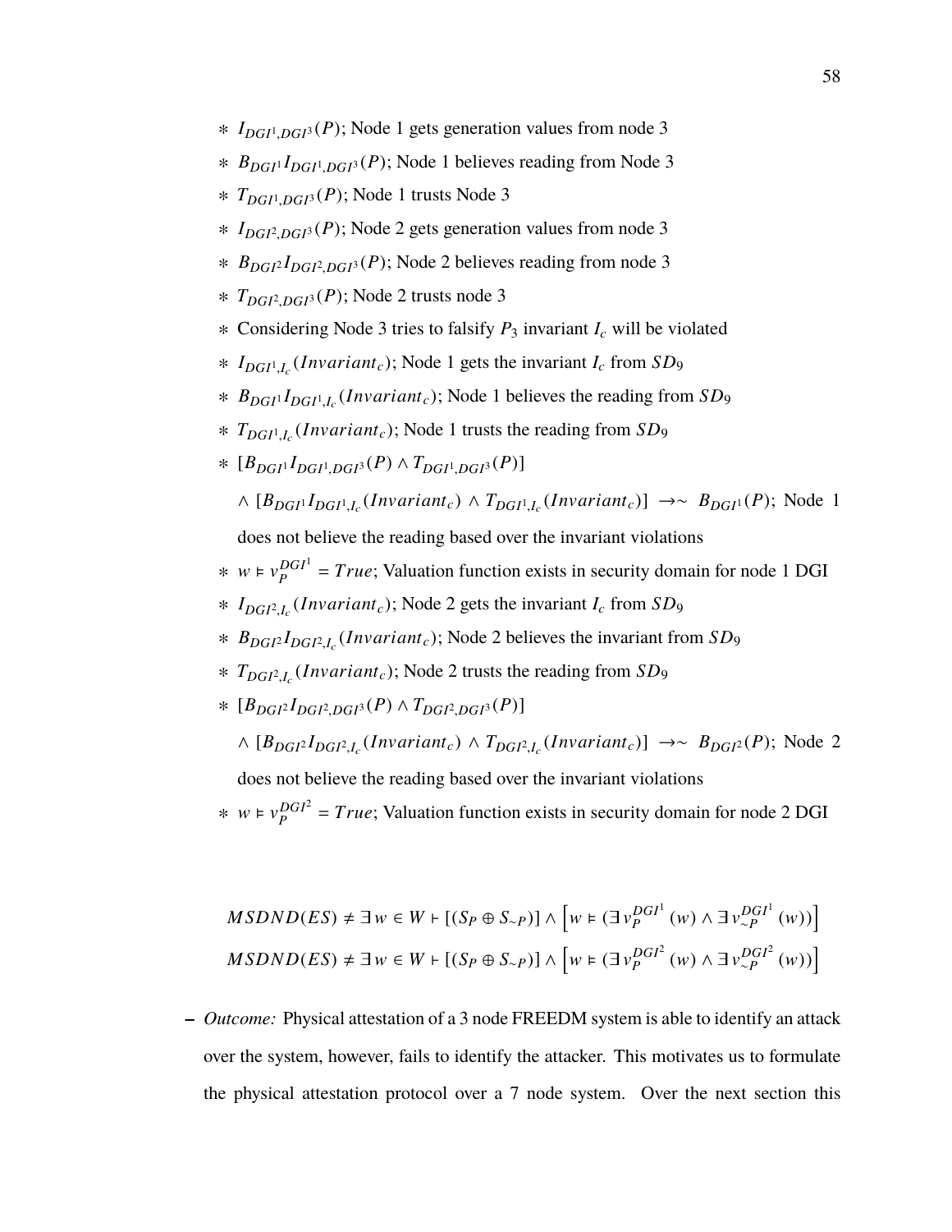* $I_{DGI^1,DGI^3}(P)$; Node 1 gets generation values from node 3
* $B_{DGI^1} I_{DGI^1,DGI^3}(P)$; Node 1 believes reading from Node 3
* $T_{DGI^1,DGI^3}(P)$; Node 1 trusts Node 3
* $I_{DGI^2,DGI^3}(P)$; Node 2 gets generation values from node 3
* $B_{DGI^2} I_{DGI^2,DGI^3}(P)$; Node 2 believes reading from node 3
* $T_{DGI^2,DGI^3}(P)$; Node 2 trusts node 3
* Considering Node 3 tries to falsify $P_3$ invariant $I_c$ will be violated
* $I_{DGI^1,I_c}(Invariant_c)$; Node 1 gets the invariant $I_c$ from $SD_9$
* $B_{DGI^1} I_{DGI^1,I_c}(Invariant_c)$; Node 1 believes the reading from $SD_9$
* $T_{DGI^1,I_c}(Invariant_c)$; Node 1 trusts the reading from $SD_9$
* $[B_{DGI^1} I_{DGI^1,DGI^3}(P) \wedge T_{DGI^1,DGI^3}(P)]$

  $\wedge\ [B_{DGI^1} I_{DGI^1,I_c}(Invariant_c) \wedge T_{DGI^1,I_c}(Invariant_c)] \rightarrow \sim B_{DGI^1}(P)$; Node 1 does not believe the reading based over the invariant violations
* $w \vDash v_P^{DGI^1} = True$; Valuation function exists in security domain for node 1 DGI
* $I_{DGI^2,I_c}(Invariant_c)$; Node 2 gets the invariant $I_c$ from $SD_9$
* $B_{DGI^2} I_{DGI^2,I_c}(Invariant_c)$; Node 2 believes the invariant from $SD_9$
* $T_{DGI^2,I_c}(Invariant_c)$; Node 2 trusts the reading from $SD_9$
* $[B_{DGI^2} I_{DGI^2,DGI^3}(P) \wedge T_{DGI^2,DGI^3}(P)]$

  $\wedge\ [B_{DGI^2} I_{DGI^2,I_c}(Invariant_c) \wedge T_{DGI^2,I_c}(Invariant_c)] \rightarrow \sim B_{DGI^2}(P)$; Node 2 does not believe the reading based over the invariant violations
* $w \vDash v_P^{DGI^2} = True$; Valuation function exists in security domain for node 2 DGI

$$MSDND(ES) \neq \exists w \in W \vdash [(S_P \oplus S_{\sim P})] \wedge \left[ w \vDash (\exists v_P^{DGI^1}(w) \wedge \exists v_{\sim P}^{DGI^1}(w)) \right]$$

$$MSDND(ES) \neq \exists w \in W \vdash [(S_P \oplus S_{\sim P})] \wedge \left[ w \vDash (\exists v_P^{DGI^2}(w) \wedge \exists v_{\sim P}^{DGI^2}(w)) \right]$$

– *Outcome:* Physical attestation of a 3 node FREEDM system is able to identify an attack over the system, however, fails to identify the attacker. This motivates us to formulate the physical attestation protocol over a 7 node system. Over the next section this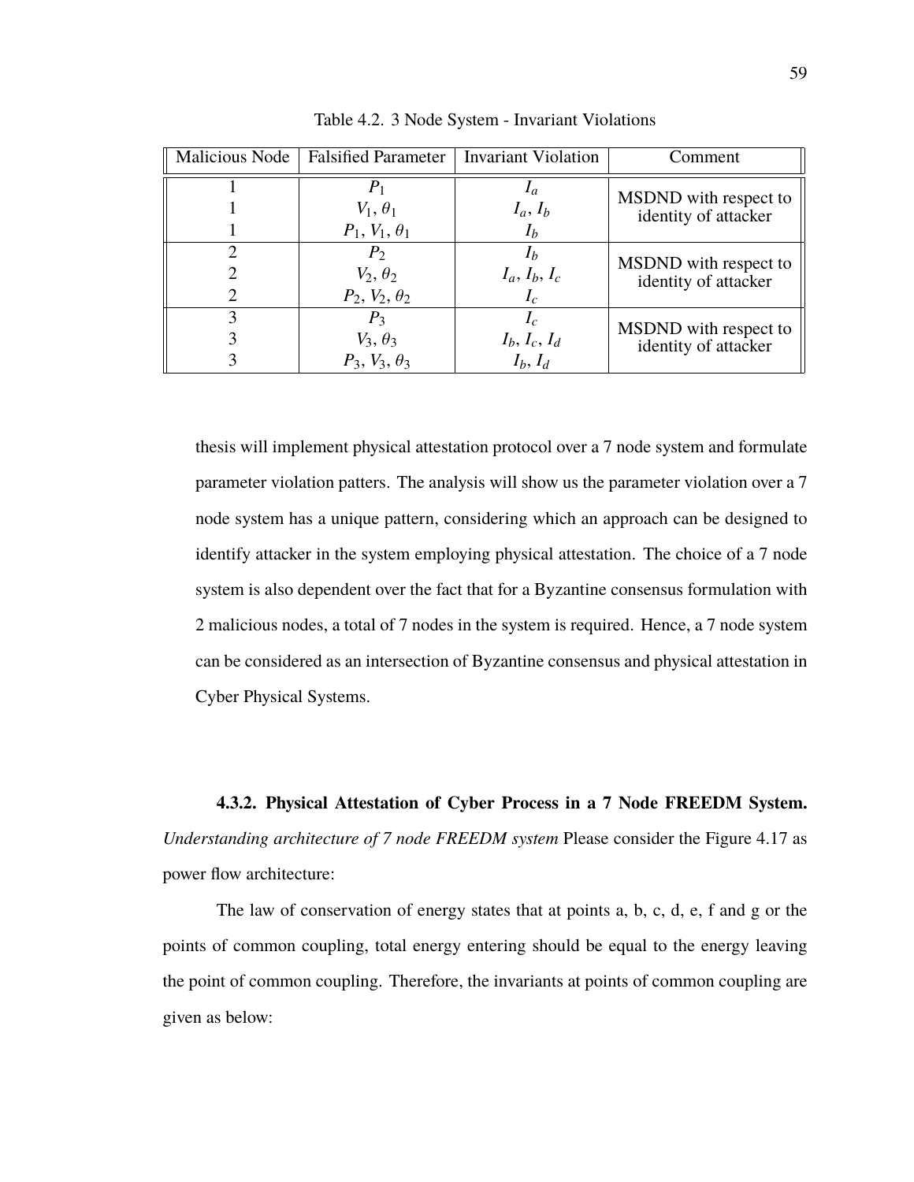Table 4.2. 3 Node System - Invariant Violations

| Malicious Node | Falsified Parameter | Invariant Violation | Comment |
|---|---|---|---|
| 1 | $P_1$ | $I_a$ | MSDND with respect to identity of attacker |
| 1 | $V_1$, $\theta_1$ | $I_a$, $I_b$ | |
| 1 | $P_1$, $V_1$, $\theta_1$ | $I_b$ | |
| 2 | $P_2$ | $I_b$ | MSDND with respect to identity of attacker |
| 2 | $V_2$, $\theta_2$ | $I_a$, $I_b$, $I_c$ | |
| 2 | $P_2$, $V_2$, $\theta_2$ | $I_c$ | |
| 3 | $P_3$ | $I_c$ | MSDND with respect to identity of attacker |
| 3 | $V_3$, $\theta_3$ | $I_b$, $I_c$, $I_d$ | |
| 3 | $P_3$, $V_3$, $\theta_3$ | $I_b$, $I_d$ | |

thesis will implement physical attestation protocol over a 7 node system and formulate parameter violation patters. The analysis will show us the parameter violation over a 7 node system has a unique pattern, considering which an approach can be designed to identify attacker in the system employing physical attestation. The choice of a 7 node system is also dependent over the fact that for a Byzantine consensus formulation with 2 malicious nodes, a total of 7 nodes in the system is required. Hence, a 7 node system can be considered as an intersection of Byzantine consensus and physical attestation in Cyber Physical Systems.

#### 4.3.2. Physical Attestation of Cyber Process in a 7 Node FREEDM System.

*Understanding architecture of 7 node FREEDM system* Please consider the Figure 4.17 as power flow architecture:

The law of conservation of energy states that at points a, b, c, d, e, f and g or the points of common coupling, total energy entering should be equal to the energy leaving the point of common coupling. Therefore, the invariants at points of common coupling are given as below: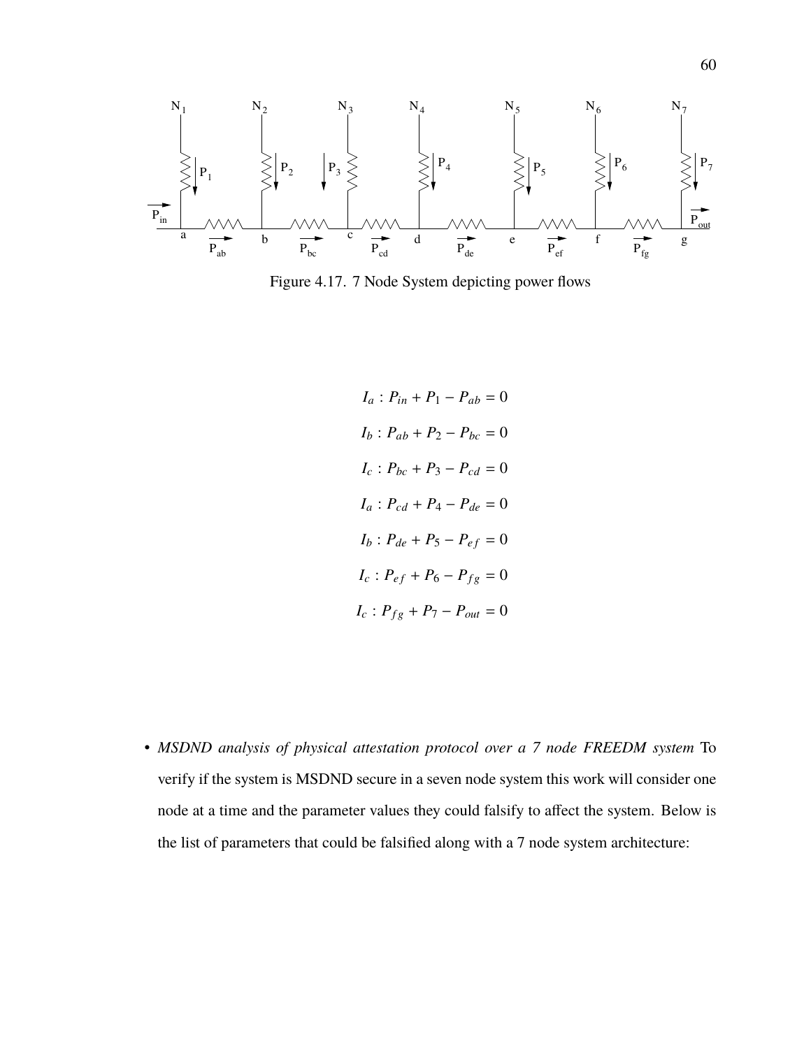Figure 4.17. 7 Node System depicting power flows

$$I_a : P_{in} + P_1 - P_{ab} = 0$$

$$I_b : P_{ab} + P_2 - P_{bc} = 0$$

$$I_c : P_{bc} + P_3 - P_{cd} = 0$$

$$I_a : P_{cd} + P_4 - P_{de} = 0$$

$$I_b : P_{de} + P_5 - P_{ef} = 0$$

$$I_c : P_{ef} + P_6 - P_{fg} = 0$$

$$I_c : P_{fg} + P_7 - P_{out} = 0$$

- *MSDND analysis of physical attestation protocol over a 7 node FREEDM system* To verify if the system is MSDND secure in a seven node system this work will consider one node at a time and the parameter values they could falsify to affect the system. Below is the list of parameters that could be falsified along with a 7 node system architecture: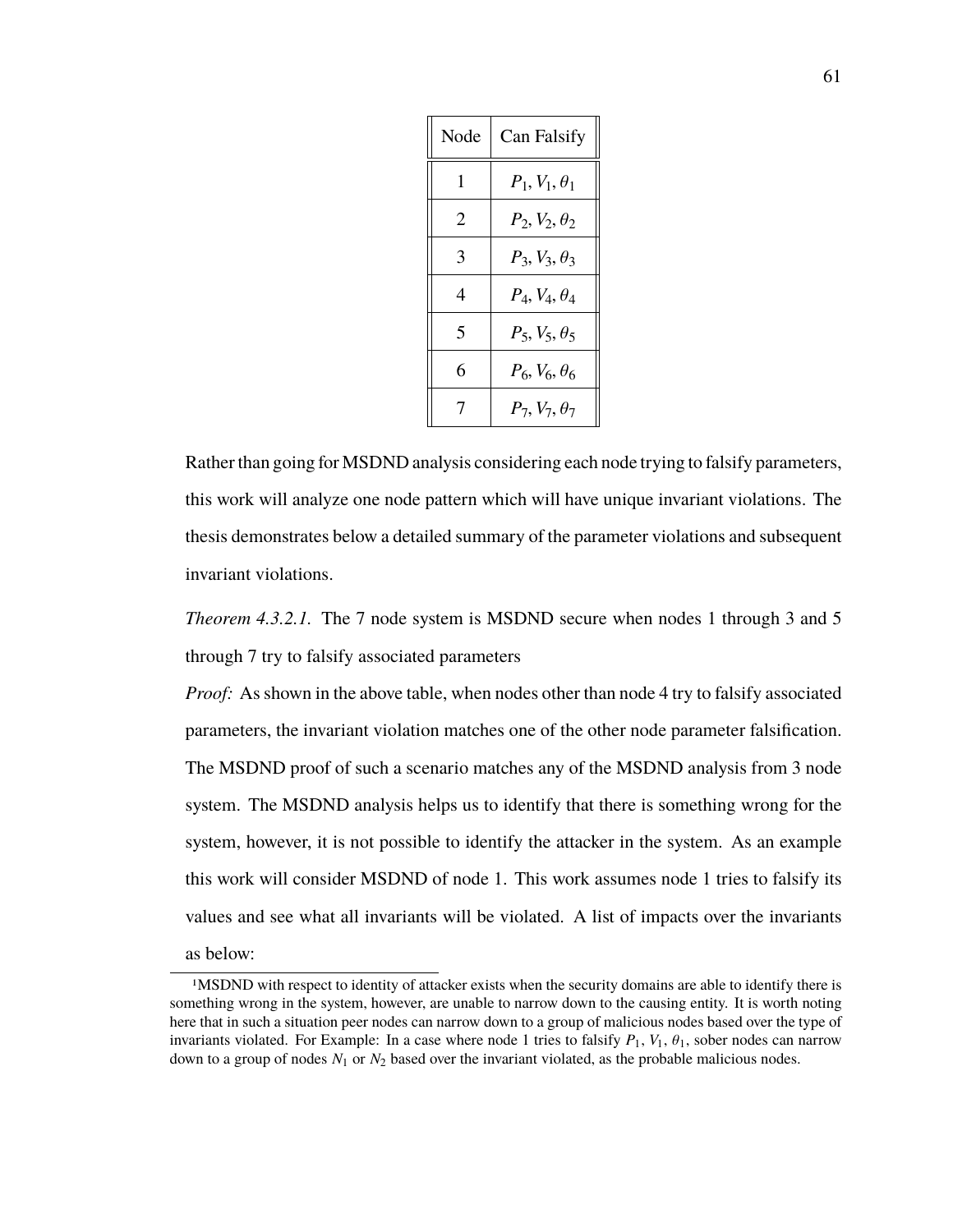| Node | Can Falsify |
|---|---|
| 1 | $P_1, V_1, \theta_1$ |
| 2 | $P_2, V_2, \theta_2$ |
| 3 | $P_3, V_3, \theta_3$ |
| 4 | $P_4, V_4, \theta_4$ |
| 5 | $P_5, V_5, \theta_5$ |
| 6 | $P_6, V_6, \theta_6$ |
| 7 | $P_7, V_7, \theta_7$ |

Rather than going for MSDND analysis considering each node trying to falsify parameters, this work will analyze one node pattern which will have unique invariant violations. The thesis demonstrates below a detailed summary of the parameter violations and subsequent invariant violations.

*Theorem 4.3.2.1.* The 7 node system is MSDND secure when nodes 1 through 3 and 5 through 7 try to falsify associated parameters

*Proof:* As shown in the above table, when nodes other than node 4 try to falsify associated parameters, the invariant violation matches one of the other node parameter falsification. The MSDND proof of such a scenario matches any of the MSDND analysis from 3 node system. The MSDND analysis helps us to identify that there is something wrong for the system, however, it is not possible to identify the attacker in the system. As an example this work will consider MSDND of node 1. This work assumes node 1 tries to falsify its values and see what all invariants will be violated. A list of impacts over the invariants as below:

---

[1]MSDND with respect to identity of attacker exists when the security domains are able to identify there is something wrong in the system, however, are unable to narrow down to the causing entity. It is worth noting here that in such a situation peer nodes can narrow down to a group of malicious nodes based over the type of invariants violated. For Example: In a case where node 1 tries to falsify $P_1$, $V_1$, $\theta_1$, sober nodes can narrow down to a group of nodes $N_1$ or $N_2$ based over the invariant violated, as the probable malicious nodes.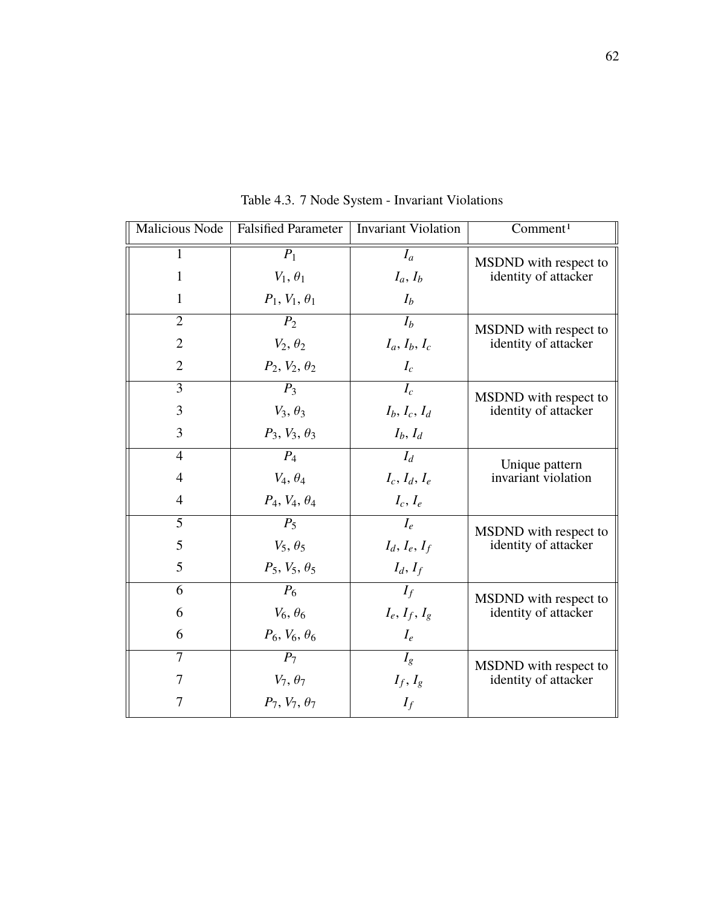Table 4.3. 7 Node System - Invariant Violations

| Malicious Node | Falsified Parameter | Invariant Violation | Comment[1] |
|---|---|---|---|
| 1 | $P_1$ | $I_a$ | MSDND with respect to identity of attacker |
| 1 | $V_1$, $\theta_1$ | $I_a$, $I_b$ | |
| 1 | $P_1$, $V_1$, $\theta_1$ | $I_b$ | |
| 2 | $P_2$ | $I_b$ | MSDND with respect to identity of attacker |
| 2 | $V_2$, $\theta_2$ | $I_a$, $I_b$, $I_c$ | |
| 2 | $P_2$, $V_2$, $\theta_2$ | $I_c$ | |
| 3 | $P_3$ | $I_c$ | MSDND with respect to identity of attacker |
| 3 | $V_3$, $\theta_3$ | $I_b$, $I_c$, $I_d$ | |
| 3 | $P_3$, $V_3$, $\theta_3$ | $I_b$, $I_d$ | |
| 4 | $P_4$ | $I_d$ | Unique pattern invariant violation |
| 4 | $V_4$, $\theta_4$ | $I_c$, $I_d$, $I_e$ | |
| 4 | $P_4$, $V_4$, $\theta_4$ | $I_c$, $I_e$ | |
| 5 | $P_5$ | $I_e$ | MSDND with respect to identity of attacker |
| 5 | $V_5$, $\theta_5$ | $I_d$, $I_e$, $I_f$ | |
| 5 | $P_5$, $V_5$, $\theta_5$ | $I_d$, $I_f$ | |
| 6 | $P_6$ | $I_f$ | MSDND with respect to identity of attacker |
| 6 | $V_6$, $\theta_6$ | $I_e$, $I_f$, $I_g$ | |
| 6 | $P_6$, $V_6$, $\theta_6$ | $I_e$ | |
| 7 | $P_7$ | $I_g$ | MSDND with respect to identity of attacker |
| 7 | $V_7$, $\theta_7$ | $I_f$, $I_g$ | |
| 7 | $P_7$, $V_7$, $\theta_7$ | $I_f$ | |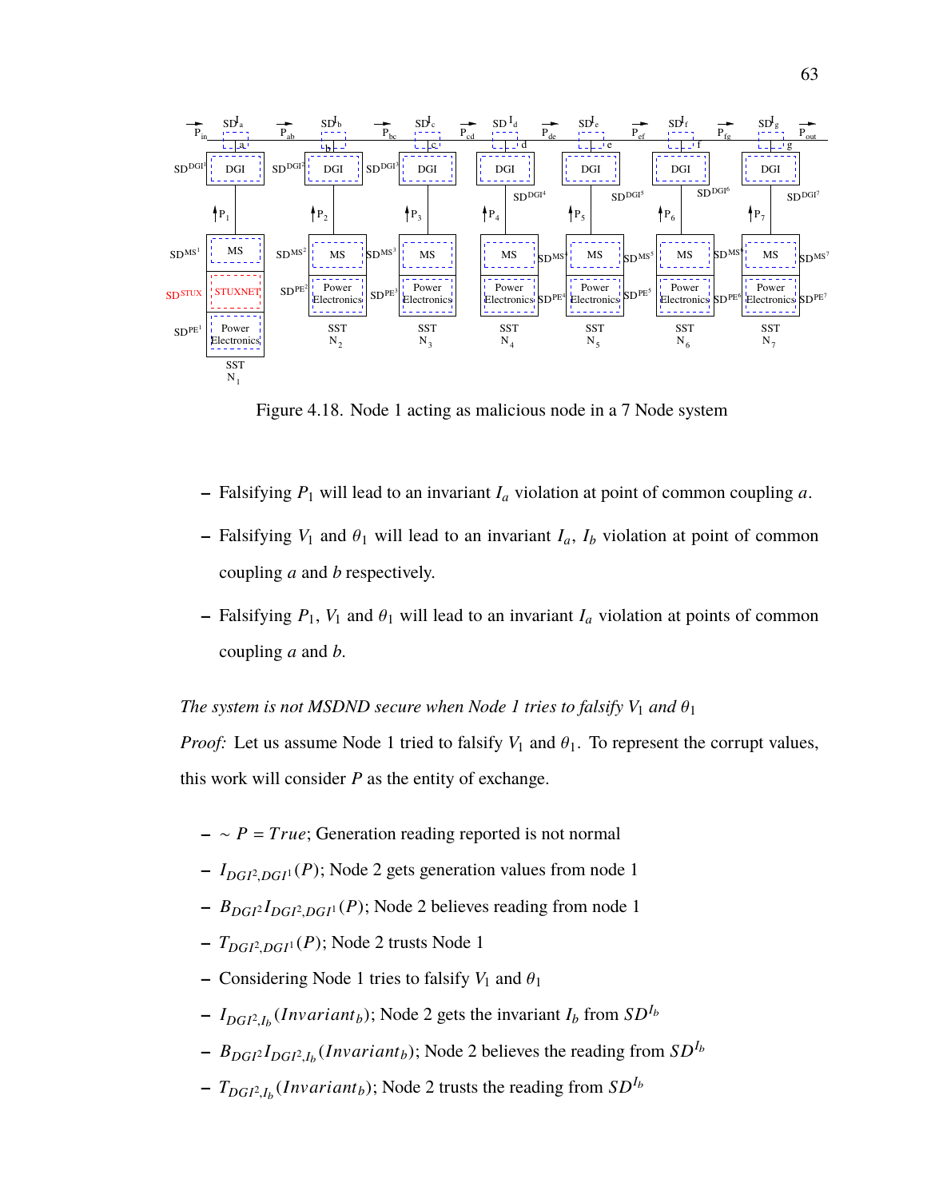Figure 4.18. Node 1 acting as malicious node in a 7 Node system

- Falsifying $P_1$ will lead to an invariant $I_a$ violation at point of common coupling $a$.
- Falsifying $V_1$ and $\theta_1$ will lead to an invariant $I_a$, $I_b$ violation at point of common coupling $a$ and $b$ respectively.
- Falsifying $P_1$, $V_1$ and $\theta_1$ will lead to an invariant $I_a$ violation at points of common coupling $a$ and $b$.

*The system is not MSDND secure when Node 1 tries to falsify $V_1$ and $\theta_1$*

*Proof:* Let us assume Node 1 tried to falsify $V_1$ and $\theta_1$. To represent the corrupt values, this work will consider $P$ as the entity of exchange.

- $\sim P = True$; Generation reading reported is not normal
- $I_{DGI^2,DGI^1}(P)$; Node 2 gets generation values from node 1
- $B_{DGI^2} I_{DGI^2,DGI^1}(P)$; Node 2 believes reading from node 1
- $T_{DGI^2,DGI^1}(P)$; Node 2 trusts Node 1
- Considering Node 1 tries to falsify $V_1$ and $\theta_1$
- $I_{DGI^2,I_b}(Invariant_b)$; Node 2 gets the invariant $I_b$ from $SD^{I_b}$
- $B_{DGI^2} I_{DGI^2,I_b}(Invariant_b)$; Node 2 believes the reading from $SD^{I_b}$
- $T_{DGI^2,I_b}(Invariant_b)$; Node 2 trusts the reading from $SD^{I_b}$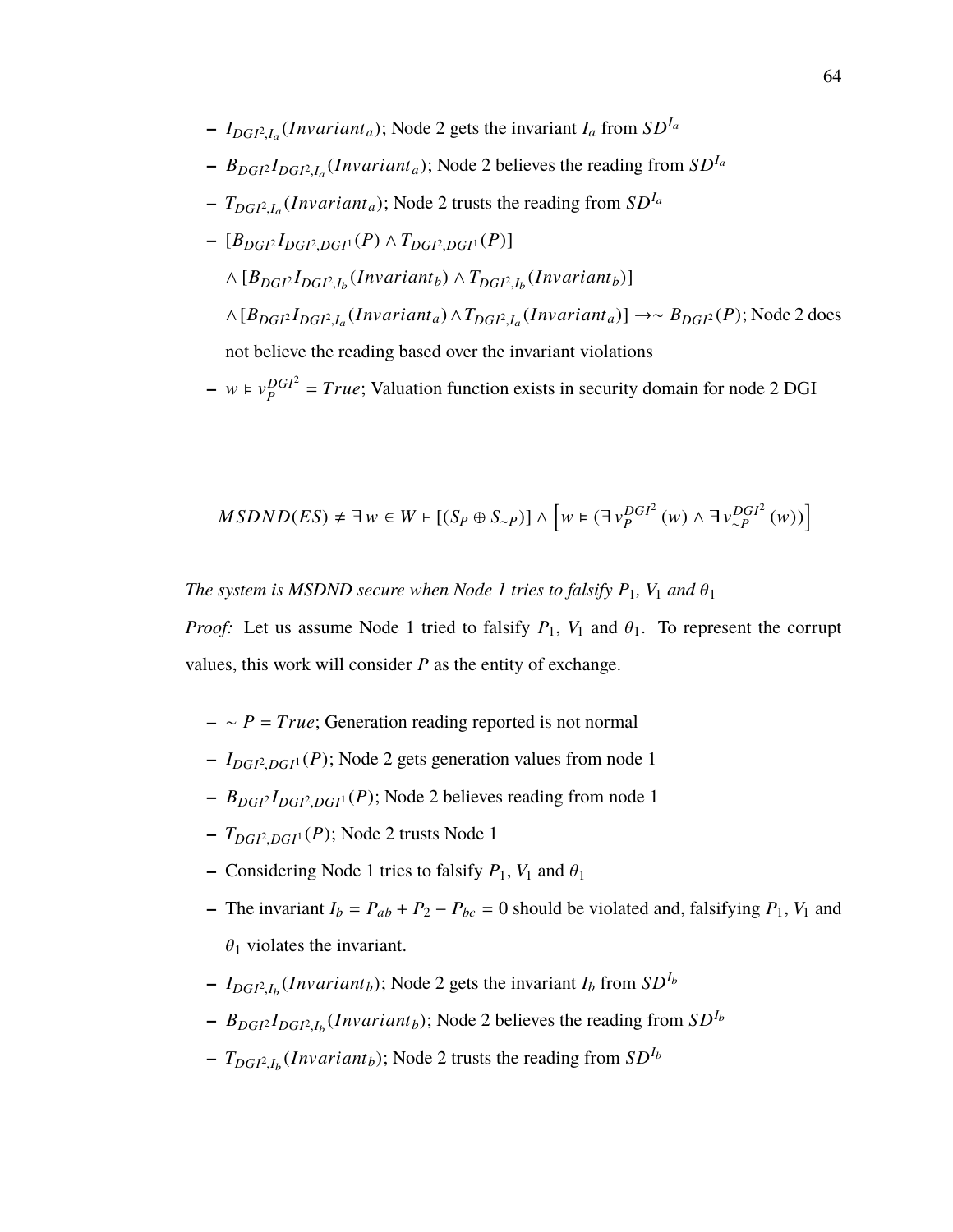- $I_{DGI^2,I_a}(Invariant_a)$; Node 2 gets the invariant $I_a$ from $SD^{I_a}$
- $B_{DGI^2}I_{DGI^2,I_a}(Invariant_a)$; Node 2 believes the reading from $SD^{I_a}$
- $T_{DGI^2,I_a}(Invariant_a)$; Node 2 trusts the reading from $SD^{I_a}$
- $[B_{DGI^2}I_{DGI^2,DGI^1}(P) \wedge T_{DGI^2,DGI^1}(P)]$

  $\wedge [B_{DGI^2}I_{DGI^2,I_b}(Invariant_b) \wedge T_{DGI^2,I_b}(Invariant_b)]$

  $\wedge [B_{DGI^2}I_{DGI^2,I_a}(Invariant_a) \wedge T_{DGI^2,I_a}(Invariant_a)] \rightarrow \sim B_{DGI^2}(P)$; Node 2 does not believe the reading based over the invariant violations
- $w \vDash v_P^{DGI^2} = True$; Valuation function exists in security domain for node 2 DGI

$$MSDND(ES) \neq \exists w \in W \vdash [(S_P \oplus S_{\sim P})] \wedge \left[w \vDash (\exists v_P^{DGI^2}(w) \wedge \exists v_{\sim P}^{DGI^2}(w))\right]$$

*The system is MSDND secure when Node 1 tries to falsify $P_1$, $V_1$ and $\theta_1$*

*Proof:* Let us assume Node 1 tried to falsify $P_1$, $V_1$ and $\theta_1$. To represent the corrupt values, this work will consider $P$ as the entity of exchange.

- $\sim P = True$; Generation reading reported is not normal
- $I_{DGI^2,DGI^1}(P)$; Node 2 gets generation values from node 1
- $B_{DGI^2}I_{DGI^2,DGI^1}(P)$; Node 2 believes reading from node 1
- $T_{DGI^2,DGI^1}(P)$; Node 2 trusts Node 1
- Considering Node 1 tries to falsify $P_1$, $V_1$ and $\theta_1$
- The invariant $I_b = P_{ab} + P_2 - P_{bc} = 0$ should be violated and, falsifying $P_1$, $V_1$ and $\theta_1$ violates the invariant.
- $I_{DGI^2,I_b}(Invariant_b)$; Node 2 gets the invariant $I_b$ from $SD^{I_b}$
- $B_{DGI^2}I_{DGI^2,I_b}(Invariant_b)$; Node 2 believes the reading from $SD^{I_b}$
- $T_{DGI^2,I_b}(Invariant_b)$; Node 2 trusts the reading from $SD^{I_b}$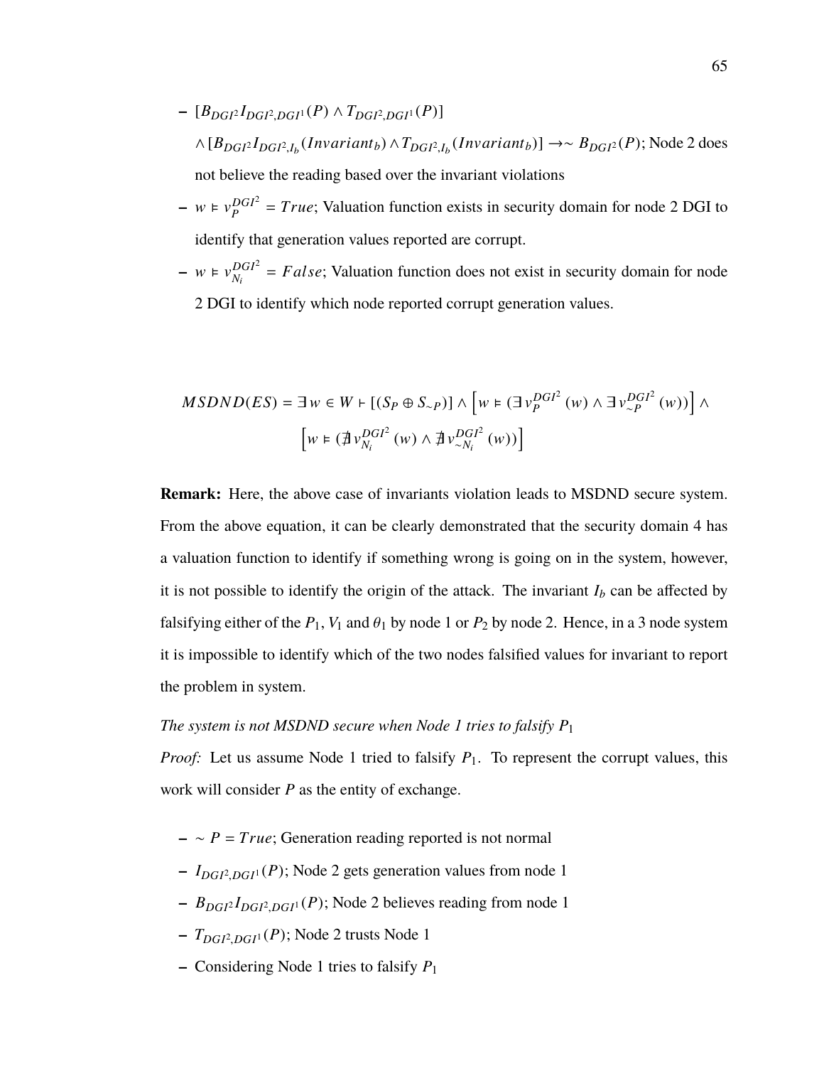- $[B_{DGI^2} I_{DGI^2,DGI^1}(P) \wedge T_{DGI^2,DGI^1}(P)]$
  $\wedge [B_{DGI^2} I_{DGI^2,I_b}(Invariant_b) \wedge T_{DGI^2,I_b}(Invariant_b)] \rightarrow \sim B_{DGI^2}(P)$; Node 2 does not believe the reading based over the invariant violations
- $w \vDash v_P^{DGI^2} = True$; Valuation function exists in security domain for node 2 DGI to identify that generation values reported are corrupt.
- $w \vDash v_{N_i}^{DGI^2} = False$; Valuation function does not exist in security domain for node 2 DGI to identify which node reported corrupt generation values.

$$MSDND(ES) = \exists\, w \in W \vdash [(S_P \oplus S_{\sim P})] \wedge \left[ w \vDash (\exists\, v_P^{DGI^2}(w) \wedge \exists\, v_{\sim P}^{DGI^2}(w)) \right] \wedge \left[ w \vDash (\nexists\, v_{N_i}^{DGI^2}(w) \wedge \nexists\, v_{\sim N_i}^{DGI^2}(w)) \right]$$

**Remark:** Here, the above case of invariants violation leads to MSDND secure system. From the above equation, it can be clearly demonstrated that the security domain 4 has a valuation function to identify if something wrong is going on in the system, however, it is not possible to identify the origin of the attack. The invariant $I_b$ can be affected by falsifying either of the $P_1$, $V_1$ and $\theta_1$ by node 1 or $P_2$ by node 2. Hence, in a 3 node system it is impossible to identify which of the two nodes falsified values for invariant to report the problem in system.

*The system is not MSDND secure when Node 1 tries to falsify $P_1$*

*Proof:* Let us assume Node 1 tried to falsify $P_1$. To represent the corrupt values, this work will consider $P$ as the entity of exchange.

- $\sim P = True$; Generation reading reported is not normal
- $I_{DGI^2,DGI^1}(P)$; Node 2 gets generation values from node 1
- $B_{DGI^2} I_{DGI^2,DGI^1}(P)$; Node 2 believes reading from node 1
- $T_{DGI^2,DGI^1}(P)$; Node 2 trusts Node 1
- Considering Node 1 tries to falsify $P_1$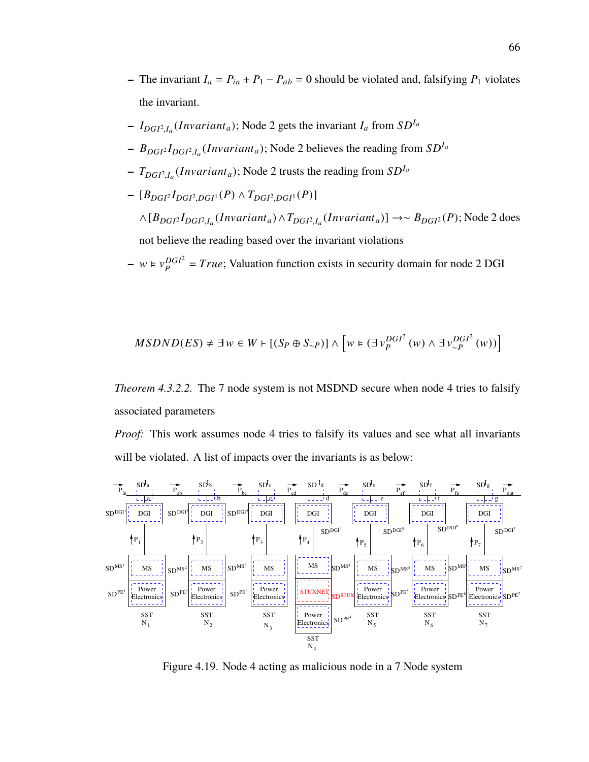- The invariant $I_a = P_{in} + P_1 - P_{ab} = 0$ should be violated and, falsifying $P_1$ violates the invariant.
- $I_{DGI^2,I_a}(Invariant_a)$; Node 2 gets the invariant $I_a$ from $SD^{I_a}$
- $B_{DGI^2} I_{DGI^2,I_a}(Invariant_a)$; Node 2 believes the reading from $SD^{I_a}$
- $T_{DGI^2,I_a}(Invariant_a)$; Node 2 trusts the reading from $SD^{I_a}$
- $[B_{DGI^2} I_{DGI^2,DGI^1}(P) \wedge T_{DGI^2,DGI^1}(P)]$

  $\wedge [B_{DGI^2} I_{DGI^2,I_a}(Invariant_a) \wedge T_{DGI^2,I_a}(Invariant_a)] \rightarrow \sim B_{DGI^2}(P)$; Node 2 does not believe the reading based over the invariant violations
- $w \vDash v_P^{DGI^2} = True$; Valuation function exists in security domain for node 2 DGI

$$MSDND(ES) \neq \exists w \in W \vdash [(S_P \oplus S_{\sim P})] \wedge \left[ w \vDash (\exists v_P^{DGI^2}(w) \wedge \exists v_{\sim P}^{DGI^2}(w)) \right]$$

*Theorem 4.3.2.2.* The 7 node system is not MSDND secure when node 4 tries to falsify associated parameters

*Proof:* This work assumes node 4 tries to falsify its values and see what all invariants will be violated. A list of impacts over the invariants is as below:

Figure 4.19. Node 4 acting as malicious node in a 7 Node system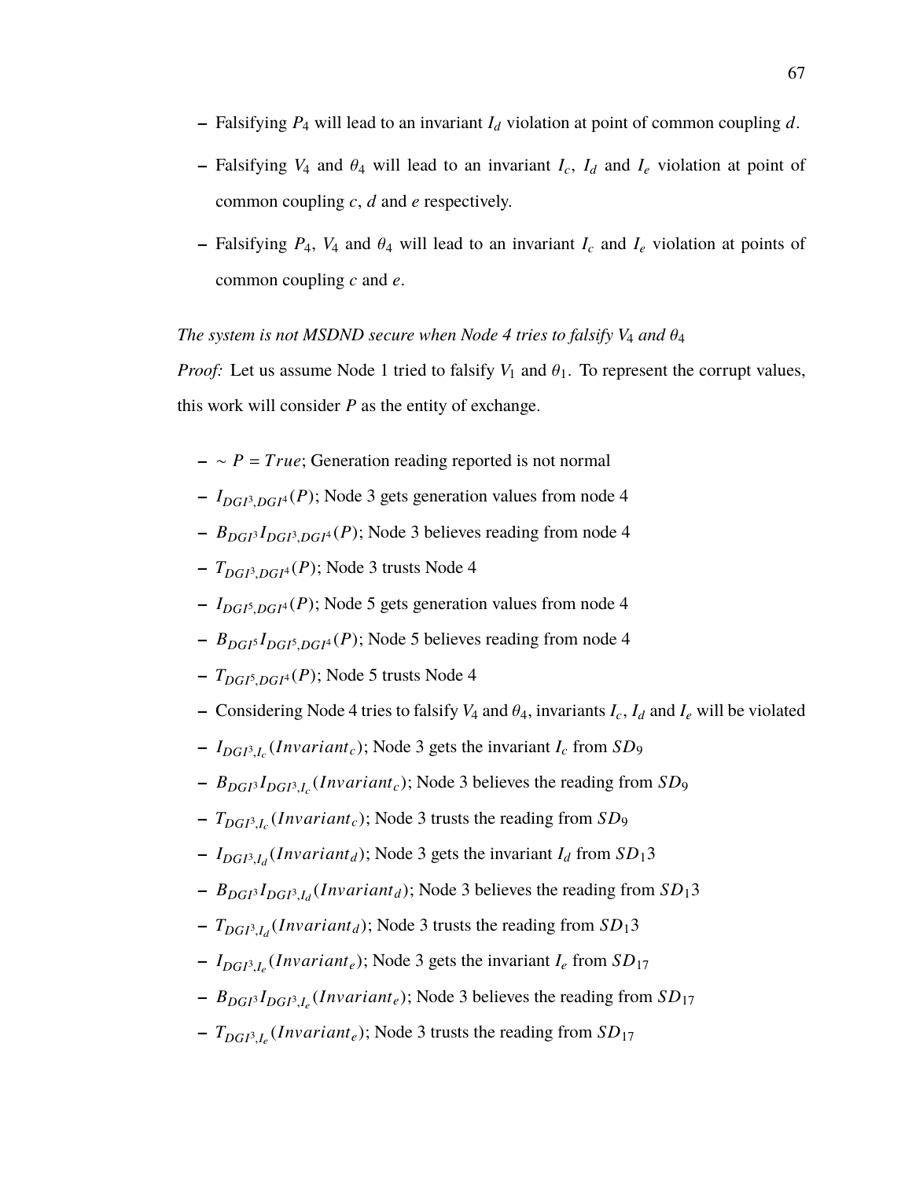- Falsifying $P_4$ will lead to an invariant $I_d$ violation at point of common coupling $d$.
- Falsifying $V_4$ and $\theta_4$ will lead to an invariant $I_c$, $I_d$ and $I_e$ violation at point of common coupling $c$, $d$ and $e$ respectively.
- Falsifying $P_4$, $V_4$ and $\theta_4$ will lead to an invariant $I_c$ and $I_e$ violation at points of common coupling $c$ and $e$.

*The system is not MSDND secure when Node 4 tries to falsify $V_4$ and $\theta_4$*

*Proof:* Let us assume Node 1 tried to falsify $V_1$ and $\theta_1$. To represent the corrupt values, this work will consider $P$ as the entity of exchange.

- $\sim P = True$; Generation reading reported is not normal
- $I_{DGI^3,DGI^4}(P)$; Node 3 gets generation values from node 4
- $B_{DGI^3}I_{DGI^3,DGI^4}(P)$; Node 3 believes reading from node 4
- $T_{DGI^3,DGI^4}(P)$; Node 3 trusts Node 4
- $I_{DGI^5,DGI^4}(P)$; Node 5 gets generation values from node 4
- $B_{DGI^5}I_{DGI^5,DGI^4}(P)$; Node 5 believes reading from node 4
- $T_{DGI^5,DGI^4}(P)$; Node 5 trusts Node 4
- Considering Node 4 tries to falsify $V_4$ and $\theta_4$, invariants $I_c$, $I_d$ and $I_e$ will be violated
- $I_{DGI^3,I_c}(Invariant_c)$; Node 3 gets the invariant $I_c$ from $SD_9$
- $B_{DGI^3}I_{DGI^3,I_c}(Invariant_c)$; Node 3 believes the reading from $SD_9$
- $T_{DGI^3,I_c}(Invariant_c)$; Node 3 trusts the reading from $SD_9$
- $I_{DGI^3,I_d}(Invariant_d)$; Node 3 gets the invariant $I_d$ from $SD_13$
- $B_{DGI^3}I_{DGI^3,I_d}(Invariant_d)$; Node 3 believes the reading from $SD_13$
- $T_{DGI^3,I_d}(Invariant_d)$; Node 3 trusts the reading from $SD_13$
- $I_{DGI^3,I_e}(Invariant_e)$; Node 3 gets the invariant $I_e$ from $SD_{17}$
- $B_{DGI^3}I_{DGI^3,I_e}(Invariant_e)$; Node 3 believes the reading from $SD_{17}$
- $T_{DGI^3,I_e}(Invariant_e)$; Node 3 trusts the reading from $SD_{17}$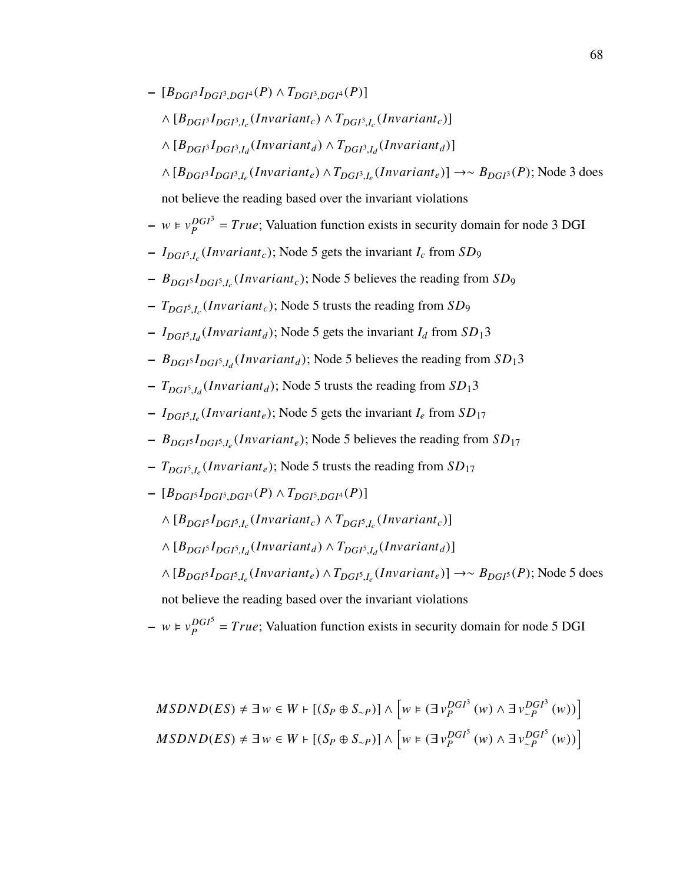- $[B_{DGI^3} I_{DGI^3,DGI^4}(P) \wedge T_{DGI^3,DGI^4}(P)]$

  $\wedge [B_{DGI^3} I_{DGI^3,I_c}(Invariant_c) \wedge T_{DGI^3,I_c}(Invariant_c)]$

  $\wedge [B_{DGI^3} I_{DGI^3,I_d}(Invariant_d) \wedge T_{DGI^3,I_d}(Invariant_d)]$

  $\wedge [B_{DGI^3} I_{DGI^3,I_e}(Invariant_e) \wedge T_{DGI^3,I_e}(Invariant_e)] \rightarrow \sim B_{DGI^3}(P)$; Node 3 does not believe the reading based over the invariant violations
- $w \vDash v_P^{DGI^3} = True$; Valuation function exists in security domain for node 3 DGI
- $I_{DGI^5,I_c}(Invariant_c)$; Node 5 gets the invariant $I_c$ from $SD_9$
- $B_{DGI^5} I_{DGI^5,I_c}(Invariant_c)$; Node 5 believes the reading from $SD_9$
- $T_{DGI^5,I_c}(Invariant_c)$; Node 5 trusts the reading from $SD_9$
- $I_{DGI^5,I_d}(Invariant_d)$; Node 5 gets the invariant $I_d$ from $SD_13$
- $B_{DGI^5} I_{DGI^5,I_d}(Invariant_d)$; Node 5 believes the reading from $SD_13$
- $T_{DGI^5,I_d}(Invariant_d)$; Node 5 trusts the reading from $SD_13$
- $I_{DGI^5,I_e}(Invariant_e)$; Node 5 gets the invariant $I_e$ from $SD_{17}$
- $B_{DGI^5} I_{DGI^5,I_e}(Invariant_e)$; Node 5 believes the reading from $SD_{17}$
- $T_{DGI^5,I_e}(Invariant_e)$; Node 5 trusts the reading from $SD_{17}$
- $[B_{DGI^5} I_{DGI^5,DGI^4}(P) \wedge T_{DGI^5,DGI^4}(P)]$

  $\wedge [B_{DGI^5} I_{DGI^5,I_c}(Invariant_c) \wedge T_{DGI^5,I_c}(Invariant_c)]$

  $\wedge [B_{DGI^5} I_{DGI^5,I_d}(Invariant_d) \wedge T_{DGI^5,I_d}(Invariant_d)]$

  $\wedge [B_{DGI^5} I_{DGI^5,I_e}(Invariant_e) \wedge T_{DGI^5,I_e}(Invariant_e)] \rightarrow \sim B_{DGI^5}(P)$; Node 5 does not believe the reading based over the invariant violations
- $w \vDash v_P^{DGI^5} = True$; Valuation function exists in security domain for node 5 DGI

$$MSDND(ES) \neq \exists w \in W \vdash [(S_P \oplus S_{\sim P})] \wedge \left[w \vDash (\exists v_P^{DGI^3}(w) \wedge \exists v_{\sim P}^{DGI^3}(w))\right]$$

$$MSDND(ES) \neq \exists w \in W \vdash [(S_P \oplus S_{\sim P})] \wedge \left[w \vDash (\exists v_P^{DGI^5}(w) \wedge \exists v_{\sim P}^{DGI^5}(w))\right]$$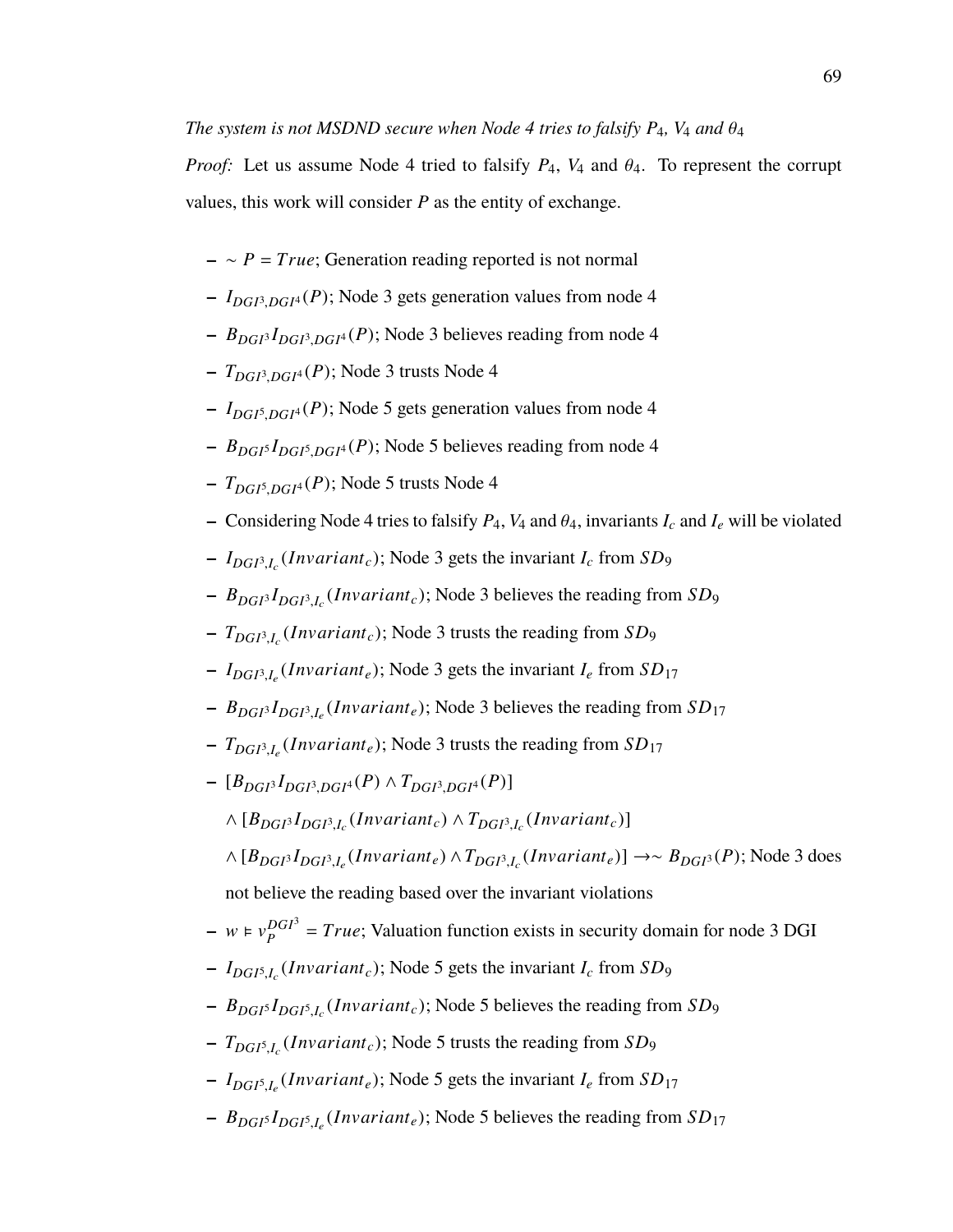*The system is not MSDND secure when Node 4 tries to falsify $P_4$, $V_4$ and $\theta_4$*

*Proof:* Let us assume Node 4 tried to falsify $P_4$, $V_4$ and $\theta_4$. To represent the corrupt values, this work will consider $P$ as the entity of exchange.

- $\sim P = True$; Generation reading reported is not normal
- $I_{DGI^3,DGI^4}(P)$; Node 3 gets generation values from node 4
- $B_{DGI^3}I_{DGI^3,DGI^4}(P)$; Node 3 believes reading from node 4
- $T_{DGI^3,DGI^4}(P)$; Node 3 trusts Node 4
- $I_{DGI^5,DGI^4}(P)$; Node 5 gets generation values from node 4
- $B_{DGI^5}I_{DGI^5,DGI^4}(P)$; Node 5 believes reading from node 4
- $T_{DGI^5,DGI^4}(P)$; Node 5 trusts Node 4
- Considering Node 4 tries to falsify $P_4$, $V_4$ and $\theta_4$, invariants $I_c$ and $I_e$ will be violated
- $I_{DGI^3,I_c}(Invariant_c)$; Node 3 gets the invariant $I_c$ from $SD_9$
- $B_{DGI^3}I_{DGI^3,I_c}(Invariant_c)$; Node 3 believes the reading from $SD_9$
- $T_{DGI^3,I_c}(Invariant_c)$; Node 3 trusts the reading from $SD_9$
- $I_{DGI^3,I_e}(Invariant_e)$; Node 3 gets the invariant $I_e$ from $SD_{17}$
- $B_{DGI^3}I_{DGI^3,I_e}(Invariant_e)$; Node 3 believes the reading from $SD_{17}$
- $T_{DGI^3,I_e}(Invariant_e)$; Node 3 trusts the reading from $SD_{17}$
- $[B_{DGI^3}I_{DGI^3,DGI^4}(P) \wedge T_{DGI^3,DGI^4}(P)]$
  $\wedge [B_{DGI^3}I_{DGI^3,I_c}(Invariant_c) \wedge T_{DGI^3,I_c}(Invariant_c)]$
  $\wedge [B_{DGI^3}I_{DGI^3,I_e}(Invariant_e) \wedge T_{DGI^3,I_c}(Invariant_e)] \rightarrow \sim B_{DGI^3}(P)$; Node 3 does not believe the reading based over the invariant violations
- $w \vDash v_P^{DGI^3} = True$; Valuation function exists in security domain for node 3 DGI
- $I_{DGI^5,I_c}(Invariant_c)$; Node 5 gets the invariant $I_c$ from $SD_9$
- $B_{DGI^5}I_{DGI^5,I_c}(Invariant_c)$; Node 5 believes the reading from $SD_9$
- $T_{DGI^5,I_c}(Invariant_c)$; Node 5 trusts the reading from $SD_9$
- $I_{DGI^5,I_e}(Invariant_e)$; Node 5 gets the invariant $I_e$ from $SD_{17}$
- $B_{DGI^5}I_{DGI^5,I_e}(Invariant_e)$; Node 5 believes the reading from $SD_{17}$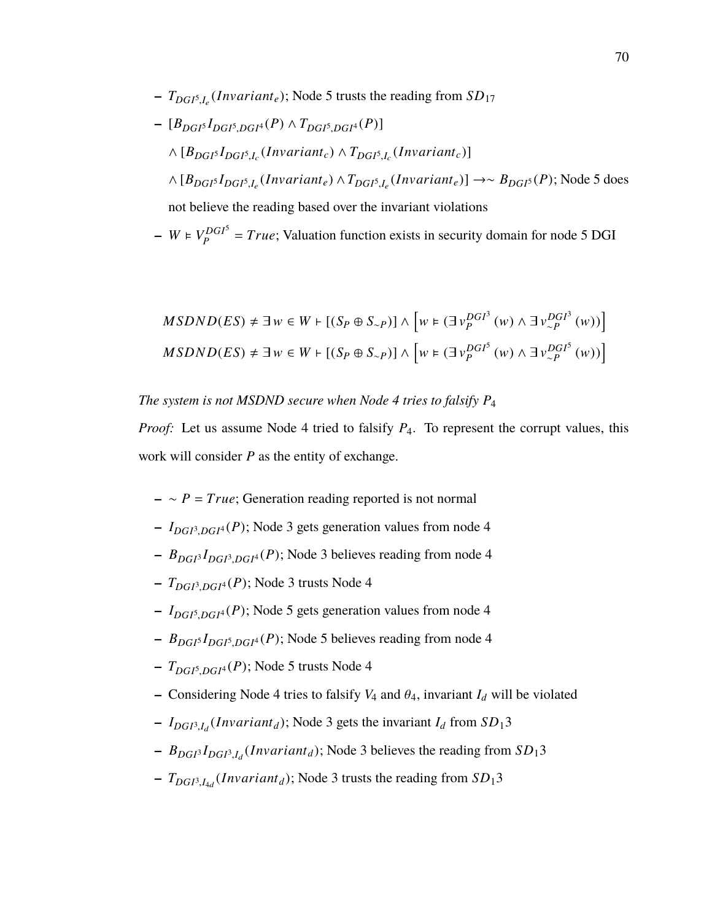- $T_{DGI^5,I_e}(Invariant_e)$; Node 5 trusts the reading from $SD_{17}$
- $[B_{DGI^5}I_{DGI^5,DGI^4}(P) \land T_{DGI^5,DGI^4}(P)]$
  $\land [B_{DGI^5}I_{DGI^5,I_c}(Invariant_c) \land T_{DGI^5,I_c}(Invariant_c)]$
  $\land [B_{DGI^5}I_{DGI^5,I_e}(Invariant_e) \land T_{DGI^5,I_e}(Invariant_e)] \rightarrow \sim B_{DGI^5}(P)$; Node 5 does not believe the reading based over the invariant violations
- $W \vDash V_P^{DGI^5} = True$; Valuation function exists in security domain for node 5 DGI

$$MSDND(ES) \neq \exists w \in W \vdash [(S_P \oplus S_{\sim P})] \land \left[w \vDash (\exists v_P^{DGI^3}(w) \land \exists v_{\sim P}^{DGI^3}(w))\right]$$
$$MSDND(ES) \neq \exists w \in W \vdash [(S_P \oplus S_{\sim P})] \land \left[w \vDash (\exists v_P^{DGI^5}(w) \land \exists v_{\sim P}^{DGI^5}(w))\right]$$

*The system is not MSDND secure when Node 4 tries to falsify $P_4$*

*Proof:* Let us assume Node 4 tried to falsify $P_4$. To represent the corrupt values, this work will consider $P$ as the entity of exchange.

- $\sim P = True$; Generation reading reported is not normal
- $I_{DGI^3,DGI^4}(P)$; Node 3 gets generation values from node 4
- $B_{DGI^3}I_{DGI^3,DGI^4}(P)$; Node 3 believes reading from node 4
- $T_{DGI^3,DGI^4}(P)$; Node 3 trusts Node 4
- $I_{DGI^5,DGI^4}(P)$; Node 5 gets generation values from node 4
- $B_{DGI^5}I_{DGI^5,DGI^4}(P)$; Node 5 believes reading from node 4
- $T_{DGI^5,DGI^4}(P)$; Node 5 trusts Node 4
- Considering Node 4 tries to falsify $V_4$ and $\theta_4$, invariant $I_d$ will be violated
- $I_{DGI^3,I_d}(Invariant_d)$; Node 3 gets the invariant $I_d$ from $SD_13$
- $B_{DGI^3}I_{DGI^3,I_d}(Invariant_d)$; Node 3 believes the reading from $SD_13$
- $T_{DGI^3,I_{4d}}(Invariant_d)$; Node 3 trusts the reading from $SD_13$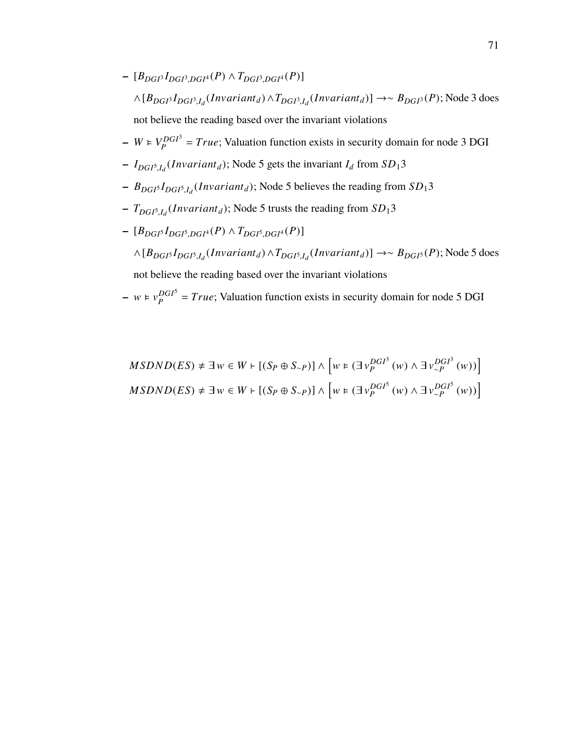- $[B_{DGI^3} I_{DGI^3,DGI^4}(P) \wedge T_{DGI^3,DGI^4}(P)]$ $\wedge [B_{DGI^3} I_{DGI^3,I_d}(Invariant_d) \wedge T_{DGI^3,I_d}(Invariant_d)] \rightarrow \sim B_{DGI^3}(P)$; Node 3 does not believe the reading based over the invariant violations
- $W \vDash V_P^{DGI^3} = True$; Valuation function exists in security domain for node 3 DGI
- $I_{DGI^5,I_d}(Invariant_d)$; Node 5 gets the invariant $I_d$ from $SD_1 3$
- $B_{DGI^5} I_{DGI^5,I_d}(Invariant_d)$; Node 5 believes the reading from $SD_1 3$
- $T_{DGI^5,I_d}(Invariant_d)$; Node 5 trusts the reading from $SD_1 3$
- $[B_{DGI^5} I_{DGI^5,DGI^4}(P) \wedge T_{DGI^5,DGI^4}(P)]$ $\wedge [B_{DGI^5} I_{DGI^5,I_d}(Invariant_d) \wedge T_{DGI^5,I_d}(Invariant_d)] \rightarrow \sim B_{DGI^5}(P)$; Node 5 does not believe the reading based over the invariant violations
- $w \vDash v_P^{DGI^5} = True$; Valuation function exists in security domain for node 5 DGI

$$MSDND(ES) \neq \exists\, w \in W \vdash [(S_P \oplus S_{\sim P})] \wedge \left[ w \vDash (\exists\, v_P^{DGI^3}(w) \wedge \exists\, v_{\sim P}^{DGI^3}(w)) \right]$$

$$MSDND(ES) \neq \exists\, w \in W \vdash [(S_P \oplus S_{\sim P})] \wedge \left[ w \vDash (\exists\, v_P^{DGI^5}(w) \wedge \exists\, v_{\sim P}^{DGI^5}(w)) \right]$$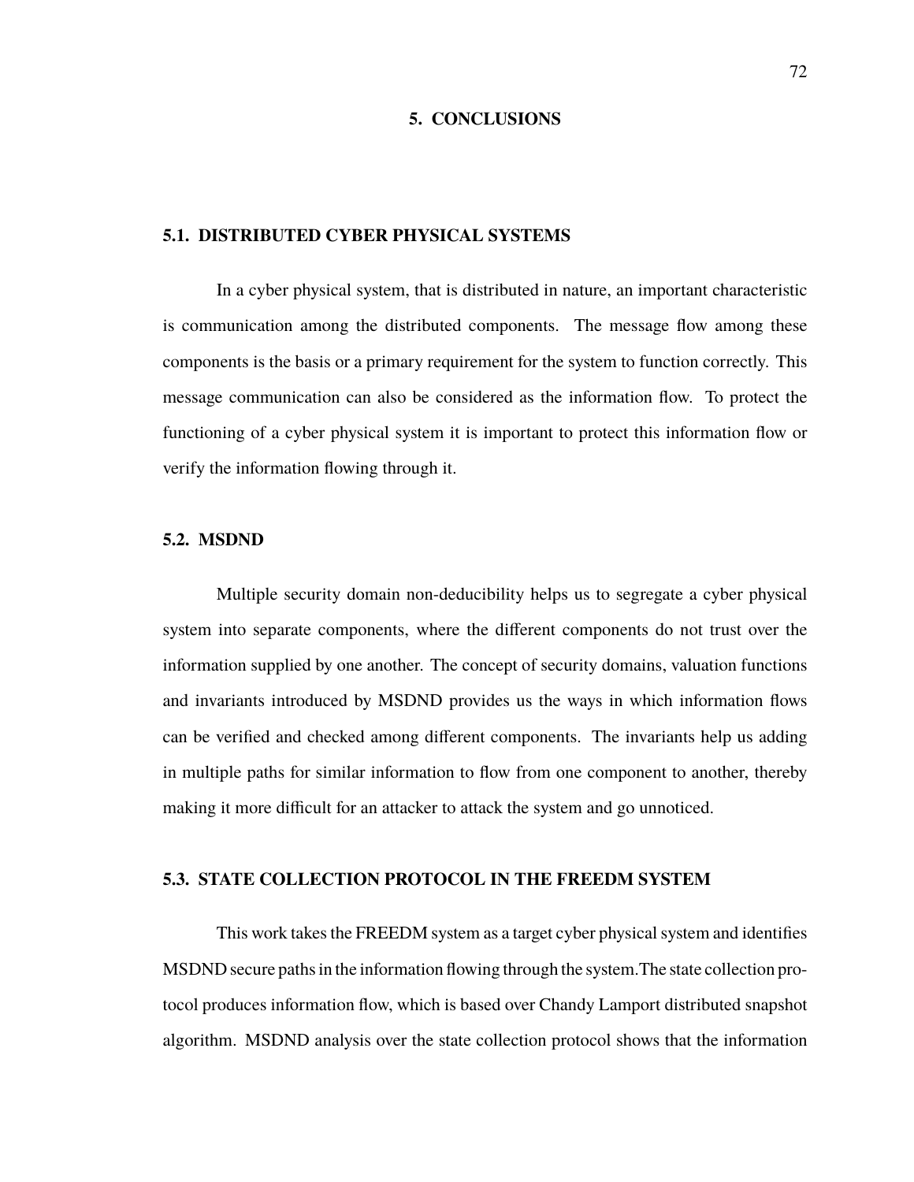# 5. CONCLUSIONS

## 5.1. DISTRIBUTED CYBER PHYSICAL SYSTEMS

In a cyber physical system, that is distributed in nature, an important characteristic is communication among the distributed components. The message flow among these components is the basis or a primary requirement for the system to function correctly. This message communication can also be considered as the information flow. To protect the functioning of a cyber physical system it is important to protect this information flow or verify the information flowing through it.

## 5.2. MSDND

Multiple security domain non-deducibility helps us to segregate a cyber physical system into separate components, where the different components do not trust over the information supplied by one another. The concept of security domains, valuation functions and invariants introduced by MSDND provides us the ways in which information flows can be verified and checked among different components. The invariants help us adding in multiple paths for similar information to flow from one component to another, thereby making it more difficult for an attacker to attack the system and go unnoticed.

## 5.3. STATE COLLECTION PROTOCOL IN THE FREEDM SYSTEM

This work takes the FREEDM system as a target cyber physical system and identifies MSDND secure paths in the information flowing through the system.The state collection protocol produces information flow, which is based over Chandy Lamport distributed snapshot algorithm. MSDND analysis over the state collection protocol shows that the information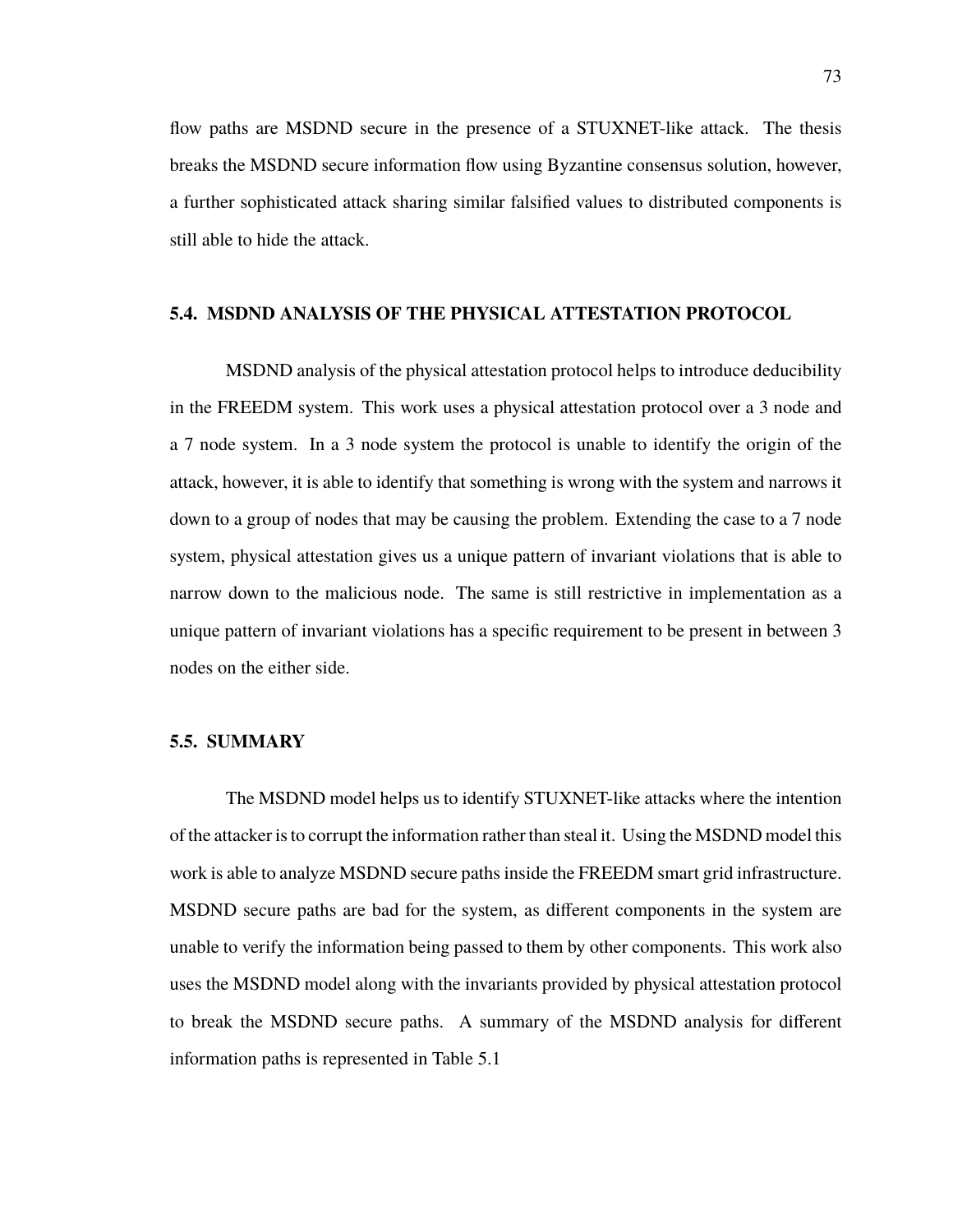flow paths are MSDND secure in the presence of a STUXNET-like attack. The thesis breaks the MSDND secure information flow using Byzantine consensus solution, however, a further sophisticated attack sharing similar falsified values to distributed components is still able to hide the attack.

### 5.4. MSDND ANALYSIS OF THE PHYSICAL ATTESTATION PROTOCOL

MSDND analysis of the physical attestation protocol helps to introduce deducibility in the FREEDM system. This work uses a physical attestation protocol over a 3 node and a 7 node system. In a 3 node system the protocol is unable to identify the origin of the attack, however, it is able to identify that something is wrong with the system and narrows it down to a group of nodes that may be causing the problem. Extending the case to a 7 node system, physical attestation gives us a unique pattern of invariant violations that is able to narrow down to the malicious node. The same is still restrictive in implementation as a unique pattern of invariant violations has a specific requirement to be present in between 3 nodes on the either side.

### 5.5. SUMMARY

The MSDND model helps us to identify STUXNET-like attacks where the intention of the attacker is to corrupt the information rather than steal it. Using the MSDND model this work is able to analyze MSDND secure paths inside the FREEDM smart grid infrastructure. MSDND secure paths are bad for the system, as different components in the system are unable to verify the information being passed to them by other components. This work also uses the MSDND model along with the invariants provided by physical attestation protocol to break the MSDND secure paths. A summary of the MSDND analysis for different information paths is represented in Table 5.1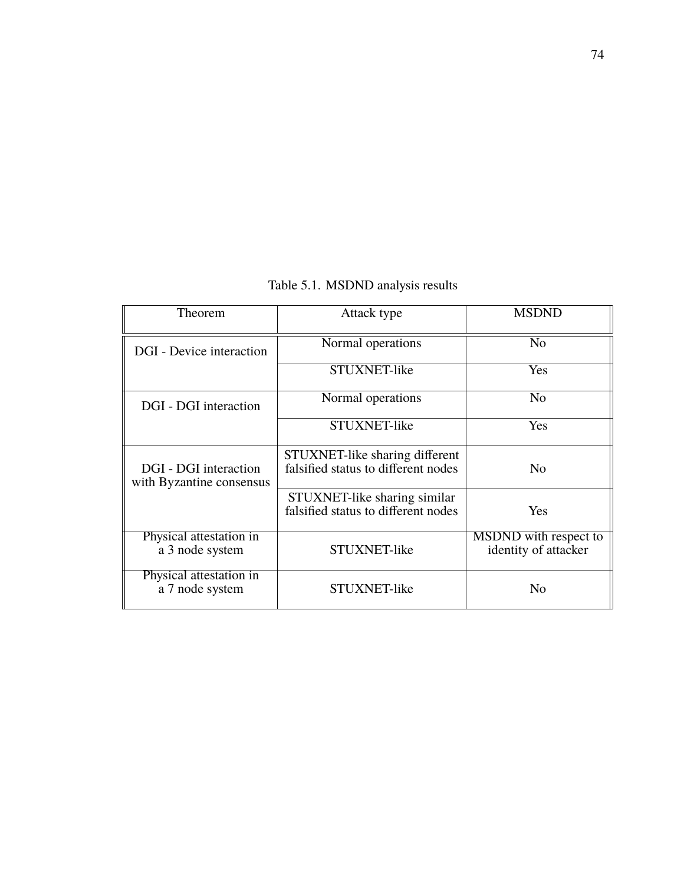Table 5.1. MSDND analysis results

| Theorem | Attack type | MSDND |
|---|---|---|
| DGI - Device interaction | Normal operations | No |
| | STUXNET-like | Yes |
| DGI - DGI interaction | Normal operations | No |
| | STUXNET-like | Yes |
| DGI - DGI interaction with Byzantine consensus | STUXNET-like sharing different falsified status to different nodes | No |
| | STUXNET-like sharing similar falsified status to different nodes | Yes |
| Physical attestation in a 3 node system | STUXNET-like | MSDND with respect to identity of attacker |
| Physical attestation in a 7 node system | STUXNET-like | No |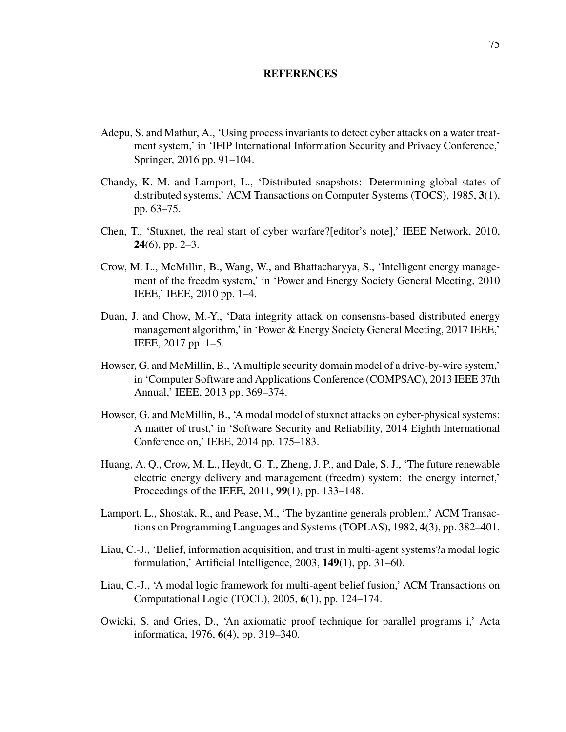# REFERENCES

Adepu, S. and Mathur, A., 'Using process invariants to detect cyber attacks on a water treatment system,' in 'IFIP International Information Security and Privacy Conference,' Springer, 2016 pp. 91–104.

Chandy, K. M. and Lamport, L., 'Distributed snapshots: Determining global states of distributed systems,' ACM Transactions on Computer Systems (TOCS), 1985, **3**(1), pp. 63–75.

Chen, T., 'Stuxnet, the real start of cyber warfare?[editor's note],' IEEE Network, 2010, **24**(6), pp. 2–3.

Crow, M. L., McMillin, B., Wang, W., and Bhattacharyya, S., 'Intelligent energy management of the freedm system,' in 'Power and Energy Society General Meeting, 2010 IEEE,' IEEE, 2010 pp. 1–4.

Duan, J. and Chow, M.-Y., 'Data integrity attack on consensns-based distributed energy management algorithm,' in 'Power & Energy Society General Meeting, 2017 IEEE,' IEEE, 2017 pp. 1–5.

Howser, G. and McMillin, B., 'A multiple security domain model of a drive-by-wire system,' in 'Computer Software and Applications Conference (COMPSAC), 2013 IEEE 37th Annual,' IEEE, 2013 pp. 369–374.

Howser, G. and McMillin, B., 'A modal model of stuxnet attacks on cyber-physical systems: A matter of trust,' in 'Software Security and Reliability, 2014 Eighth International Conference on,' IEEE, 2014 pp. 175–183.

Huang, A. Q., Crow, M. L., Heydt, G. T., Zheng, J. P., and Dale, S. J., 'The future renewable electric energy delivery and management (freedm) system: the energy internet,' Proceedings of the IEEE, 2011, **99**(1), pp. 133–148.

Lamport, L., Shostak, R., and Pease, M., 'The byzantine generals problem,' ACM Transactions on Programming Languages and Systems (TOPLAS), 1982, **4**(3), pp. 382–401.

Liau, C.-J., 'Belief, information acquisition, and trust in multi-agent systems?a modal logic formulation,' Artificial Intelligence, 2003, **149**(1), pp. 31–60.

Liau, C.-J., 'A modal logic framework for multi-agent belief fusion,' ACM Transactions on Computational Logic (TOCL), 2005, **6**(1), pp. 124–174.

Owicki, S. and Gries, D., 'An axiomatic proof technique for parallel programs i,' Acta informatica, 1976, **6**(4), pp. 319–340.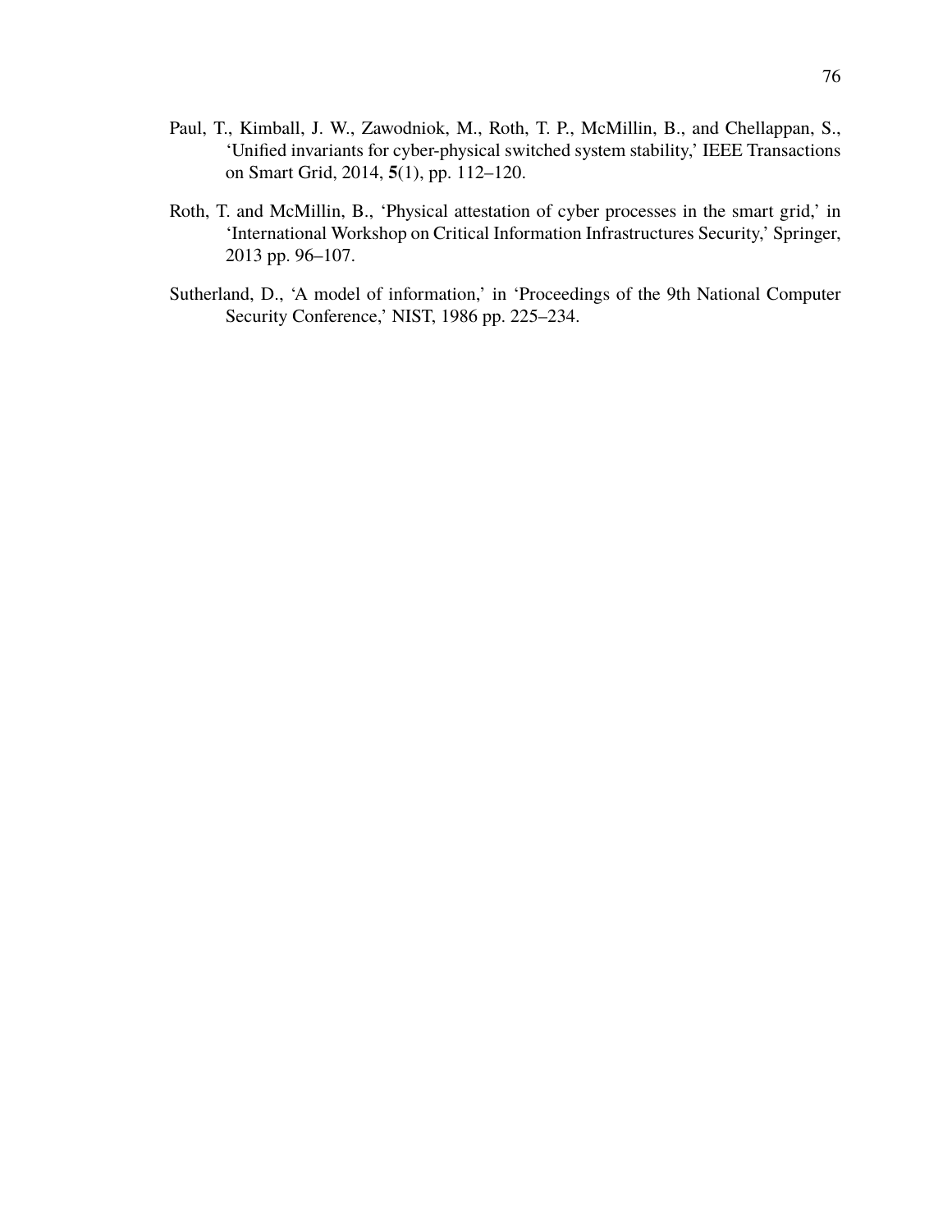Paul, T., Kimball, J. W., Zawodniok, M., Roth, T. P., McMillin, B., and Chellappan, S., ‘Unified invariants for cyber-physical switched system stability,’ IEEE Transactions on Smart Grid, 2014, **5**(1), pp. 112–120.

Roth, T. and McMillin, B., ‘Physical attestation of cyber processes in the smart grid,’ in ‘International Workshop on Critical Information Infrastructures Security,’ Springer, 2013 pp. 96–107.

Sutherland, D., ‘A model of information,’ in ‘Proceedings of the 9th National Computer Security Conference,’ NIST, 1986 pp. 225–234.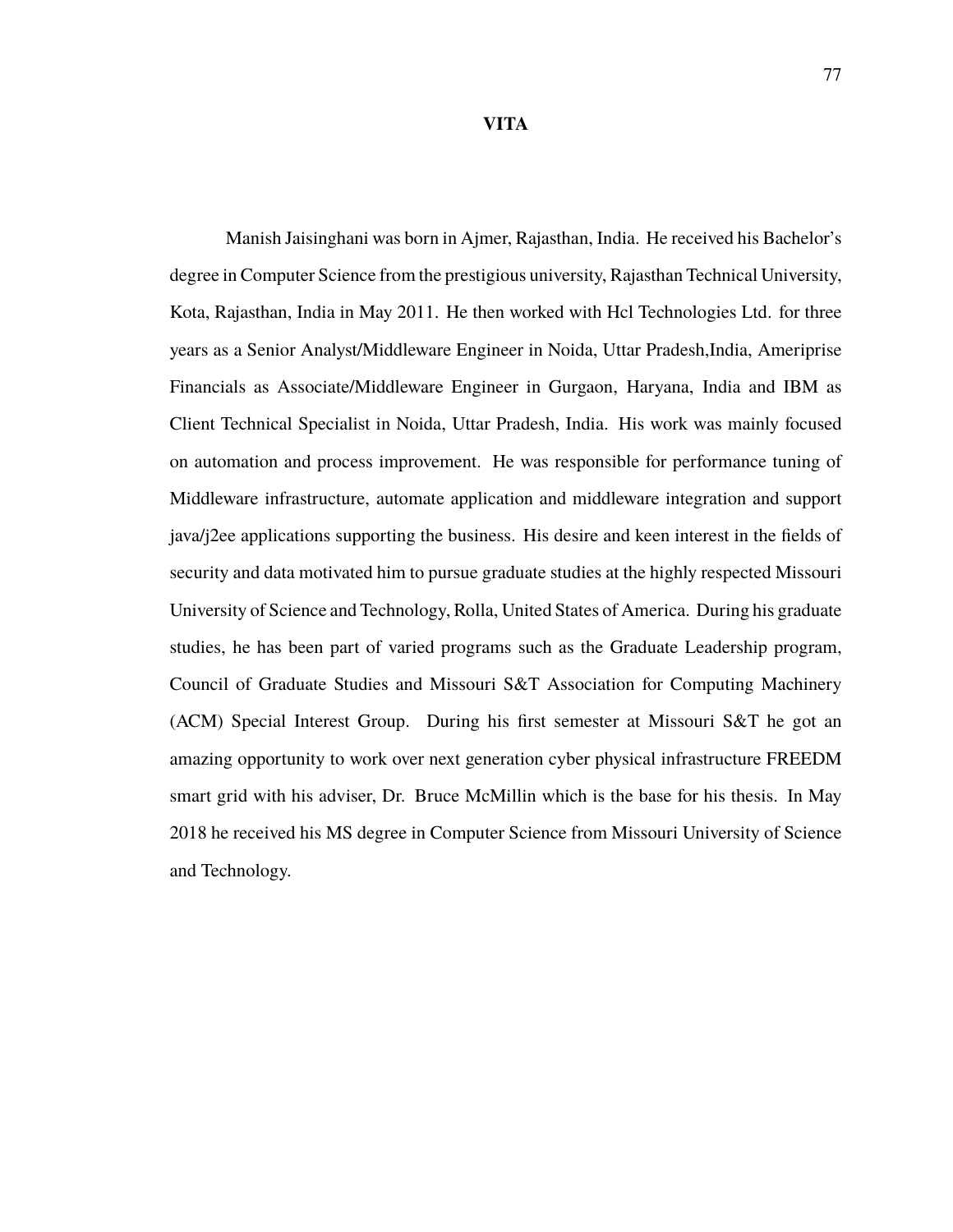# VITA

Manish Jaisinghani was born in Ajmer, Rajasthan, India. He received his Bachelor's degree in Computer Science from the prestigious university, Rajasthan Technical University, Kota, Rajasthan, India in May 2011. He then worked with Hcl Technologies Ltd. for three years as a Senior Analyst/Middleware Engineer in Noida, Uttar Pradesh,India, Ameriprise Financials as Associate/Middleware Engineer in Gurgaon, Haryana, India and IBM as Client Technical Specialist in Noida, Uttar Pradesh, India. His work was mainly focused on automation and process improvement. He was responsible for performance tuning of Middleware infrastructure, automate application and middleware integration and support java/j2ee applications supporting the business. His desire and keen interest in the fields of security and data motivated him to pursue graduate studies at the highly respected Missouri University of Science and Technology, Rolla, United States of America. During his graduate studies, he has been part of varied programs such as the Graduate Leadership program, Council of Graduate Studies and Missouri S&T Association for Computing Machinery (ACM) Special Interest Group. During his first semester at Missouri S&T he got an amazing opportunity to work over next generation cyber physical infrastructure FREEDM smart grid with his adviser, Dr. Bruce McMillin which is the base for his thesis. In May 2018 he received his MS degree in Computer Science from Missouri University of Science and Technology.